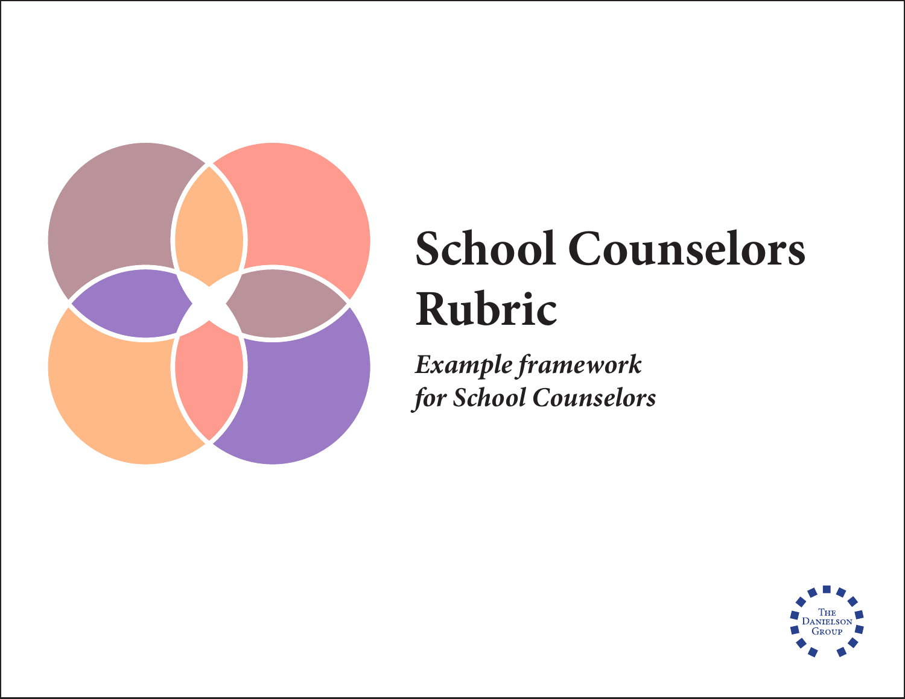# School Counselors Rubric

*Example framework for School Counselors*

The Danielson Group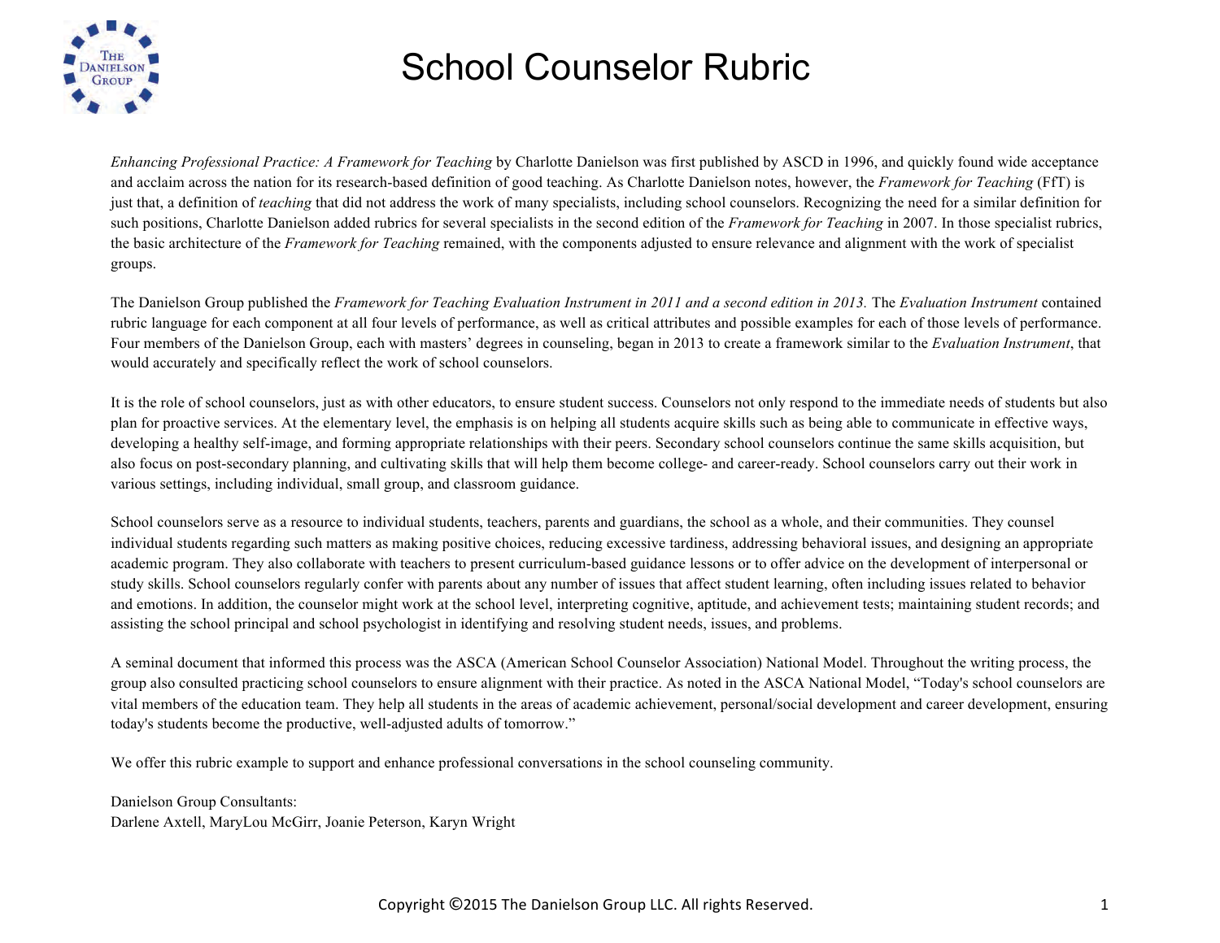# School Counselor Rubric

*Enhancing Professional Practice: A Framework for Teaching* by Charlotte Danielson was first published by ASCD in 1996, and quickly found wide acceptance and acclaim across the nation for its research-based definition of good teaching. As Charlotte Danielson notes, however, the *Framework for Teaching* (FfT) is just that, a definition of *teaching* that did not address the work of many specialists, including school counselors. Recognizing the need for a similar definition for such positions, Charlotte Danielson added rubrics for several specialists in the second edition of the *Framework for Teaching* in 2007. In those specialist rubrics, the basic architecture of the *Framework for Teaching* remained, with the components adjusted to ensure relevance and alignment with the work of specialist groups.

The Danielson Group published the *Framework for Teaching Evaluation Instrument in 2011 and a second edition in 2013.* The *Evaluation Instrument* contained rubric language for each component at all four levels of performance, as well as critical attributes and possible examples for each of those levels of performance. Four members of the Danielson Group, each with masters' degrees in counseling, began in 2013 to create a framework similar to the *Evaluation Instrument*, that would accurately and specifically reflect the work of school counselors.

It is the role of school counselors, just as with other educators, to ensure student success. Counselors not only respond to the immediate needs of students but also plan for proactive services. At the elementary level, the emphasis is on helping all students acquire skills such as being able to communicate in effective ways, developing a healthy self-image, and forming appropriate relationships with their peers. Secondary school counselors continue the same skills acquisition, but also focus on post-secondary planning, and cultivating skills that will help them become college- and career-ready. School counselors carry out their work in various settings, including individual, small group, and classroom guidance.

School counselors serve as a resource to individual students, teachers, parents and guardians, the school as a whole, and their communities. They counsel individual students regarding such matters as making positive choices, reducing excessive tardiness, addressing behavioral issues, and designing an appropriate academic program. They also collaborate with teachers to present curriculum-based guidance lessons or to offer advice on the development of interpersonal or study skills. School counselors regularly confer with parents about any number of issues that affect student learning, often including issues related to behavior and emotions. In addition, the counselor might work at the school level, interpreting cognitive, aptitude, and achievement tests; maintaining student records; and assisting the school principal and school psychologist in identifying and resolving student needs, issues, and problems.

A seminal document that informed this process was the ASCA (American School Counselor Association) National Model. Throughout the writing process, the group also consulted practicing school counselors to ensure alignment with their practice. As noted in the ASCA National Model, "Today's school counselors are vital members of the education team. They help all students in the areas of academic achievement, personal/social development and career development, ensuring today's students become the productive, well-adjusted adults of tomorrow."

We offer this rubric example to support and enhance professional conversations in the school counseling community.

Danielson Group Consultants:
Darlene Axtell, MaryLou McGirr, Joanie Peterson, Karyn Wright

Copyright ©2015 The Danielson Group LLC. All rights Reserved.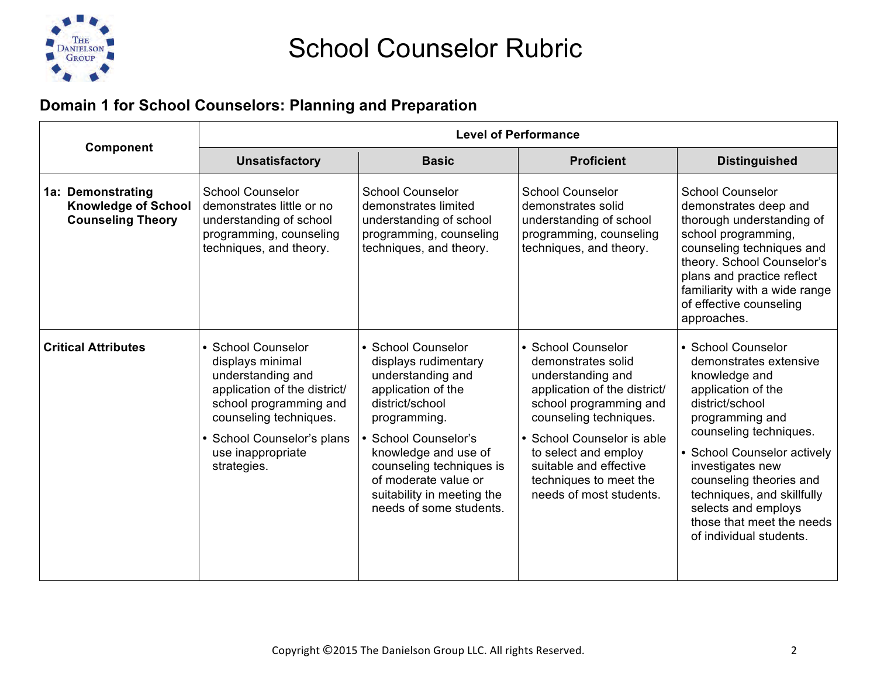# School Counselor Rubric

## Domain 1 for School Counselors: Planning and Preparation

| Component | Level of Performance | | | |
|---|---|---|---|---|
| | **Unsatisfactory** | **Basic** | **Proficient** | **Distinguished** |
| **1a: Demonstrating Knowledge of School Counseling Theory** | School Counselor demonstrates little or no understanding of school programming, counseling techniques, and theory. | School Counselor demonstrates limited understanding of school programming, counseling techniques, and theory. | School Counselor demonstrates solid understanding of school programming, counseling techniques, and theory. | School Counselor demonstrates deep and thorough understanding of school programming, counseling techniques and theory. School Counselor's plans and practice reflect familiarity with a wide range of effective counseling approaches. |
| **Critical Attributes** | • School Counselor displays minimal understanding and application of the district/ school programming and counseling techniques.<br>• School Counselor's plans use inappropriate strategies. | • School Counselor displays rudimentary understanding and application of the district/school programming.<br>• School Counselor's knowledge and use of counseling techniques is of moderate value or suitability in meeting the needs of some students. | • School Counselor demonstrates solid understanding and application of the district/ school programming and counseling techniques.<br>• School Counselor is able to select and employ suitable and effective techniques to meet the needs of most students. | • School Counselor demonstrates extensive knowledge and application of the district/school programming and counseling techniques.<br>• School Counselor actively investigates new counseling theories and techniques, and skillfully selects and employs those that meet the needs of individual students. |

Copyright ©2015 The Danielson Group LLC. All rights Reserved.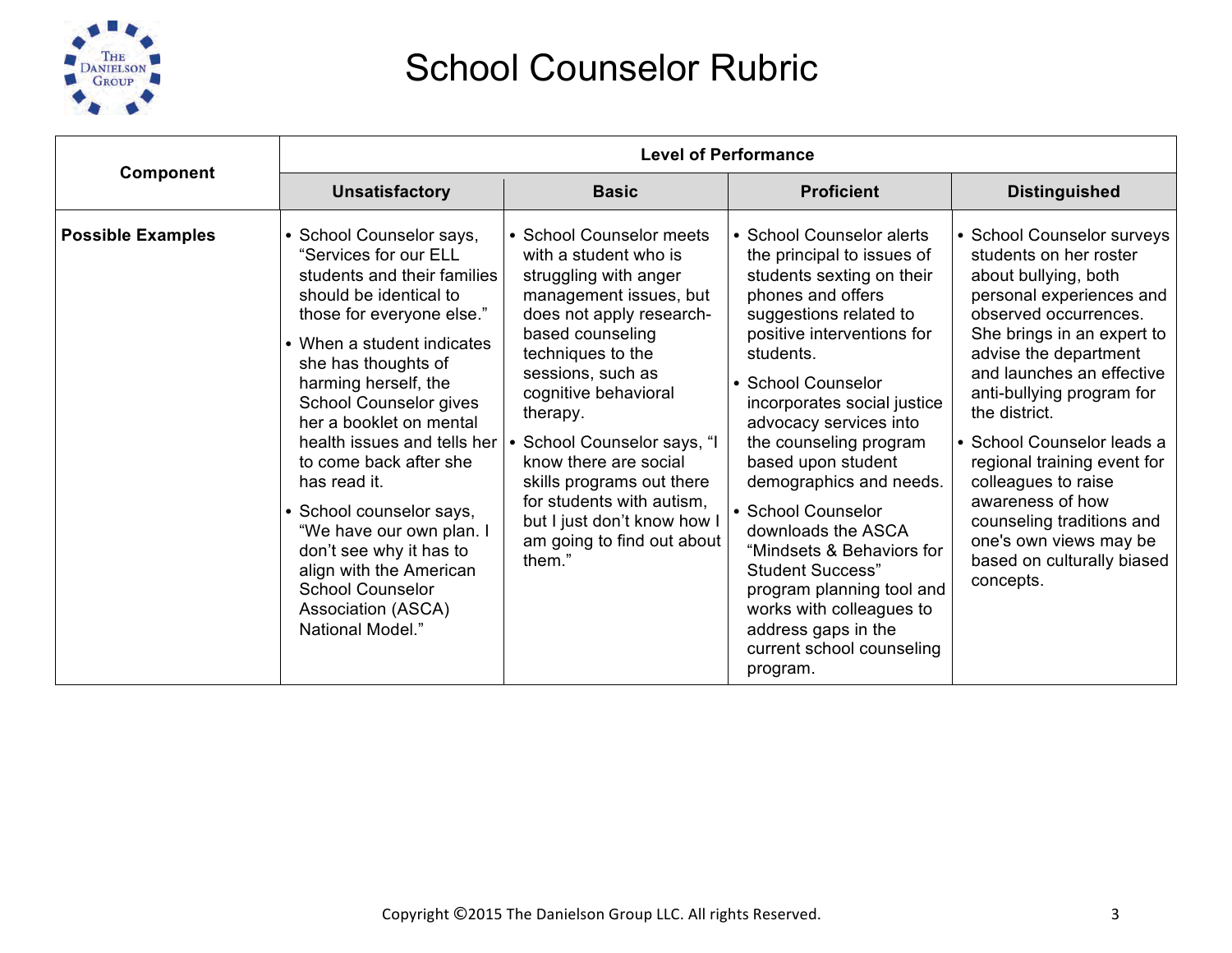# School Counselor Rubric

| Component | Level of Performance | | | |
|---|---|---|---|---|
| | **Unsatisfactory** | **Basic** | **Proficient** | **Distinguished** |
| **Possible Examples** | • School Counselor says, "Services for our ELL students and their families should be identical to those for everyone else."<br>• When a student indicates she has thoughts of harming herself, the School Counselor gives her a booklet on mental health issues and tells her to come back after she has read it.<br>• School counselor says, "We have our own plan. I don't see why it has to align with the American School Counselor Association (ASCA) National Model." | • School Counselor meets with a student who is struggling with anger management issues, but does not apply research-based counseling techniques to the sessions, such as cognitive behavioral therapy.<br>• School Counselor says, "I know there are social skills programs out there for students with autism, but I just don't know how I am going to find out about them." | • School Counselor alerts the principal to issues of students sexting on their phones and offers suggestions related to positive interventions for students.<br>• School Counselor incorporates social justice advocacy services into the counseling program based upon student demographics and needs.<br>• School Counselor downloads the ASCA "Mindsets & Behaviors for Student Success" program planning tool and works with colleagues to address gaps in the current school counseling program. | • School Counselor surveys students on her roster about bullying, both personal experiences and observed occurrences. She brings in an expert to advise the department and launches an effective anti-bullying program for the district.<br>• School Counselor leads a regional training event for colleagues to raise awareness of how counseling traditions and one's own views may be based on culturally biased concepts. |

Copyright ©2015 The Danielson Group LLC. All rights Reserved.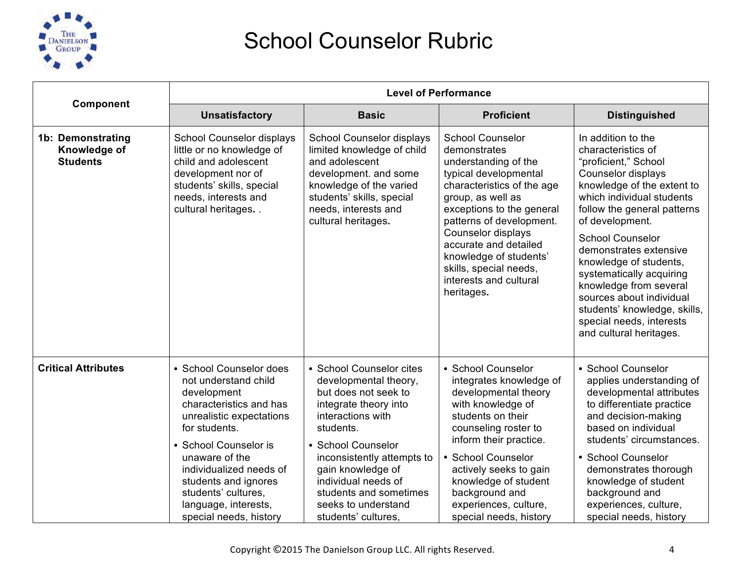# School Counselor Rubric

| Component | Level of Performance | | | |
|---|---|---|---|---|
| | **Unsatisfactory** | **Basic** | **Proficient** | **Distinguished** |
| **1b: Demonstrating Knowledge of Students** | School Counselor displays little or no knowledge of child and adolescent development nor of students' skills, special needs, interests and cultural heritages. . | School Counselor displays limited knowledge of child and adolescent development. and some knowledge of the varied students' skills, special needs, interests and cultural heritages. | School Counselor demonstrates understanding of the typical developmental characteristics of the age group, as well as exceptions to the general patterns of development. Counselor displays accurate and detailed knowledge of students' skills, special needs, interests and cultural heritages. | In addition to the characteristics of "proficient," School Counselor displays knowledge of the extent to which individual students follow the general patterns of development.<br><br>School Counselor demonstrates extensive knowledge of students, systematically acquiring knowledge from several sources about individual students' knowledge, skills, special needs, interests and cultural heritages. |
| **Critical Attributes** | • School Counselor does not understand child development characteristics and has unrealistic expectations for students.<br>• School Counselor is unaware of the individualized needs of students and ignores students' cultures, language, interests, special needs, history | • School Counselor cites developmental theory, but does not seek to integrate theory into interactions with students.<br>• School Counselor inconsistently attempts to gain knowledge of individual needs of students and sometimes seeks to understand students' cultures, | • School Counselor integrates knowledge of developmental theory with knowledge of students on their counseling roster to inform their practice.<br>• School Counselor actively seeks to gain knowledge of student background and experiences, culture, special needs, history | • School Counselor applies understanding of developmental attributes to differentiate practice and decision-making based on individual students' circumstances.<br>• School Counselor demonstrates thorough knowledge of student background and experiences, culture, special needs, history |

Copyright ©2015 The Danielson Group LLC. All rights Reserved.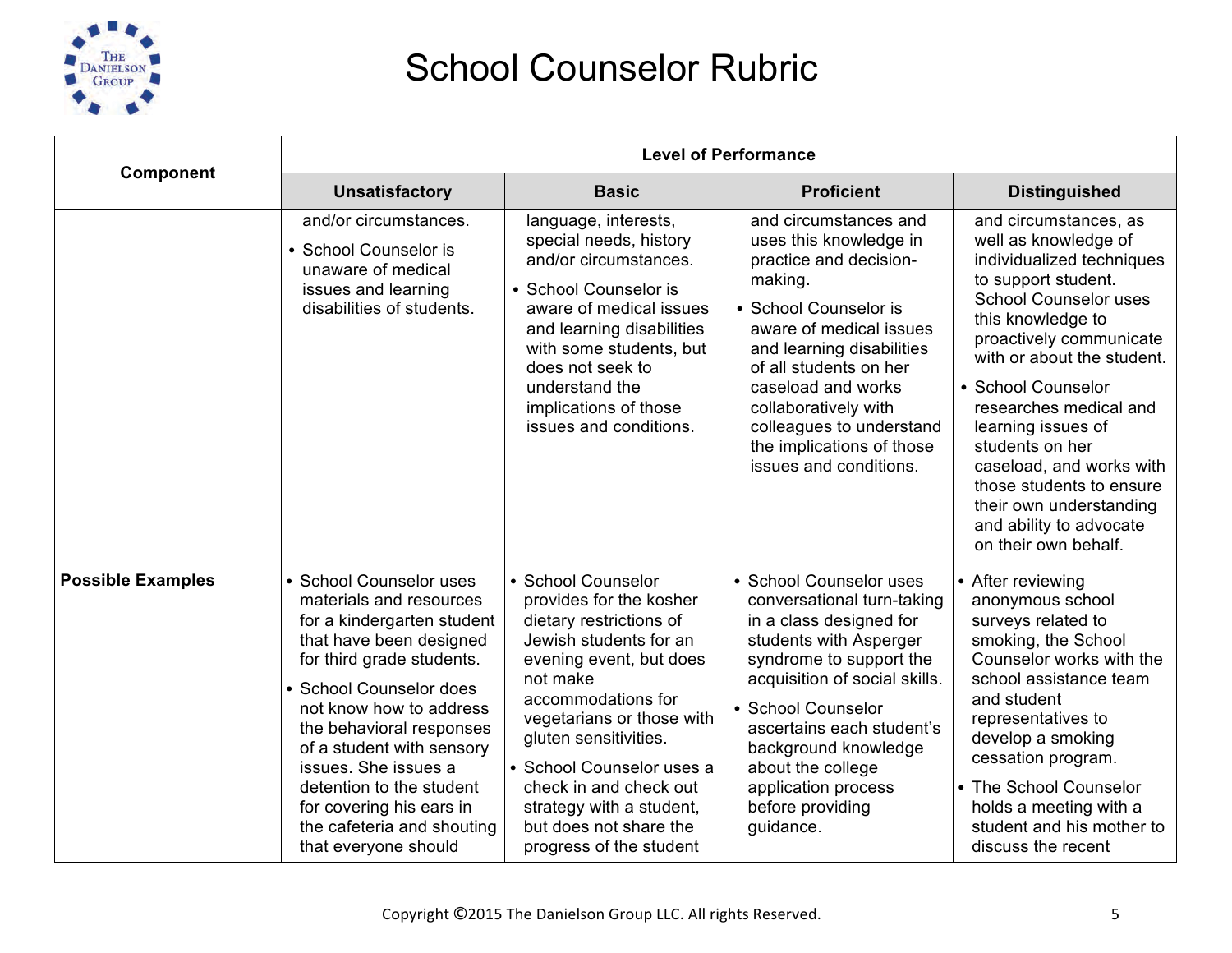# School Counselor Rubric

| Component | Level of Performance | | | |
|---|---|---|---|---|
| | Unsatisfactory | Basic | Proficient | Distinguished |
| | and/or circumstances.<br>• School Counselor is unaware of medical issues and learning disabilities of students. | language, interests, special needs, history and/or circumstances.<br>• School Counselor is aware of medical issues and learning disabilities with some students, but does not seek to understand the implications of those issues and conditions. | and circumstances and uses this knowledge in practice and decision-making.<br>• School Counselor is aware of medical issues and learning disabilities of all students on her caseload and works collaboratively with colleagues to understand the implications of those issues and conditions. | and circumstances, as well as knowledge of individualized techniques to support student. School Counselor uses this knowledge to proactively communicate with or about the student.<br>• School Counselor researches medical and learning issues of students on her caseload, and works with those students to ensure their own understanding and ability to advocate on their own behalf. |
| **Possible Examples** | • School Counselor uses materials and resources for a kindergarten student that have been designed for third grade students.<br>• School Counselor does not know how to address the behavioral responses of a student with sensory issues. She issues a detention to the student for covering his ears in the cafeteria and shouting that everyone should | • School Counselor provides for the kosher dietary restrictions of Jewish students for an evening event, but does not make accommodations for vegetarians or those with gluten sensitivities.<br>• School Counselor uses a check in and check out strategy with a student, but does not share the progress of the student | • School Counselor uses conversational turn-taking in a class designed for students with Asperger syndrome to support the acquisition of social skills.<br>• School Counselor ascertains each student's background knowledge about the college application process before providing guidance. | • After reviewing anonymous school surveys related to smoking, the School Counselor works with the school assistance team and student representatives to develop a smoking cessation program.<br>• The School Counselor holds a meeting with a student and his mother to discuss the recent |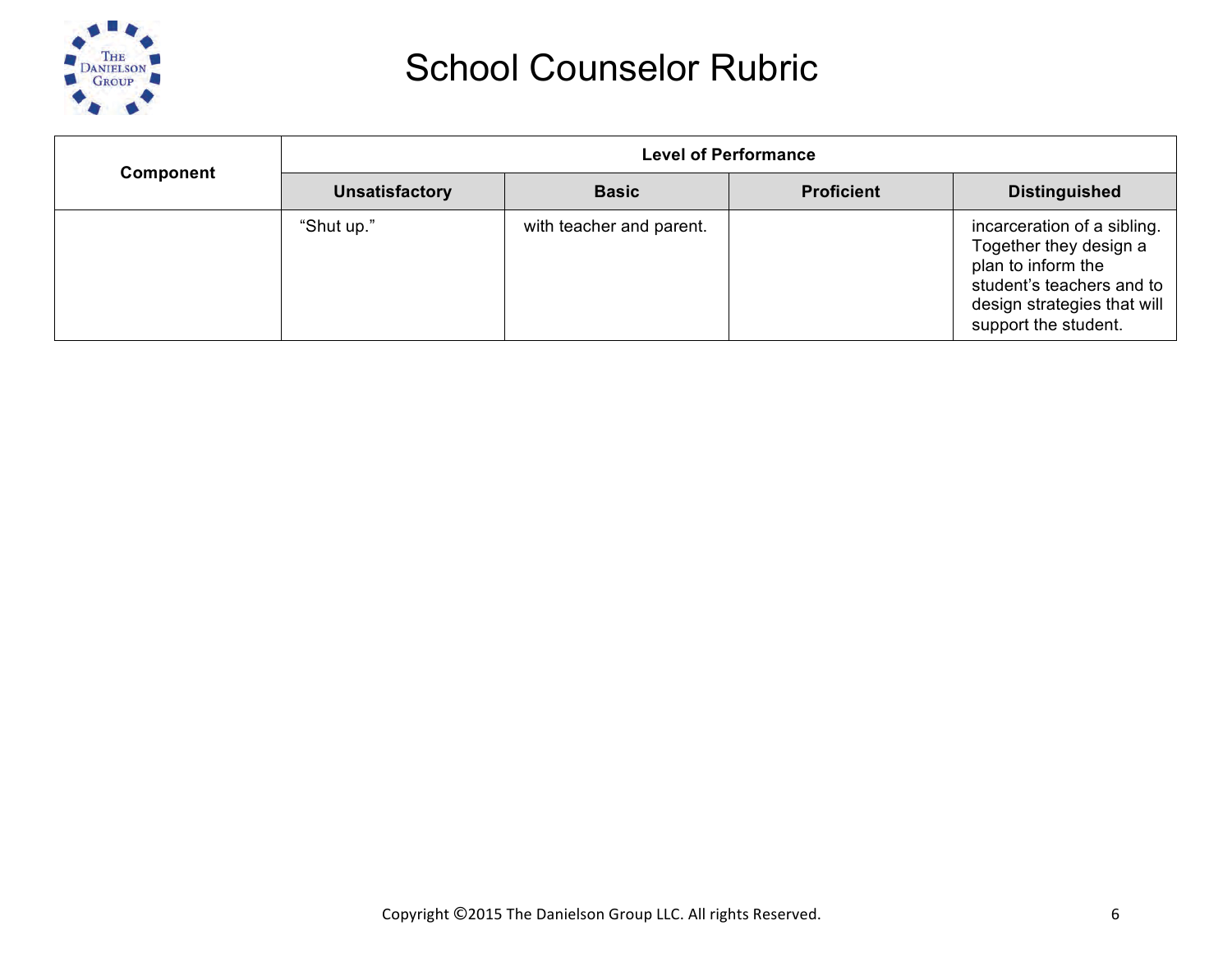# School Counselor Rubric

| Component | Level of Performance | | | |
|---|---|---|---|---|
| | **Unsatisfactory** | **Basic** | **Proficient** | **Distinguished** |
| | "Shut up." | with teacher and parent. | | incarceration of a sibling. Together they design a plan to inform the student's teachers and to design strategies that will support the student. |

Copyright ©2015 The Danielson Group LLC. All rights Reserved.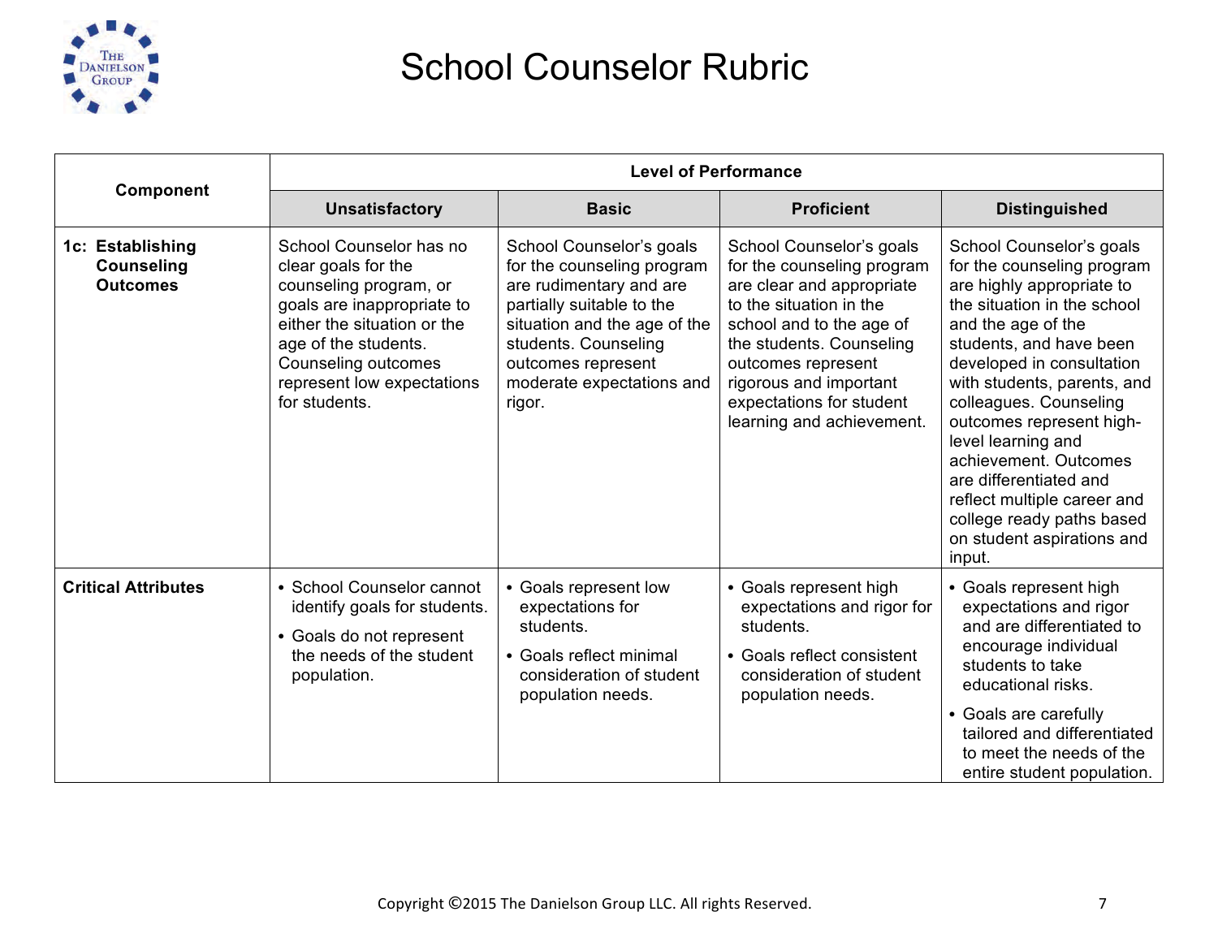# School Counselor Rubric

| Component | Level of Performance | | | |
|---|---|---|---|---|
| | **Unsatisfactory** | **Basic** | **Proficient** | **Distinguished** |
| **1c: Establishing Counseling Outcomes** | School Counselor has no clear goals for the counseling program, or goals are inappropriate to either the situation or the age of the students. Counseling outcomes represent low expectations for students. | School Counselor's goals for the counseling program are rudimentary and are partially suitable to the situation and the age of the students. Counseling outcomes represent moderate expectations and rigor. | School Counselor's goals for the counseling program are clear and appropriate to the situation in the school and to the age of the students. Counseling outcomes represent rigorous and important expectations for student learning and achievement. | School Counselor's goals for the counseling program are highly appropriate to the situation in the school and the age of the students, and have been developed in consultation with students, parents, and colleagues. Counseling outcomes represent high-level learning and achievement. Outcomes are differentiated and reflect multiple career and college ready paths based on student aspirations and input. |
| **Critical Attributes** | • School Counselor cannot identify goals for students.<br>• Goals do not represent the needs of the student population. | • Goals represent low expectations for students.<br>• Goals reflect minimal consideration of student population needs. | • Goals represent high expectations and rigor for students.<br>• Goals reflect consistent consideration of student population needs. | • Goals represent high expectations and rigor and are differentiated to encourage individual students to take educational risks.<br>• Goals are carefully tailored and differentiated to meet the needs of the entire student population. |

Copyright ©2015 The Danielson Group LLC. All rights Reserved.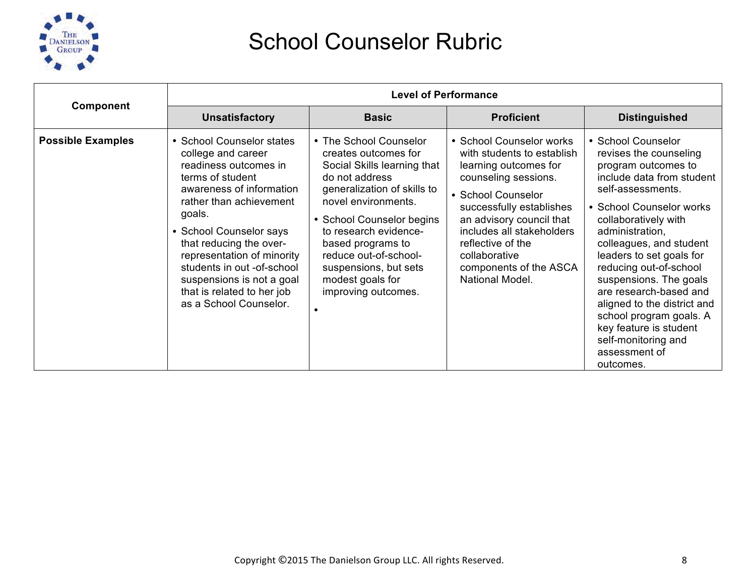# School Counselor Rubric

| Component | Level of Performance | | | |
|---|---|---|---|---|
| | **Unsatisfactory** | **Basic** | **Proficient** | **Distinguished** |
| **Possible Examples** | • School Counselor states college and career readiness outcomes in terms of student awareness of information rather than achievement goals.<br>• School Counselor says that reducing the over-representation of minority students in out -of-school suspensions is not a goal that is related to her job as a School Counselor. | • The School Counselor creates outcomes for Social Skills learning that do not address generalization of skills to novel environments.<br>• School Counselor begins to research evidence-based programs to reduce out-of-school-suspensions, but sets modest goals for improving outcomes.<br>• | • School Counselor works with students to establish learning outcomes for counseling sessions.<br>• School Counselor successfully establishes an advisory council that includes all stakeholders reflective of the collaborative components of the ASCA National Model. | • School Counselor revises the counseling program outcomes to include data from student self-assessments.<br>• School Counselor works collaboratively with administration, colleagues, and student leaders to set goals for reducing out-of-school suspensions. The goals are research-based and aligned to the district and school program goals. A key feature is student self-monitoring and assessment of outcomes. |

Copyright ©2015 The Danielson Group LLC. All rights Reserved.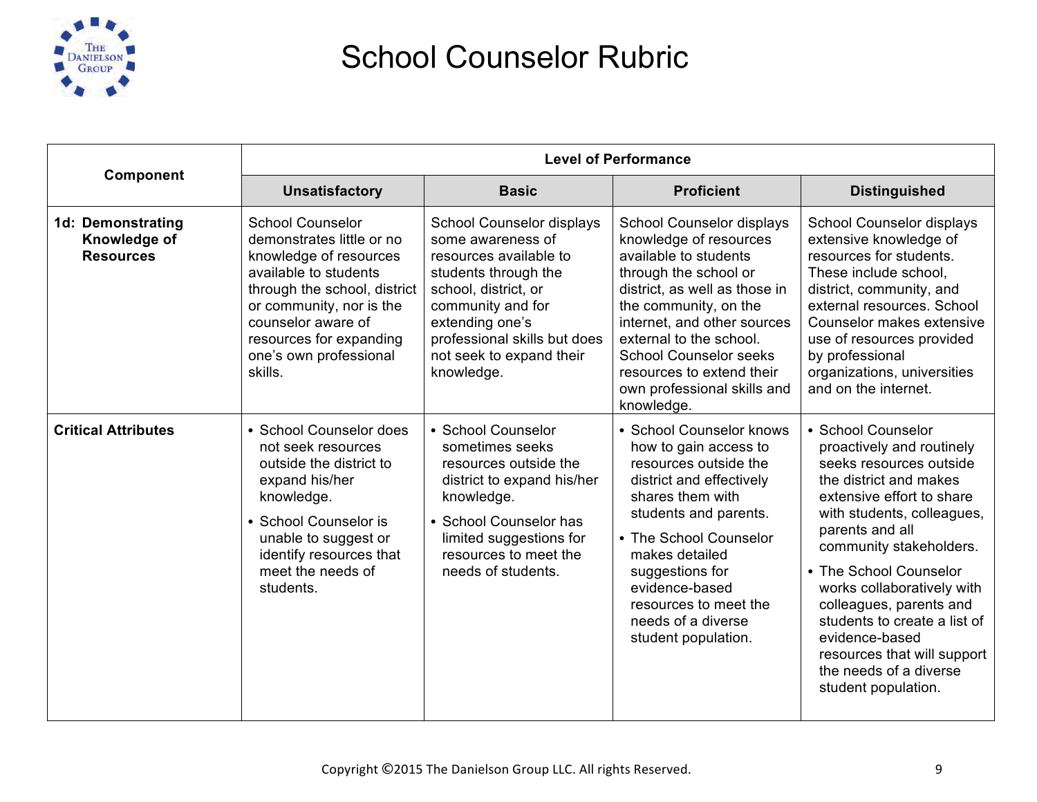# School Counselor Rubric

| Component | Level of Performance | | | |
|---|---|---|---|---|
| | **Unsatisfactory** | **Basic** | **Proficient** | **Distinguished** |
| **1d: Demonstrating Knowledge of Resources** | School Counselor demonstrates little or no knowledge of resources available to students through the school, district or community, nor is the counselor aware of resources for expanding one's own professional skills. | School Counselor displays some awareness of resources available to students through the school, district, or community and for extending one's professional skills but does not seek to expand their knowledge. | School Counselor displays knowledge of resources available to students through the school or district, as well as those in the community, on the internet, and other sources external to the school. School Counselor seeks resources to extend their own professional skills and knowledge. | School Counselor displays extensive knowledge of resources for students. These include school, district, community, and external resources. School Counselor makes extensive use of resources provided by professional organizations, universities and on the internet. |
| **Critical Attributes** | • School Counselor does not seek resources outside the district to expand his/her knowledge.<br>• School Counselor is unable to suggest or identify resources that meet the needs of students. | • School Counselor sometimes seeks resources outside the district to expand his/her knowledge.<br>• School Counselor has limited suggestions for resources to meet the needs of students. | • School Counselor knows how to gain access to resources outside the district and effectively shares them with students and parents.<br>• The School Counselor makes detailed suggestions for evidence-based resources to meet the needs of a diverse student population. | • School Counselor proactively and routinely seeks resources outside the district and makes extensive effort to share with students, colleagues, parents and all community stakeholders.<br>• The School Counselor works collaboratively with colleagues, parents and students to create a list of evidence-based resources that will support the needs of a diverse student population. |

Copyright ©2015 The Danielson Group LLC. All rights Reserved.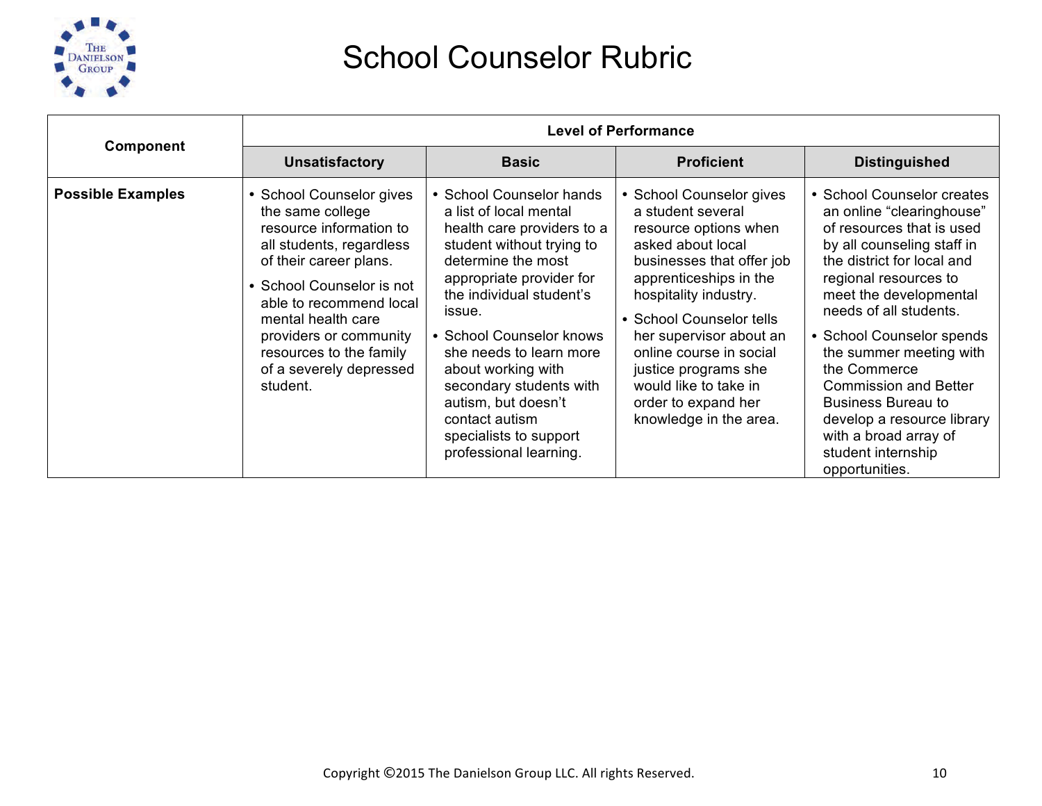# School Counselor Rubric

| Component | Level of Performance | | | |
|---|---|---|---|---|
| | Unsatisfactory | Basic | Proficient | Distinguished |
| **Possible Examples** | • School Counselor gives the same college resource information to all students, regardless of their career plans.<br>• School Counselor is not able to recommend local mental health care providers or community resources to the family of a severely depressed student. | • School Counselor hands a list of local mental health care providers to a student without trying to determine the most appropriate provider for the individual student's issue.<br>• School Counselor knows she needs to learn more about working with secondary students with autism, but doesn't contact autism specialists to support professional learning. | • School Counselor gives a student several resource options when asked about local businesses that offer job apprenticeships in the hospitality industry.<br>• School Counselor tells her supervisor about an online course in social justice programs she would like to take in order to expand her knowledge in the area. | • School Counselor creates an online "clearinghouse" of resources that is used by all counseling staff in the district for local and regional resources to meet the developmental needs of all students.<br>• School Counselor spends the summer meeting with the Commerce Commission and Better Business Bureau to develop a resource library with a broad array of student internship opportunities. |

Copyright ©2015 The Danielson Group LLC. All rights Reserved.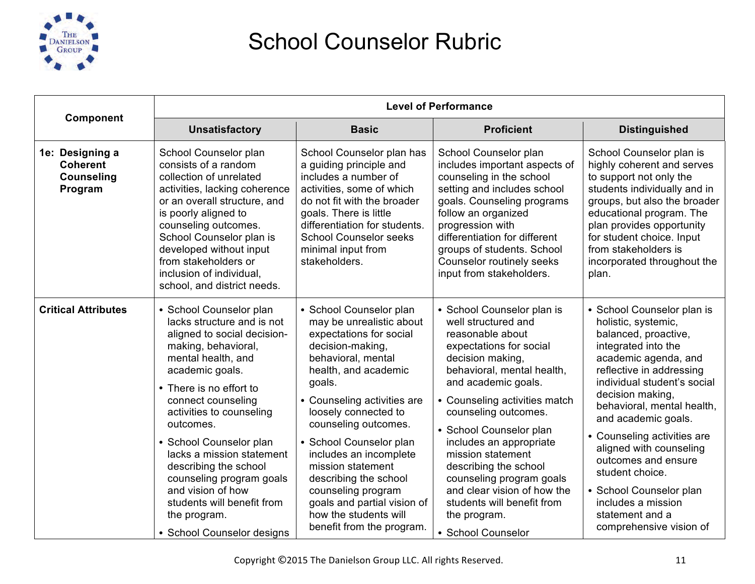# School Counselor Rubric

| Component | Level of Performance | | | |
|---|---|---|---|---|
| | **Unsatisfactory** | **Basic** | **Proficient** | **Distinguished** |
| **1e: Designing a Coherent Counseling Program** | School Counselor plan consists of a random collection of unrelated activities, lacking coherence or an overall structure, and is poorly aligned to counseling outcomes. School Counselor plan is developed without input from stakeholders or inclusion of individual, school, and district needs. | School Counselor plan has a guiding principle and includes a number of activities, some of which do not fit with the broader goals. There is little differentiation for students. School Counselor seeks minimal input from stakeholders. | School Counselor plan includes important aspects of counseling in the school setting and includes school goals. Counseling programs follow an organized progression with differentiation for different groups of students. School Counselor routinely seeks input from stakeholders. | School Counselor plan is highly coherent and serves to support not only the students individually and in groups, but also the broader educational program. The plan provides opportunity for student choice. Input from stakeholders is incorporated throughout the plan. |
| **Critical Attributes** | • School Counselor plan lacks structure and is not aligned to social decision-making, behavioral, mental health, and academic goals.<br>• There is no effort to connect counseling activities to counseling outcomes.<br>• School Counselor plan lacks a mission statement describing the school counseling program goals and vision of how students will benefit from the program.<br>• School Counselor designs | • School Counselor plan may be unrealistic about expectations for social decision-making, behavioral, mental health, and academic goals.<br>• Counseling activities are loosely connected to counseling outcomes.<br>• School Counselor plan includes an incomplete mission statement describing the school counseling program goals and partial vision of how the students will benefit from the program. | • School Counselor plan is well structured and reasonable about expectations for social decision making, behavioral, mental health, and academic goals.<br>• Counseling activities match counseling outcomes.<br>• School Counselor plan includes an appropriate mission statement describing the school counseling program goals and clear vision of how the students will benefit from the program.<br>• School Counselor | • School Counselor plan is holistic, systemic, balanced, proactive, integrated into the academic agenda, and reflective in addressing individual student's social decision making, behavioral, mental health, and academic goals.<br>• Counseling activities are aligned with counseling outcomes and ensure student choice.<br>• School Counselor plan includes a mission statement and a comprehensive vision of |

Copyright ©2015 The Danielson Group LLC. All rights Reserved.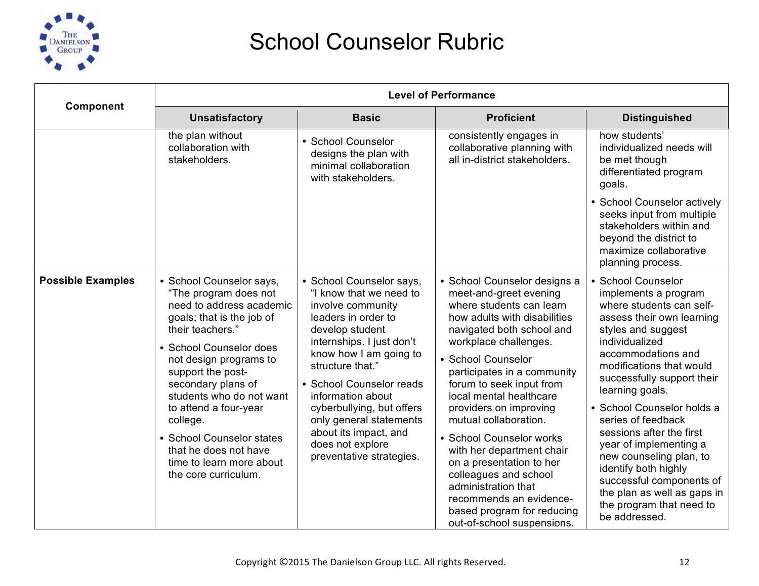# School Counselor Rubric

| Component | Level of Performance | | | |
|---|---|---|---|---|
| | **Unsatisfactory** | **Basic** | **Proficient** | **Distinguished** |
| | the plan without collaboration with stakeholders. | • School Counselor designs the plan with minimal collaboration with stakeholders. | consistently engages in collaborative planning with all in-district stakeholders. | how students' individualized needs will be met though differentiated program goals.<br>• School Counselor actively seeks input from multiple stakeholders within and beyond the district to maximize collaborative planning process. |
| **Possible Examples** | • School Counselor says, "The program does not need to address academic goals; that is the job of their teachers."<br>• School Counselor does not design programs to support the post-secondary plans of students who do not want to attend a four-year college.<br>• School Counselor states that he does not have time to learn more about the core curriculum. | • School Counselor says, "I know that we need to involve community leaders in order to develop student internships. I just don't know how I am going to structure that."<br>• School Counselor reads information about cyberbullying, but offers only general statements about its impact, and does not explore preventative strategies. | • School Counselor designs a meet-and-greet evening where students can learn how adults with disabilities navigated both school and workplace challenges.<br>• School Counselor participates in a community forum to seek input from local mental healthcare providers on improving mutual collaboration.<br>• School Counselor works with her department chair on a presentation to her colleagues and school administration that recommends an evidence-based program for reducing out-of-school suspensions. | • School Counselor implements a program where students can self-assess their own learning styles and suggest individualized accommodations and modifications that would successfully support their learning goals.<br>• School Counselor holds a series of feedback sessions after the first year of implementing a new counseling plan, to identify both highly successful components of the plan as well as gaps in the program that need to be addressed. |

Copyright ©2015 The Danielson Group LLC. All rights Reserved.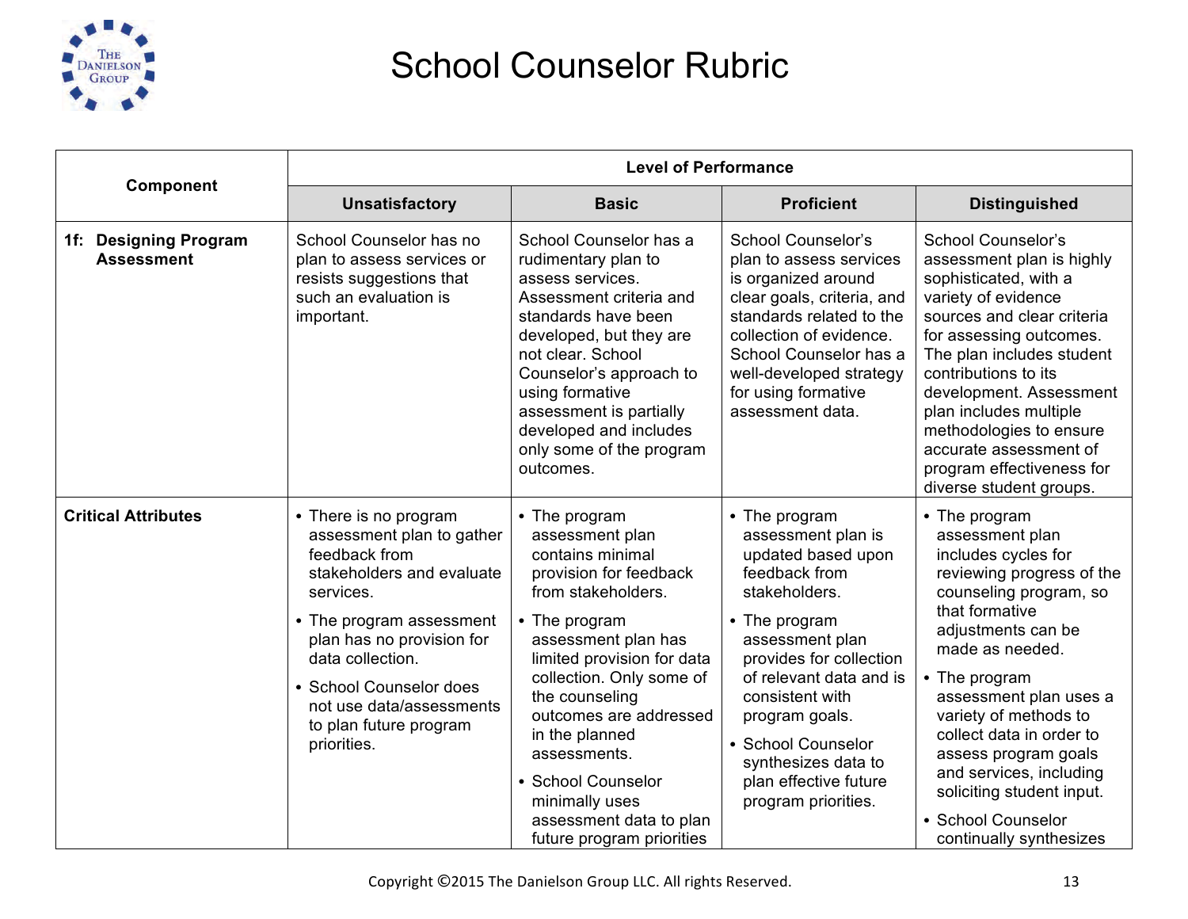# School Counselor Rubric

| Component | Level of Performance | | | |
|---|---|---|---|---|
| | **Unsatisfactory** | **Basic** | **Proficient** | **Distinguished** |
| **1f: Designing Program Assessment** | School Counselor has no plan to assess services or resists suggestions that such an evaluation is important. | School Counselor has a rudimentary plan to assess services. Assessment criteria and standards have been developed, but they are not clear. School Counselor's approach to using formative assessment is partially developed and includes only some of the program outcomes. | School Counselor's plan to assess services is organized around clear goals, criteria, and standards related to the collection of evidence. School Counselor has a well-developed strategy for using formative assessment data. | School Counselor's assessment plan is highly sophisticated, with a variety of evidence sources and clear criteria for assessing outcomes. The plan includes student contributions to its development. Assessment plan includes multiple methodologies to ensure accurate assessment of program effectiveness for diverse student groups. |
| **Critical Attributes** | • There is no program assessment plan to gather feedback from stakeholders and evaluate services.<br>• The program assessment plan has no provision for data collection.<br>• School Counselor does not use data/assessments to plan future program priorities. | • The program assessment plan contains minimal provision for feedback from stakeholders.<br>• The program assessment plan has limited provision for data collection. Only some of the counseling outcomes are addressed in the planned assessments.<br>• School Counselor minimally uses assessment data to plan future program priorities | • The program assessment plan is updated based upon feedback from stakeholders.<br>• The program assessment plan provides for collection of relevant data and is consistent with program goals.<br>• School Counselor synthesizes data to plan effective future program priorities. | • The program assessment plan includes cycles for reviewing progress of the counseling program, so that formative adjustments can be made as needed.<br>• The program assessment plan uses a variety of methods to collect data in order to assess program goals and services, including soliciting student input.<br>• School Counselor continually synthesizes |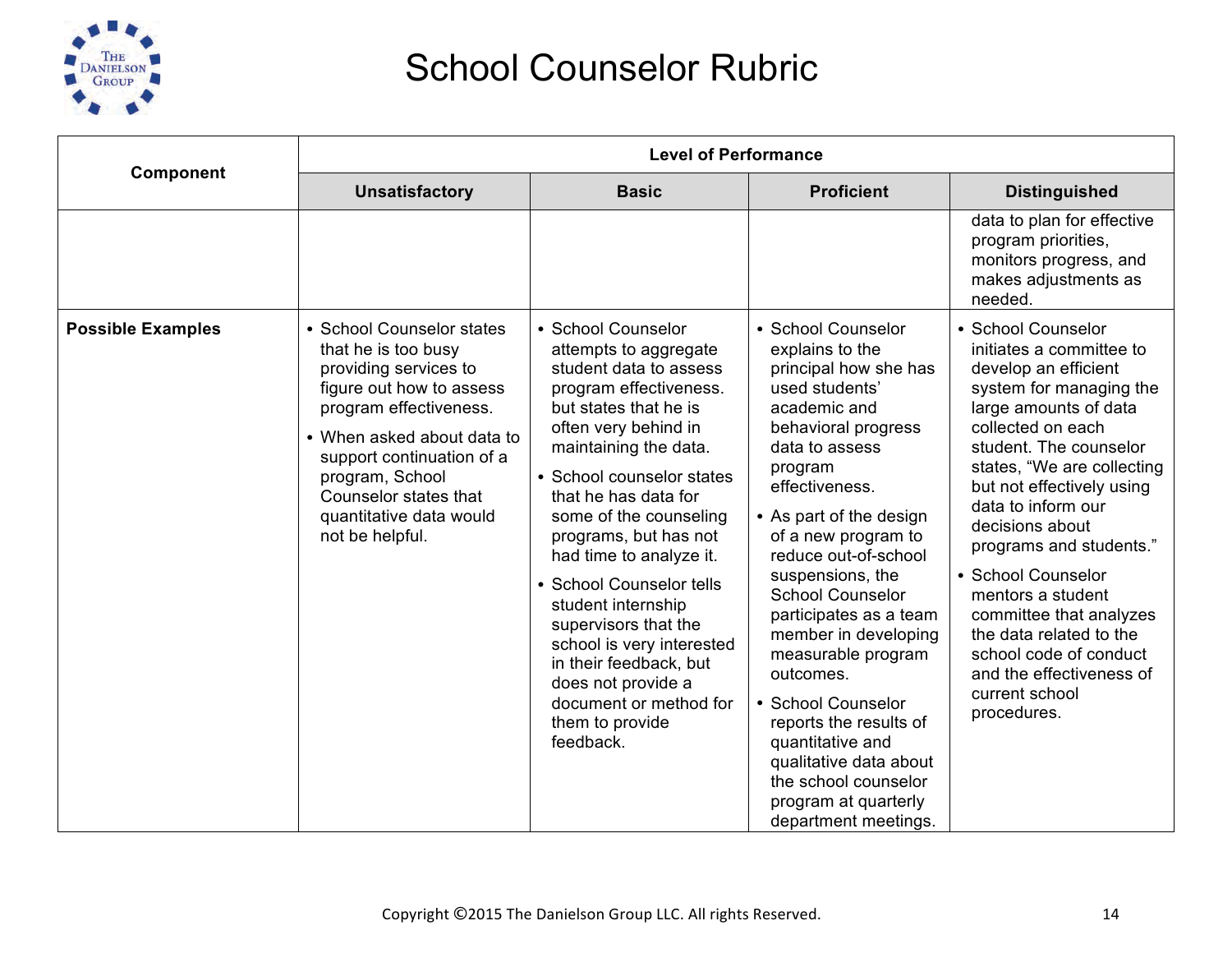# School Counselor Rubric

| Component | Level of Performance | | | |
|---|---|---|---|---|
| | **Unsatisfactory** | **Basic** | **Proficient** | **Distinguished** |
| | | | | data to plan for effective program priorities, monitors progress, and makes adjustments as needed. |
| **Possible Examples** | • School Counselor states that he is too busy providing services to figure out how to assess program effectiveness.<br>• When asked about data to support continuation of a program, School Counselor states that quantitative data would not be helpful. | • School Counselor attempts to aggregate student data to assess program effectiveness. but states that he is often very behind in maintaining the data.<br>• School counselor states that he has data for some of the counseling programs, but has not had time to analyze it.<br>• School Counselor tells student internship supervisors that the school is very interested in their feedback, but does not provide a document or method for them to provide feedback. | • School Counselor explains to the principal how she has used students' academic and behavioral progress data to assess program effectiveness.<br>• As part of the design of a new program to reduce out-of-school suspensions, the School Counselor participates as a team member in developing measurable program outcomes.<br>• School Counselor reports the results of quantitative and qualitative data about the school counselor program at quarterly department meetings. | • School Counselor initiates a committee to develop an efficient system for managing the large amounts of data collected on each student. The counselor states, "We are collecting but not effectively using data to inform our decisions about programs and students."<br>• School Counselor mentors a student committee that analyzes the data related to the school code of conduct and the effectiveness of current school procedures. |

Copyright ©2015 The Danielson Group LLC. All rights Reserved.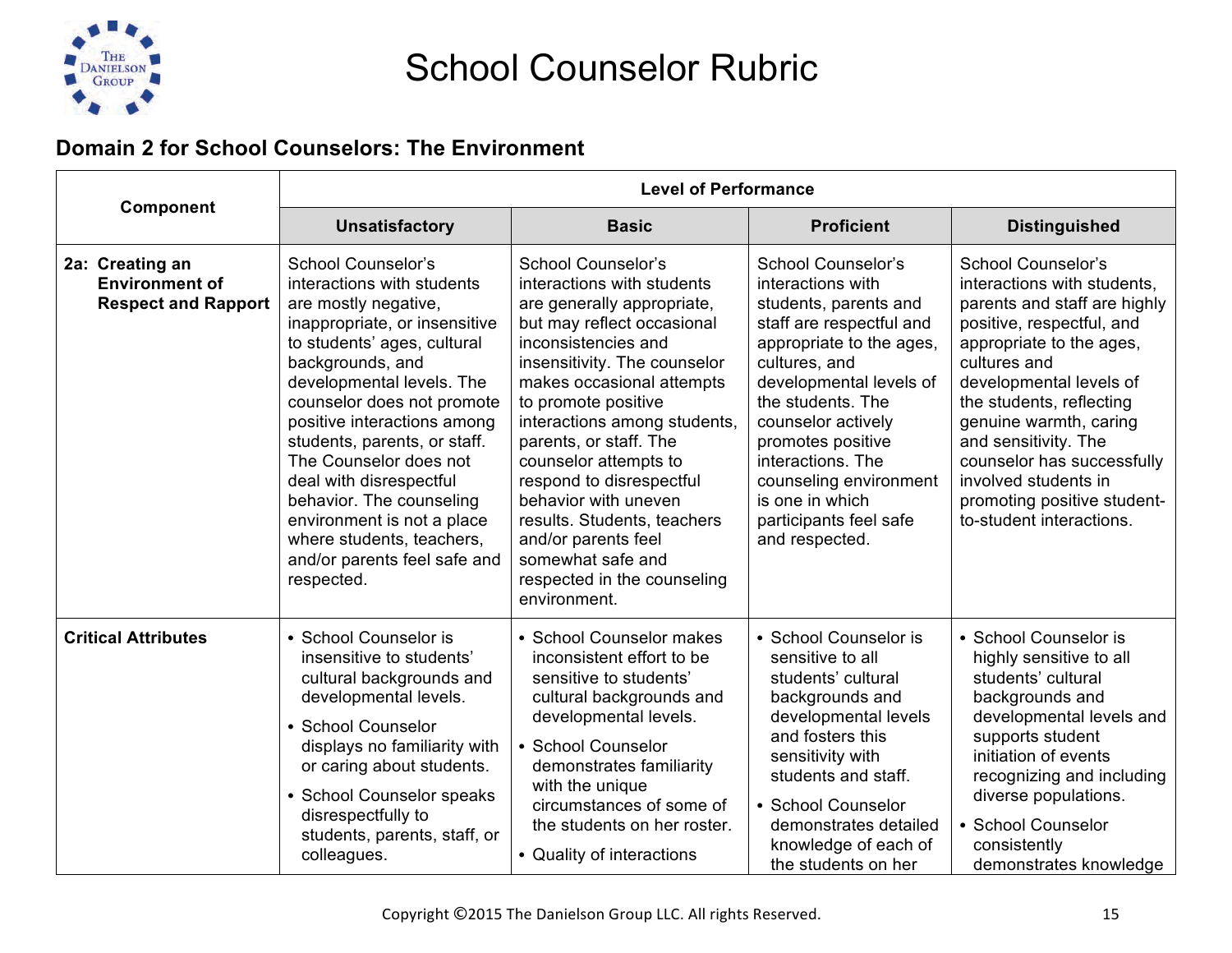# School Counselor Rubric

## Domain 2 for School Counselors: The Environment

| Component | Level of Performance | | | |
|---|---|---|---|---|
| | **Unsatisfactory** | **Basic** | **Proficient** | **Distinguished** |
| **2a: Creating an Environment of Respect and Rapport** | School Counselor's interactions with students are mostly negative, inappropriate, or insensitive to students' ages, cultural backgrounds, and developmental levels. The counselor does not promote positive interactions among students, parents, or staff. The Counselor does not deal with disrespectful behavior. The counseling environment is not a place where students, teachers, and/or parents feel safe and respected. | School Counselor's interactions with students are generally appropriate, but may reflect occasional inconsistencies and insensitivity. The counselor makes occasional attempts to promote positive interactions among students, parents, or staff. The counselor attempts to respond to disrespectful behavior with uneven results. Students, teachers and/or parents feel somewhat safe and respected in the counseling environment. | School Counselor's interactions with students, parents and staff are respectful and appropriate to the ages, cultures, and developmental levels of the students. The counselor actively promotes positive interactions. The counseling environment is one in which participants feel safe and respected. | School Counselor's interactions with students, parents and staff are highly positive, respectful, and appropriate to the ages, cultures and developmental levels of the students, reflecting genuine warmth, caring and sensitivity. The counselor has successfully involved students in promoting positive student-to-student interactions. |
| **Critical Attributes** | • School Counselor is insensitive to students' cultural backgrounds and developmental levels.<br>• School Counselor displays no familiarity with or caring about students.<br>• School Counselor speaks disrespectfully to students, parents, staff, or colleagues. | • School Counselor makes inconsistent effort to be sensitive to students' cultural backgrounds and developmental levels.<br>• School Counselor demonstrates familiarity with the unique circumstances of some of the students on her roster.<br>• Quality of interactions | • School Counselor is sensitive to all students' cultural backgrounds and developmental levels and fosters this sensitivity with students and staff.<br>• School Counselor demonstrates detailed knowledge of each of the students on her | • School Counselor is highly sensitive to all students' cultural backgrounds and developmental levels and supports student initiation of events recognizing and including diverse populations.<br>• School Counselor consistently demonstrates knowledge |

Copyright ©2015 The Danielson Group LLC. All rights Reserved.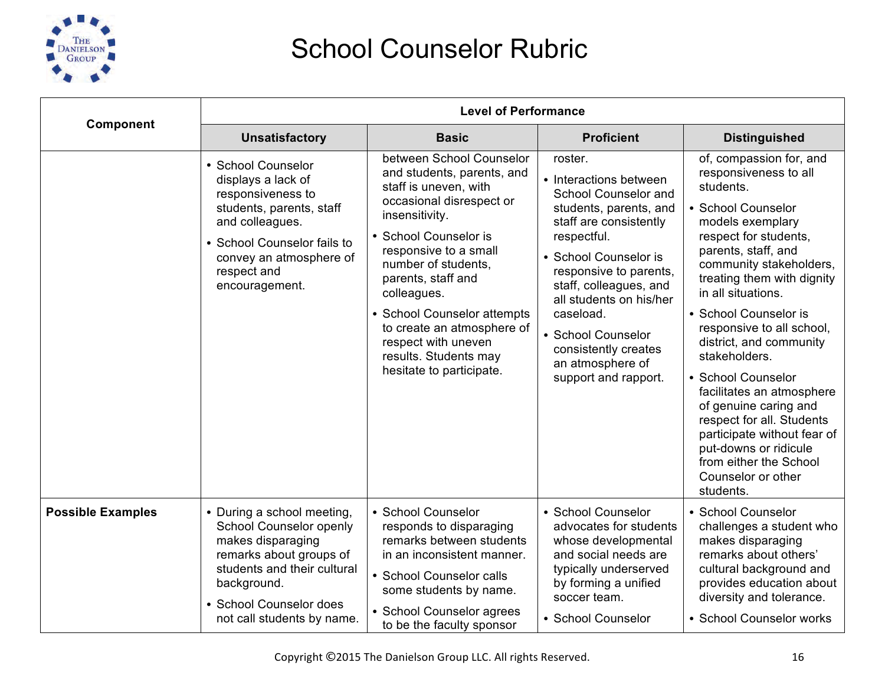# School Counselor Rubric

| Component | Level of Performance | | | |
|---|---|---|---|---|
| | **Unsatisfactory** | **Basic** | **Proficient** | **Distinguished** |
| | • School Counselor displays a lack of responsiveness to students, parents, staff and colleagues.<br>• School Counselor fails to convey an atmosphere of respect and encouragement. | between School Counselor and students, parents, and staff is uneven, with occasional disrespect or insensitivity.<br>• School Counselor is responsive to a small number of students, parents, staff and colleagues.<br>• School Counselor attempts to create an atmosphere of respect with uneven results. Students may hesitate to participate. | roster.<br>• Interactions between School Counselor and students, parents, and staff are consistently respectful.<br>• School Counselor is responsive to parents, staff, colleagues, and all students on his/her caseload.<br>• School Counselor consistently creates an atmosphere of support and rapport. | of, compassion for, and responsiveness to all students.<br>• School Counselor models exemplary respect for students, parents, staff, and community stakeholders, treating them with dignity in all situations.<br>• School Counselor is responsive to all school, district, and community stakeholders.<br>• School Counselor facilitates an atmosphere of genuine caring and respect for all. Students participate without fear of put-downs or ridicule from either the School Counselor or other students. |
| **Possible Examples** | • During a school meeting, School Counselor openly makes disparaging remarks about groups of students and their cultural background.<br>• School Counselor does not call students by name. | • School Counselor responds to disparaging remarks between students in an inconsistent manner.<br>• School Counselor calls some students by name.<br>• School Counselor agrees to be the faculty sponsor | • School Counselor advocates for students whose developmental and social needs are typically underserved by forming a unified soccer team.<br>• School Counselor | • School Counselor challenges a student who makes disparaging remarks about others' cultural background and provides education about diversity and tolerance.<br>• School Counselor works |

Copyright ©2015 The Danielson Group LLC. All rights Reserved.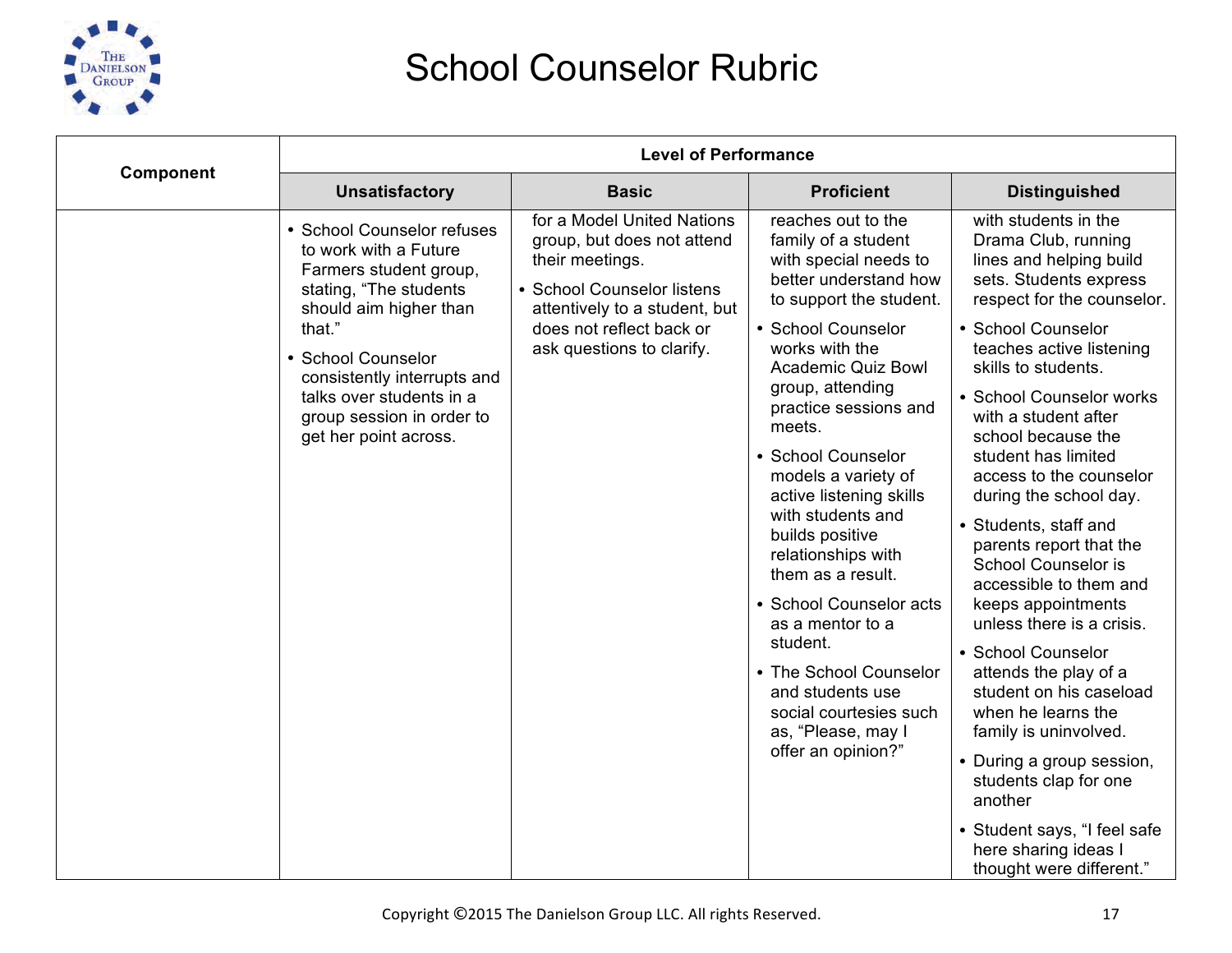# School Counselor Rubric

| Component | Level of Performance | | | |
|---|---|---|---|---|
| | **Unsatisfactory** | **Basic** | **Proficient** | **Distinguished** |
| | • School Counselor refuses to work with a Future Farmers student group, stating, "The students should aim higher than that."<br>• School Counselor consistently interrupts and talks over students in a group session in order to get her point across. | for a Model United Nations group, but does not attend their meetings.<br>• School Counselor listens attentively to a student, but does not reflect back or ask questions to clarify. | reaches out to the family of a student with special needs to better understand how to support the student.<br>• School Counselor works with the Academic Quiz Bowl group, attending practice sessions and meets.<br>• School Counselor models a variety of active listening skills with students and builds positive relationships with them as a result.<br>• School Counselor acts as a mentor to a student.<br>• The School Counselor and students use social courtesies such as, "Please, may I offer an opinion?" | with students in the Drama Club, running lines and helping build sets. Students express respect for the counselor.<br>• School Counselor teaches active listening skills to students.<br>• School Counselor works with a student after school because the student has limited access to the counselor during the school day.<br>• Students, staff and parents report that the School Counselor is accessible to them and keeps appointments unless there is a crisis.<br>• School Counselor attends the play of a student on his caseload when he learns the family is uninvolved.<br>• During a group session, students clap for one another<br>• Student says, "I feel safe here sharing ideas I thought were different." |

Copyright ©2015 The Danielson Group LLC. All rights Reserved.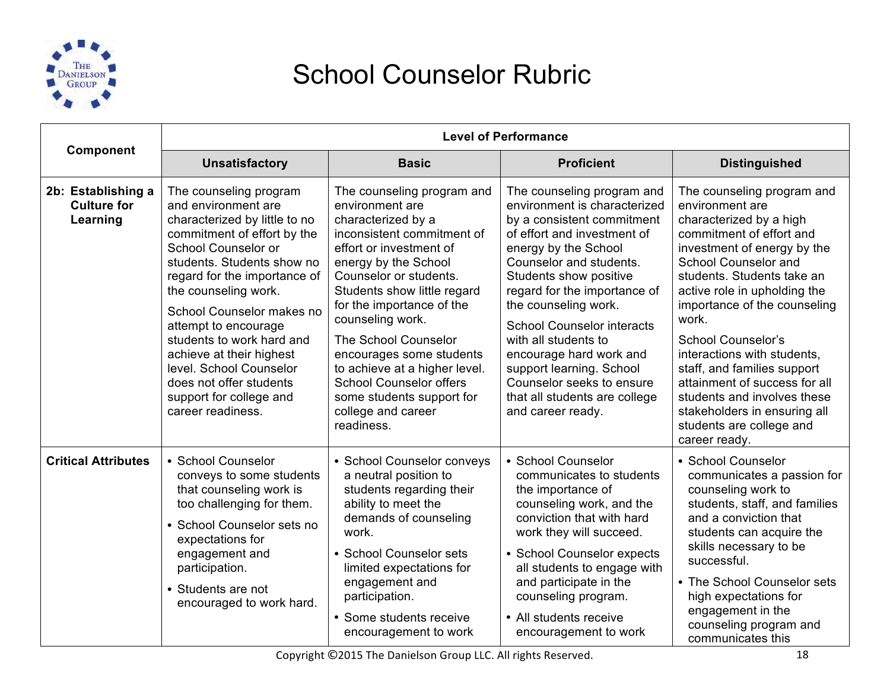# School Counselor Rubric

| Component | Level of Performance | | | |
|---|---|---|---|---|
| | **Unsatisfactory** | **Basic** | **Proficient** | **Distinguished** |
| **2b: Establishing a Culture for Learning** | The counseling program and environment are characterized by little to no commitment of effort by the School Counselor or students. Students show no regard for the importance of the counseling work.<br><br>School Counselor makes no attempt to encourage students to work hard and achieve at their highest level. School Counselor does not offer students support for college and career readiness. | The counseling program and environment are characterized by a inconsistent commitment of effort or investment of energy by the School Counselor or students. Students show little regard for the importance of the counseling work.<br><br>The School Counselor encourages some students to achieve at a higher level. School Counselor offers some students support for college and career readiness. | The counseling program and environment is characterized by a consistent commitment of effort and investment of energy by the School Counselor and students. Students show positive regard for the importance of the counseling work.<br><br>School Counselor interacts with all students to encourage hard work and support learning. School Counselor seeks to ensure that all students are college and career ready. | The counseling program and environment are characterized by a high commitment of effort and investment of energy by the School Counselor and students. Students take an active role in upholding the importance of the counseling work.<br><br>School Counselor's interactions with students, staff, and families support attainment of success for all students and involves these stakeholders in ensuring all students are college and career ready. |
| **Critical Attributes** | • School Counselor conveys to some students that counseling work is too challenging for them.<br>• School Counselor sets no expectations for engagement and participation.<br>• Students are not encouraged to work hard. | • School Counselor conveys a neutral position to students regarding their ability to meet the demands of counseling work.<br>• School Counselor sets limited expectations for engagement and participation.<br>• Some students receive encouragement to work | • School Counselor communicates to students the importance of counseling work, and the conviction that with hard work they will succeed.<br>• School Counselor expects all students to engage with and participate in the counseling program.<br>• All students receive encouragement to work | • School Counselor communicates a passion for counseling work to students, staff, and families and a conviction that students can acquire the skills necessary to be successful.<br>• The School Counselor sets high expectations for engagement in the counseling program and communicates this |

Copyright ©2015 The Danielson Group LLC. All rights Reserved.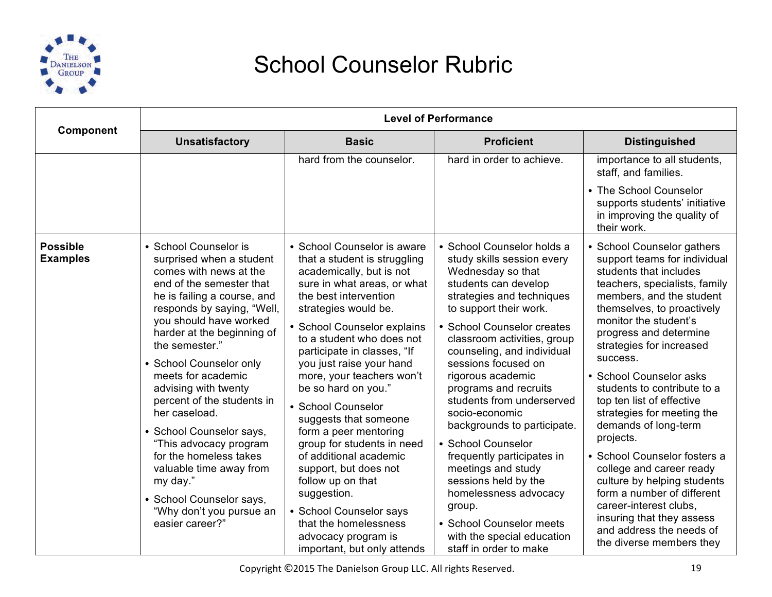# School Counselor Rubric

| Component | Level of Performance | | | |
|---|---|---|---|---|
| | **Unsatisfactory** | **Basic** | **Proficient** | **Distinguished** |
| | | hard from the counselor. | hard in order to achieve. | importance to all students, staff, and families.<br>• The School Counselor supports students' initiative in improving the quality of their work. |
| **Possible Examples** | • School Counselor is surprised when a student comes with news at the end of the semester that he is failing a course, and responds by saying, "Well, you should have worked harder at the beginning of the semester."<br>• School Counselor only meets for academic advising with twenty percent of the students in her caseload.<br>• School Counselor says, "This advocacy program for the homeless takes valuable time away from my day."<br>• School Counselor says, "Why don't you pursue an easier career?" | • School Counselor is aware that a student is struggling academically, but is not sure in what areas, or what the best intervention strategies would be.<br>• School Counselor explains to a student who does not participate in classes, "If you just raise your hand more, your teachers won't be so hard on you."<br>• School Counselor suggests that someone form a peer mentoring group for students in need of additional academic support, but does not follow up on that suggestion.<br>• School Counselor says that the homelessness advocacy program is important, but only attends | • School Counselor holds a study skills session every Wednesday so that students can develop strategies and techniques to support their work.<br>• School Counselor creates classroom activities, group counseling, and individual sessions focused on rigorous academic programs and recruits students from underserved socio-economic backgrounds to participate.<br>• School Counselor frequently participates in meetings and study sessions held by the homelessness advocacy group.<br>• School Counselor meets with the special education staff in order to make | • School Counselor gathers support teams for individual students that includes teachers, specialists, family members, and the student themselves, to proactively monitor the student's progress and determine strategies for increased success.<br>• School Counselor asks students to contribute to a top ten list of effective strategies for meeting the demands of long-term projects.<br>• School Counselor fosters a college and career ready culture by helping students form a number of different career-interest clubs, insuring that they assess and address the needs of the diverse members they |

Copyright ©2015 The Danielson Group LLC. All rights Reserved.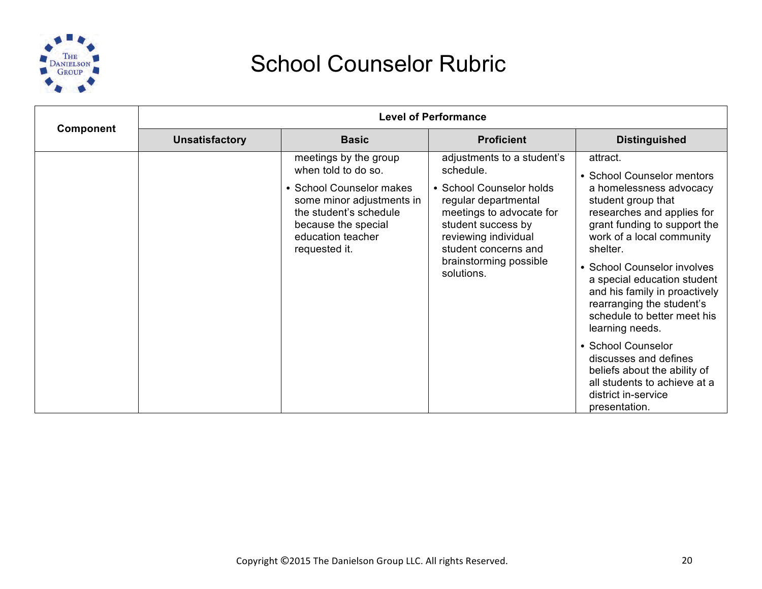# School Counselor Rubric

| Component | Level of Performance | | | |
|---|---|---|---|---|
| | Unsatisfactory | Basic | Proficient | Distinguished |
| | | meetings by the group when told to do so. • School Counselor makes some minor adjustments in the student's schedule because the special education teacher requested it. | adjustments to a student's schedule. • School Counselor holds regular departmental meetings to advocate for student success by reviewing individual student concerns and brainstorming possible solutions. | attract. • School Counselor mentors a homelessness advocacy student group that researches and applies for grant funding to support the work of a local community shelter. • School Counselor involves a special education student and his family in proactively rearranging the student's schedule to better meet his learning needs. • School Counselor discusses and defines beliefs about the ability of all students to achieve at a district in-service presentation. |

Copyright ©2015 The Danielson Group LLC. All rights Reserved.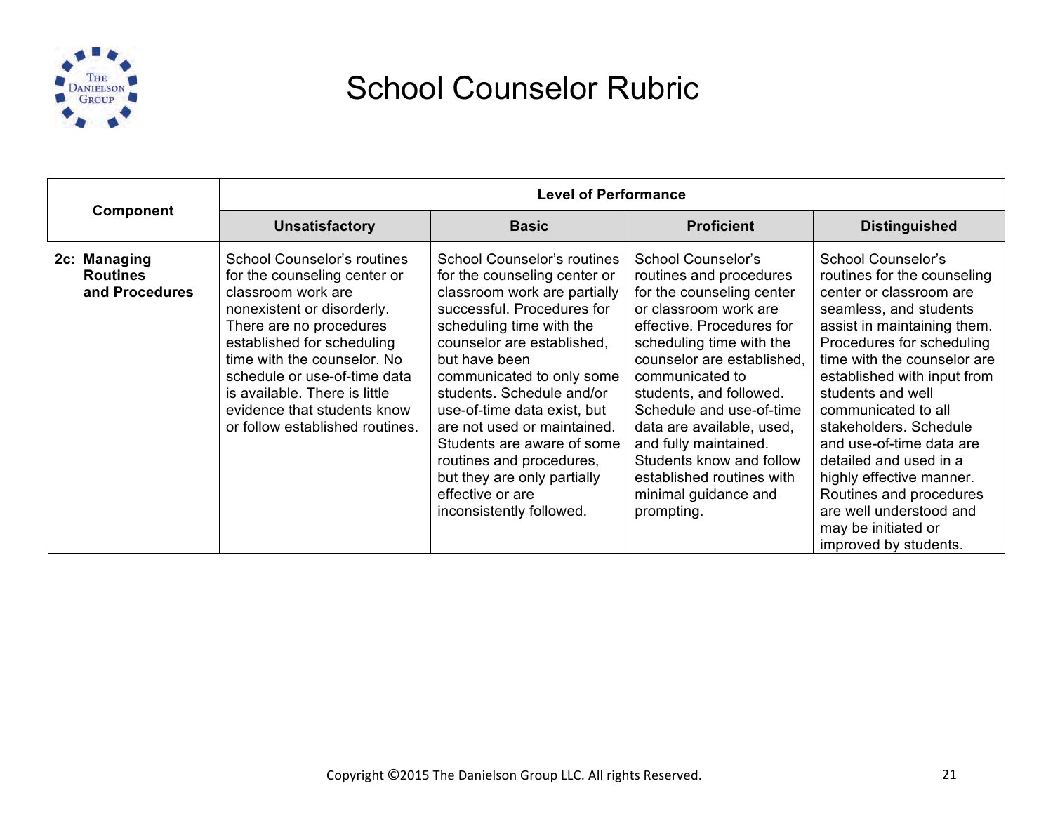# School Counselor Rubric

| Component | Level of Performance | | | |
|---|---|---|---|---|
| | **Unsatisfactory** | **Basic** | **Proficient** | **Distinguished** |
| **2c: Managing Routines and Procedures** | School Counselor's routines for the counseling center or classroom work are nonexistent or disorderly. There are no procedures established for scheduling time with the counselor. No schedule or use-of-time data is available. There is little evidence that students know or follow established routines. | School Counselor's routines for the counseling center or classroom work are partially successful. Procedures for scheduling time with the counselor are established, but have been communicated to only some students. Schedule and/or use-of-time data exist, but are not used or maintained. Students are aware of some routines and procedures, but they are only partially effective or are inconsistently followed. | School Counselor's routines and procedures for the counseling center or classroom work are effective. Procedures for scheduling time with the counselor are established, communicated to students, and followed. Schedule and use-of-time data are available, used, and fully maintained. Students know and follow established routines with minimal guidance and prompting. | School Counselor's routines for the counseling center or classroom are seamless, and students assist in maintaining them. Procedures for scheduling time with the counselor are established with input from students and well communicated to all stakeholders. Schedule and use-of-time data are detailed and used in a highly effective manner. Routines and procedures are well understood and may be initiated or improved by students. |

Copyright ©2015 The Danielson Group LLC. All rights Reserved.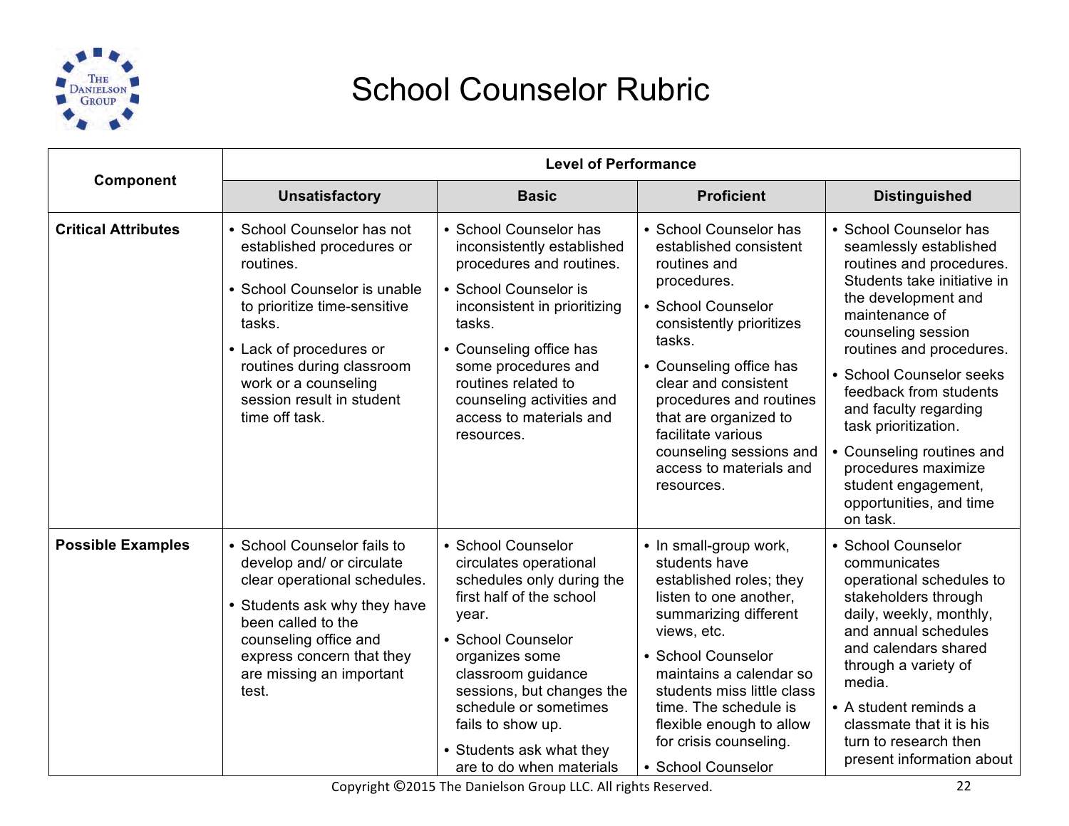# School Counselor Rubric

| Component | Level of Performance | | | |
|---|---|---|---|---|
| | **Unsatisfactory** | **Basic** | **Proficient** | **Distinguished** |
| **Critical Attributes** | • School Counselor has not established procedures or routines.<br>• School Counselor is unable to prioritize time-sensitive tasks.<br>• Lack of procedures or routines during classroom work or a counseling session result in student time off task. | • School Counselor has inconsistently established procedures and routines.<br>• School Counselor is inconsistent in prioritizing tasks.<br>• Counseling office has some procedures and routines related to counseling activities and access to materials and resources. | • School Counselor has established consistent routines and procedures.<br>• School Counselor consistently prioritizes tasks.<br>• Counseling office has clear and consistent procedures and routines that are organized to facilitate various counseling sessions and access to materials and resources. | • School Counselor has seamlessly established routines and procedures. Students take initiative in the development and maintenance of counseling session routines and procedures.<br>• School Counselor seeks feedback from students and faculty regarding task prioritization.<br>• Counseling routines and procedures maximize student engagement, opportunities, and time on task. |
| **Possible Examples** | • School Counselor fails to develop and/ or circulate clear operational schedules.<br>• Students ask why they have been called to the counseling office and express concern that they are missing an important test. | • School Counselor circulates operational schedules only during the first half of the school year.<br>• School Counselor organizes some classroom guidance sessions, but changes the schedule or sometimes fails to show up.<br>• Students ask what they are to do when materials | • In small-group work, students have established roles; they listen to one another, summarizing different views, etc.<br>• School Counselor maintains a calendar so students miss little class time. The schedule is flexible enough to allow for crisis counseling.<br>• School Counselor | • School Counselor communicates operational schedules to stakeholders through daily, weekly, monthly, and annual schedules and calendars shared through a variety of media.<br>• A student reminds a classmate that it is his turn to research then present information about |

Copyright ©2015 The Danielson Group LLC. All rights Reserved.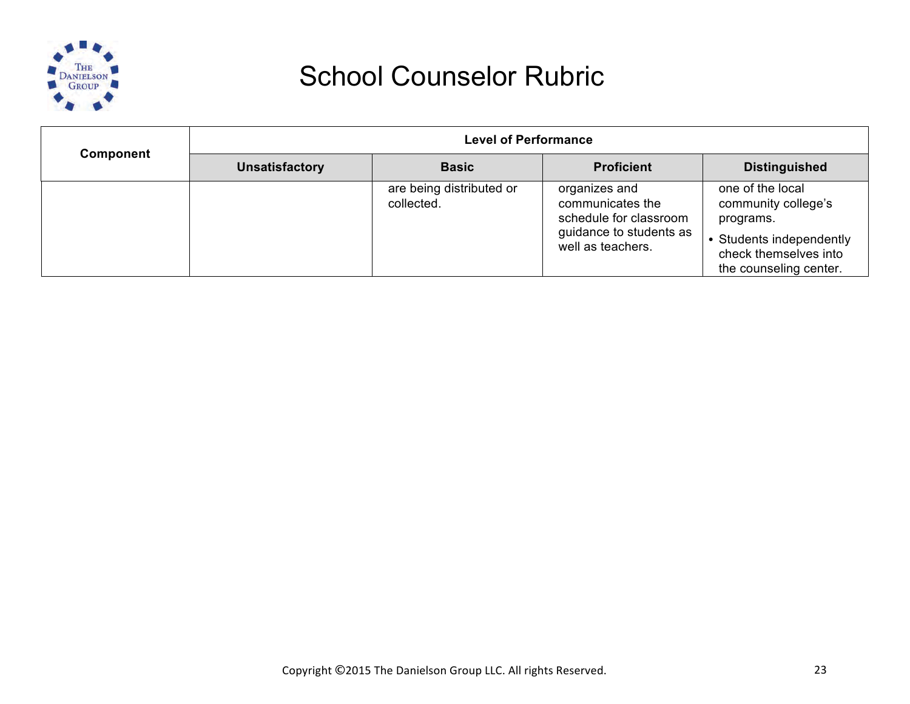# School Counselor Rubric

| Component | Level of Performance | | | |
|---|---|---|---|---|
| | Unsatisfactory | Basic | Proficient | Distinguished |
| | | are being distributed or collected. | organizes and communicates the schedule for classroom guidance to students as well as teachers. | one of the local community college's programs.<br>• Students independently check themselves into the counseling center. |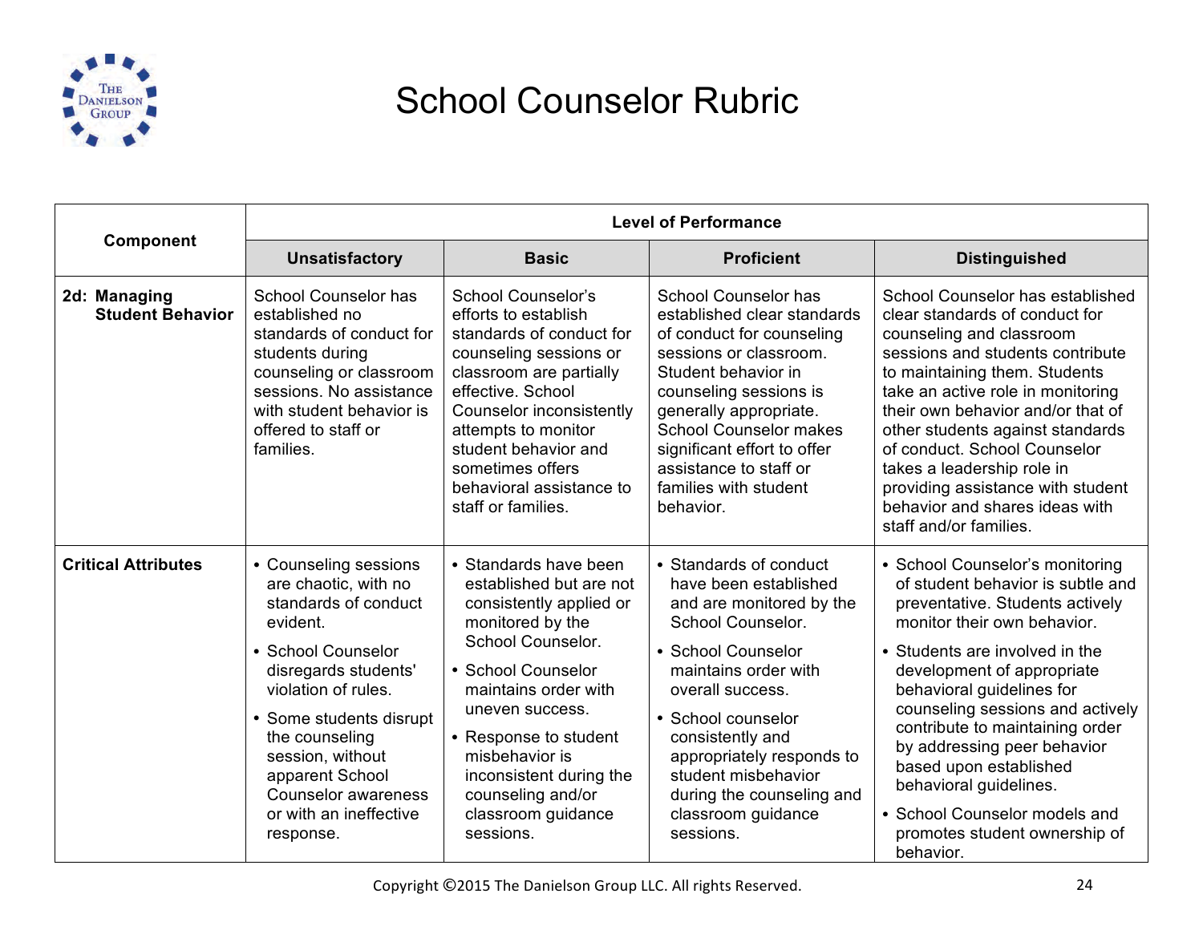# School Counselor Rubric

| Component | Level of Performance | | | |
|---|---|---|---|---|
| | **Unsatisfactory** | **Basic** | **Proficient** | **Distinguished** |
| **2d: Managing Student Behavior** | School Counselor has established no standards of conduct for students during counseling or classroom sessions. No assistance with student behavior is offered to staff or families. | School Counselor's efforts to establish standards of conduct for counseling sessions or classroom are partially effective. School Counselor inconsistently attempts to monitor student behavior and sometimes offers behavioral assistance to staff or families. | School Counselor has established clear standards of conduct for counseling sessions or classroom. Student behavior in counseling sessions is generally appropriate. School Counselor makes significant effort to offer assistance to staff or families with student behavior. | School Counselor has established clear standards of conduct for counseling and classroom sessions and students contribute to maintaining them. Students take an active role in monitoring their own behavior and/or that of other students against standards of conduct. School Counselor takes a leadership role in providing assistance with student behavior and shares ideas with staff and/or families. |
| **Critical Attributes** | • Counseling sessions are chaotic, with no standards of conduct evident.<br>• School Counselor disregards students' violation of rules.<br>• Some students disrupt the counseling session, without apparent School Counselor awareness or with an ineffective response. | • Standards have been established but are not consistently applied or monitored by the School Counselor.<br>• School Counselor maintains order with uneven success.<br>• Response to student misbehavior is inconsistent during the counseling and/or classroom guidance sessions. | • Standards of conduct have been established and are monitored by the School Counselor.<br>• School Counselor maintains order with overall success.<br>• School counselor consistently and appropriately responds to student misbehavior during the counseling and classroom guidance sessions. | • School Counselor's monitoring of student behavior is subtle and preventative. Students actively monitor their own behavior.<br>• Students are involved in the development of appropriate behavioral guidelines for counseling sessions and actively contribute to maintaining order by addressing peer behavior based upon established behavioral guidelines.<br>• School Counselor models and promotes student ownership of behavior. |

Copyright ©2015 The Danielson Group LLC. All rights Reserved.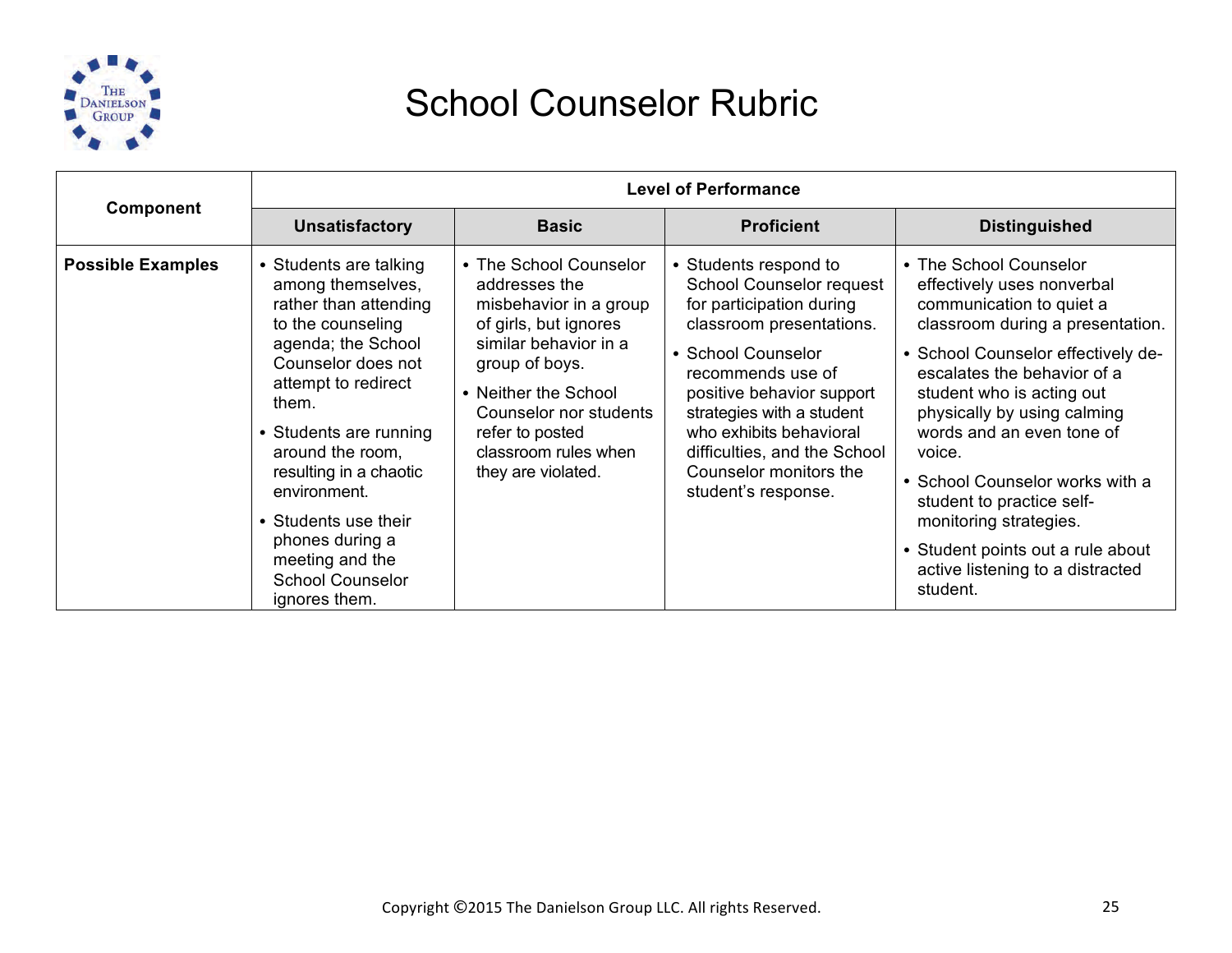# School Counselor Rubric

| Component | Level of Performance | | | |
|---|---|---|---|---|
| | **Unsatisfactory** | **Basic** | **Proficient** | **Distinguished** |
| **Possible Examples** | • Students are talking among themselves, rather than attending to the counseling agenda; the School Counselor does not attempt to redirect them.<br>• Students are running around the room, resulting in a chaotic environment.<br>• Students use their phones during a meeting and the School Counselor ignores them. | • The School Counselor addresses the misbehavior in a group of girls, but ignores similar behavior in a group of boys.<br>• Neither the School Counselor nor students refer to posted classroom rules when they are violated. | • Students respond to School Counselor request for participation during classroom presentations.<br>• School Counselor recommends use of positive behavior support strategies with a student who exhibits behavioral difficulties, and the School Counselor monitors the student's response. | • The School Counselor effectively uses nonverbal communication to quiet a classroom during a presentation.<br>• School Counselor effectively de-escalates the behavior of a student who is acting out physically by using calming words and an even tone of voice.<br>• School Counselor works with a student to practice self-monitoring strategies.<br>• Student points out a rule about active listening to a distracted student. |

Copyright ©2015 The Danielson Group LLC. All rights Reserved.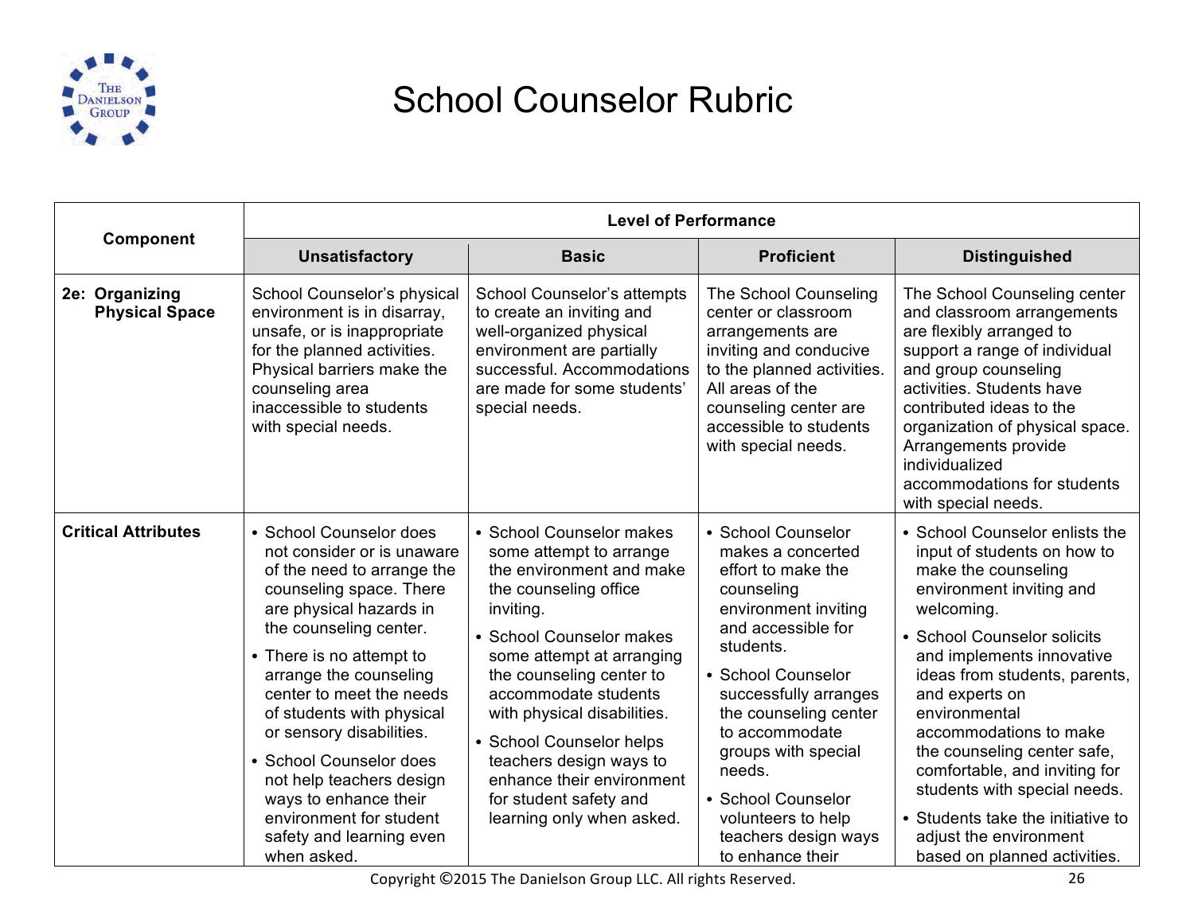# School Counselor Rubric

| Component | Level of Performance | | | |
|---|---|---|---|---|
| | **Unsatisfactory** | **Basic** | **Proficient** | **Distinguished** |
| **2e: Organizing Physical Space** | School Counselor's physical environment is in disarray, unsafe, or is inappropriate for the planned activities. Physical barriers make the counseling area inaccessible to students with special needs. | School Counselor's attempts to create an inviting and well-organized physical environment are partially successful. Accommodations are made for some students' special needs. | The School Counseling center or classroom arrangements are inviting and conducive to the planned activities. All areas of the counseling center are accessible to students with special needs. | The School Counseling center and classroom arrangements are flexibly arranged to support a range of individual and group counseling activities. Students have contributed ideas to the organization of physical space. Arrangements provide individualized accommodations for students with special needs. |
| **Critical Attributes** | • School Counselor does not consider or is unaware of the need to arrange the counseling space. There are physical hazards in the counseling center.<br>• There is no attempt to arrange the counseling center to meet the needs of students with physical or sensory disabilities.<br>• School Counselor does not help teachers design ways to enhance their environment for student safety and learning even when asked. | • School Counselor makes some attempt to arrange the environment and make the counseling office inviting.<br>• School Counselor makes some attempt at arranging the counseling center to accommodate students with physical disabilities.<br>• School Counselor helps teachers design ways to enhance their environment for student safety and learning only when asked. | • School Counselor makes a concerted effort to make the counseling environment inviting and accessible for students.<br>• School Counselor successfully arranges the counseling center to accommodate groups with special needs.<br>• School Counselor volunteers to help teachers design ways to enhance their | • School Counselor enlists the input of students on how to make the counseling environment inviting and welcoming.<br>• School Counselor solicits and implements innovative ideas from students, parents, and experts on environmental accommodations to make the counseling center safe, comfortable, and inviting for students with special needs.<br>• Students take the initiative to adjust the environment based on planned activities. |

Copyright ©2015 The Danielson Group LLC. All rights Reserved.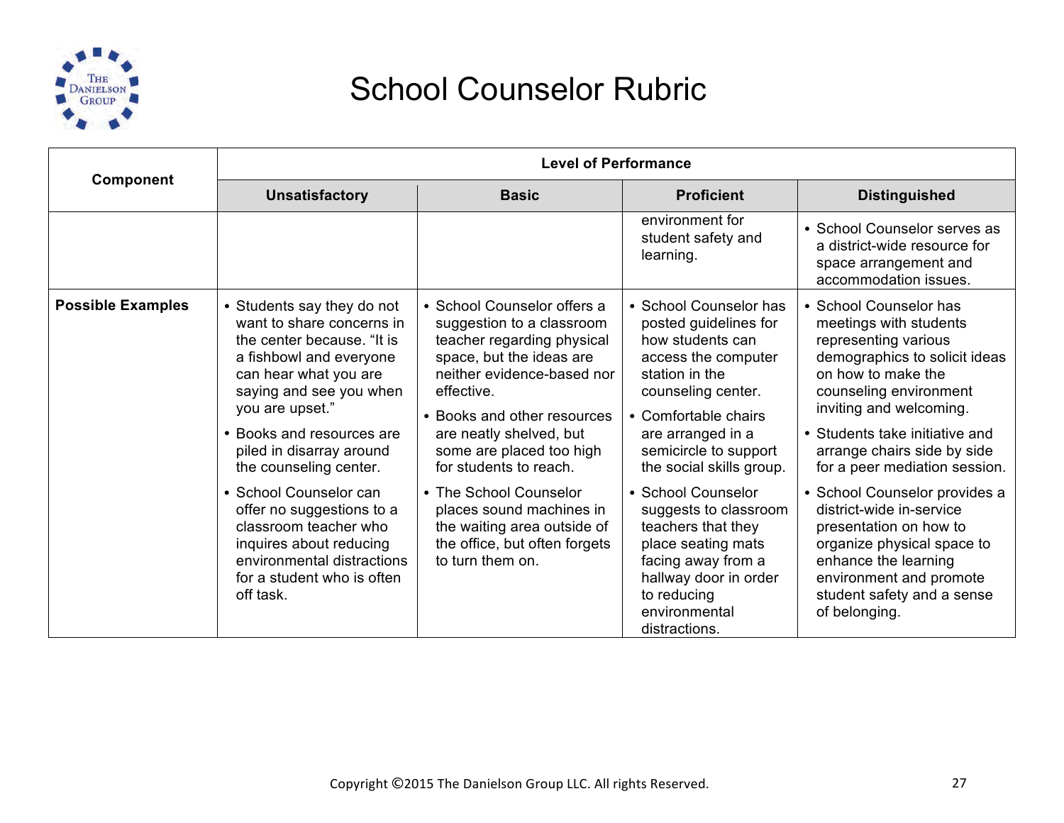# School Counselor Rubric

| Component | Level of Performance | | | |
|---|---|---|---|---|
| | **Unsatisfactory** | **Basic** | **Proficient** | **Distinguished** |
| | | | environment for student safety and learning. | • School Counselor serves as a district-wide resource for space arrangement and accommodation issues. |
| **Possible Examples** | • Students say they do not want to share concerns in the center because. "It is a fishbowl and everyone can hear what you are saying and see you when you are upset." • Books and resources are piled in disarray around the counseling center. • School Counselor can offer no suggestions to a classroom teacher who inquires about reducing environmental distractions for a student who is often off task. | • School Counselor offers a suggestion to a classroom teacher regarding physical space, but the ideas are neither evidence-based nor effective. • Books and other resources are neatly shelved, but some are placed too high for students to reach. • The School Counselor places sound machines in the waiting area outside of the office, but often forgets to turn them on. | • School Counselor has posted guidelines for how students can access the computer station in the counseling center. • Comfortable chairs are arranged in a semicircle to support the social skills group. • School Counselor suggests to classroom teachers that they place seating mats facing away from a hallway door in order to reducing environmental distractions. | • School Counselor has meetings with students representing various demographics to solicit ideas on how to make the counseling environment inviting and welcoming. • Students take initiative and arrange chairs side by side for a peer mediation session. • School Counselor provides a district-wide in-service presentation on how to organize physical space to enhance the learning environment and promote student safety and a sense of belonging. |

Copyright ©2015 The Danielson Group LLC. All rights Reserved.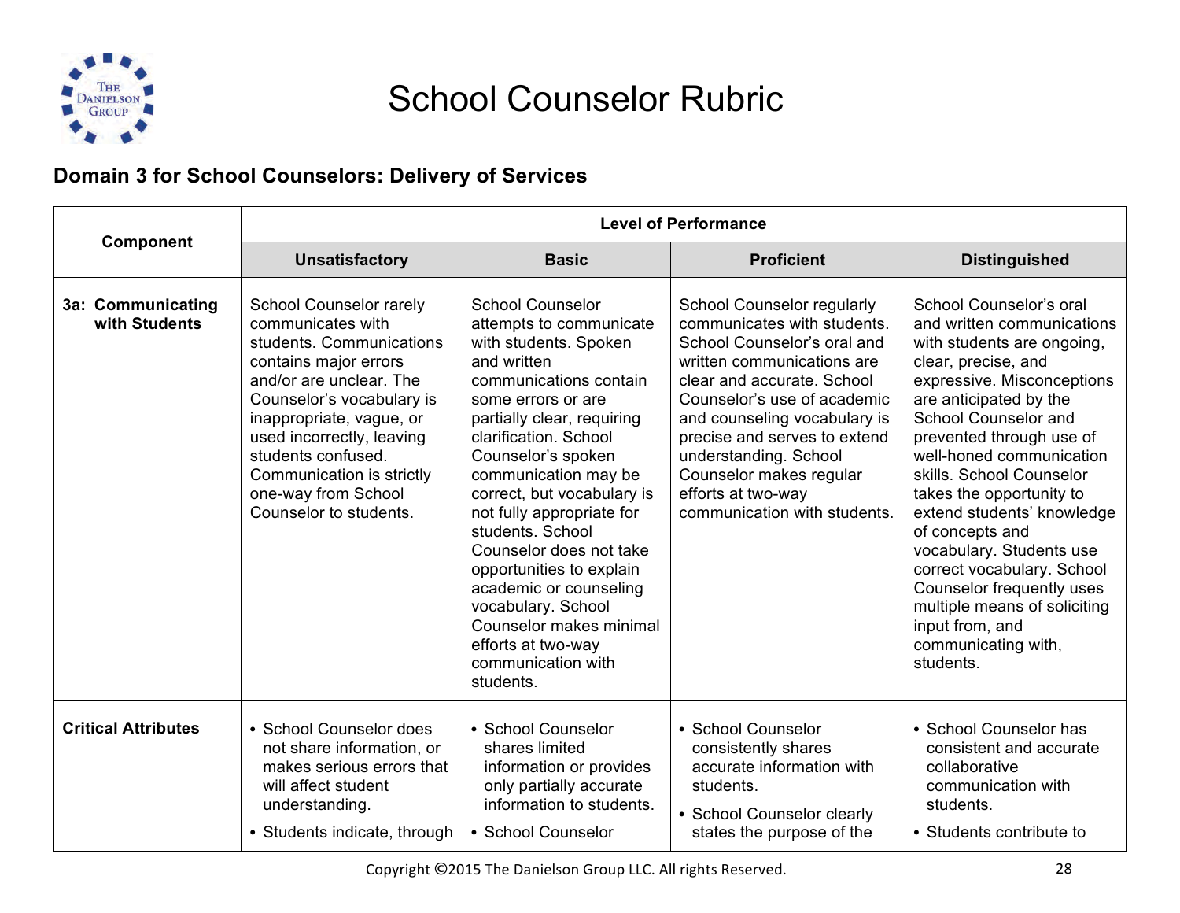# School Counselor Rubric

## Domain 3 for School Counselors: Delivery of Services

| Component | Level of Performance | | | |
|---|---|---|---|---|
| | **Unsatisfactory** | **Basic** | **Proficient** | **Distinguished** |
| **3a: Communicating with Students** | School Counselor rarely communicates with students. Communications contains major errors and/or are unclear. The Counselor's vocabulary is inappropriate, vague, or used incorrectly, leaving students confused. Communication is strictly one-way from School Counselor to students. | School Counselor attempts to communicate with students. Spoken and written communications contain some errors or are partially clear, requiring clarification. School Counselor's spoken communication may be correct, but vocabulary is not fully appropriate for students. School Counselor does not take opportunities to explain academic or counseling vocabulary. School Counselor makes minimal efforts at two-way communication with students. | School Counselor regularly communicates with students. School Counselor's oral and written communications are clear and accurate. School Counselor's use of academic and counseling vocabulary is precise and serves to extend understanding. School Counselor makes regular efforts at two-way communication with students. | School Counselor's oral and written communications with students are ongoing, clear, precise, and expressive. Misconceptions are anticipated by the School Counselor and prevented through use of well-honed communication skills. School Counselor takes the opportunity to extend students' knowledge of concepts and vocabulary. Students use correct vocabulary. School Counselor frequently uses multiple means of soliciting input from, and communicating with, students. |
| **Critical Attributes** | • School Counselor does not share information, or makes serious errors that will affect student understanding.<br>• Students indicate, through | • School Counselor shares limited information or provides only partially accurate information to students.<br>• School Counselor | • School Counselor consistently shares accurate information with students.<br>• School Counselor clearly states the purpose of the | • School Counselor has consistent and accurate collaborative communication with students.<br>• Students contribute to |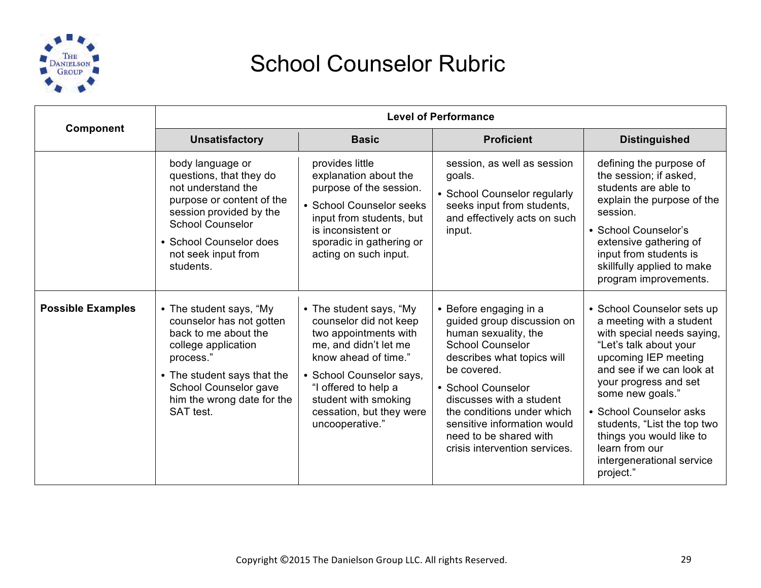# School Counselor Rubric

| Component | Level of Performance | | | |
|---|---|---|---|---|
| | **Unsatisfactory** | **Basic** | **Proficient** | **Distinguished** |
| | body language or questions, that they do not understand the purpose or content of the session provided by the School Counselor<br>• School Counselor does not seek input from students. | provides little explanation about the purpose of the session.<br>• School Counselor seeks input from students, but is inconsistent or sporadic in gathering or acting on such input. | session, as well as session goals.<br>• School Counselor regularly seeks input from students, and effectively acts on such input. | defining the purpose of the session; if asked, students are able to explain the purpose of the session.<br>• School Counselor's extensive gathering of input from students is skillfully applied to make program improvements. |
| **Possible Examples** | • The student says, "My counselor has not gotten back to me about the college application process."<br>• The student says that the School Counselor gave him the wrong date for the SAT test. | • The student says, "My counselor did not keep two appointments with me, and didn't let me know ahead of time."<br>• School Counselor says, "I offered to help a student with smoking cessation, but they were uncooperative." | • Before engaging in a guided group discussion on human sexuality, the School Counselor describes what topics will be covered.<br>• School Counselor discusses with a student the conditions under which sensitive information would need to be shared with crisis intervention services. | • School Counselor sets up a meeting with a student with special needs saying, "Let's talk about your upcoming IEP meeting and see if we can look at your progress and set some new goals."<br>• School Counselor asks students, "List the top two things you would like to learn from our intergenerational service project." |

Copyright ©2015 The Danielson Group LLC. All rights Reserved.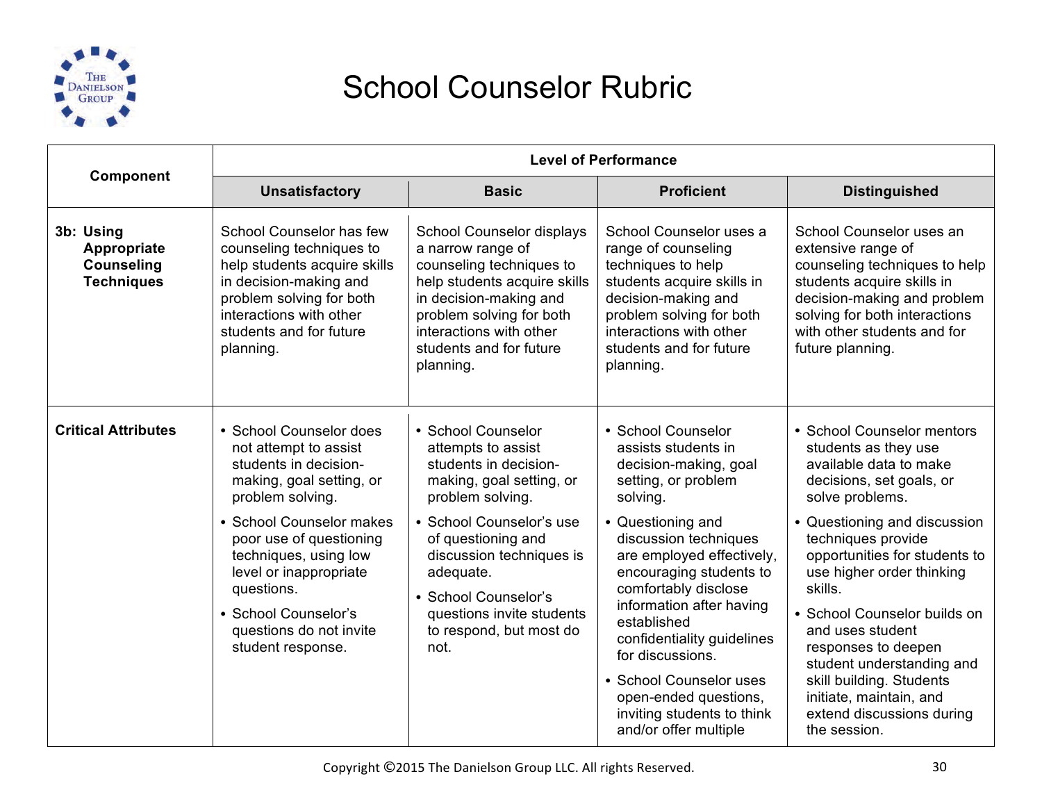# School Counselor Rubric

| Component | Level of Performance | | | |
|---|---|---|---|---|
| | **Unsatisfactory** | **Basic** | **Proficient** | **Distinguished** |
| **3b: Using Appropriate Counseling Techniques** | School Counselor has few counseling techniques to help students acquire skills in decision-making and problem solving for both interactions with other students and for future planning. | School Counselor displays a narrow range of counseling techniques to help students acquire skills in decision-making and problem solving for both interactions with other students and for future planning. | School Counselor uses a range of counseling techniques to help students acquire skills in decision-making and problem solving for both interactions with other students and for future planning. | School Counselor uses an extensive range of counseling techniques to help students acquire skills in decision-making and problem solving for both interactions with other students and for future planning. |
| **Critical Attributes** | • School Counselor does not attempt to assist students in decision-making, goal setting, or problem solving.<br>• School Counselor makes poor use of questioning techniques, using low level or inappropriate questions.<br>• School Counselor's questions do not invite student response. | • School Counselor attempts to assist students in decision-making, goal setting, or problem solving.<br>• School Counselor's use of questioning and discussion techniques is adequate.<br>• School Counselor's questions invite students to respond, but most do not. | • School Counselor assists students in decision-making, goal setting, or problem solving.<br>• Questioning and discussion techniques are employed effectively, encouraging students to comfortably disclose information after having established confidentiality guidelines for discussions.<br>• School Counselor uses open-ended questions, inviting students to think and/or offer multiple | • School Counselor mentors students as they use available data to make decisions, set goals, or solve problems.<br>• Questioning and discussion techniques provide opportunities for students to use higher order thinking skills.<br>• School Counselor builds on and uses student responses to deepen student understanding and skill building. Students initiate, maintain, and extend discussions during the session. |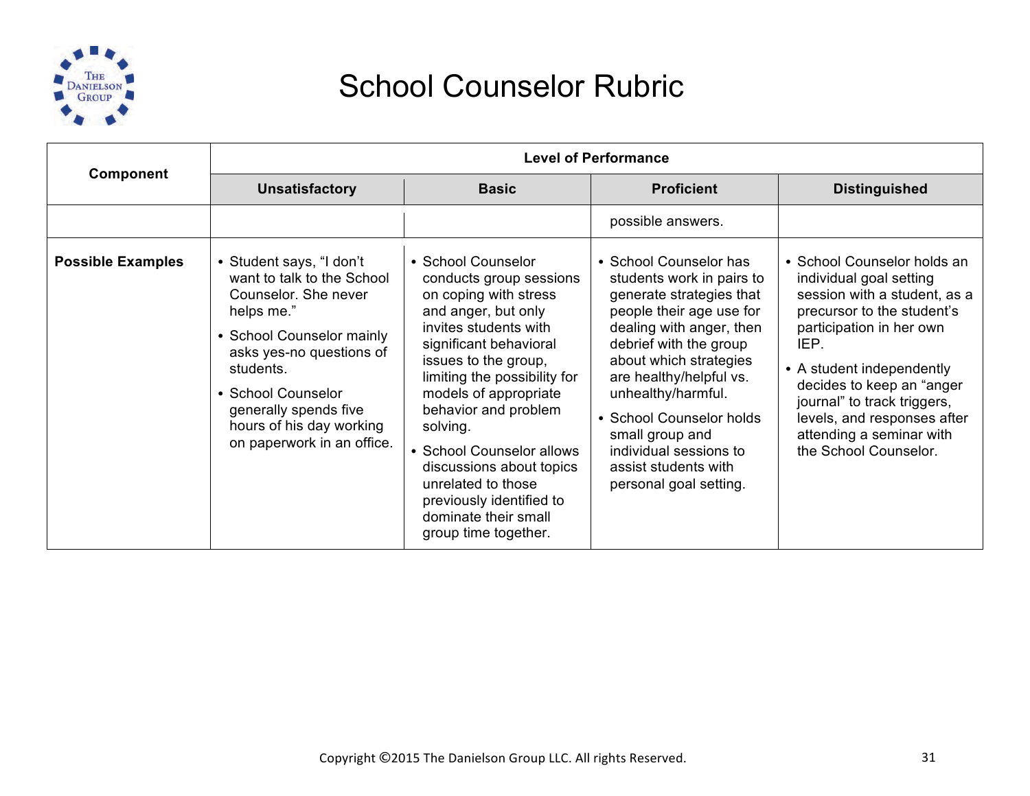# School Counselor Rubric

| Component | Level of Performance | | | |
|---|---|---|---|---|
| | Unsatisfactory | Basic | Proficient | Distinguished |
| | | | possible answers. | |
| **Possible Examples** | • Student says, "I don't want to talk to the School Counselor. She never helps me."<br>• School Counselor mainly asks yes-no questions of students.<br>• School Counselor generally spends five hours of his day working on paperwork in an office. | • School Counselor conducts group sessions on coping with stress and anger, but only invites students with significant behavioral issues to the group, limiting the possibility for models of appropriate behavior and problem solving.<br>• School Counselor allows discussions about topics unrelated to those previously identified to dominate their small group time together. | • School Counselor has students work in pairs to generate strategies that people their age use for dealing with anger, then debrief with the group about which strategies are healthy/helpful vs. unhealthy/harmful.<br>• School Counselor holds small group and individual sessions to assist students with personal goal setting. | • School Counselor holds an individual goal setting session with a student, as a precursor to the student's participation in her own IEP.<br>• A student independently decides to keep an "anger journal" to track triggers, levels, and responses after attending a seminar with the School Counselor. |

Copyright ©2015 The Danielson Group LLC. All rights Reserved.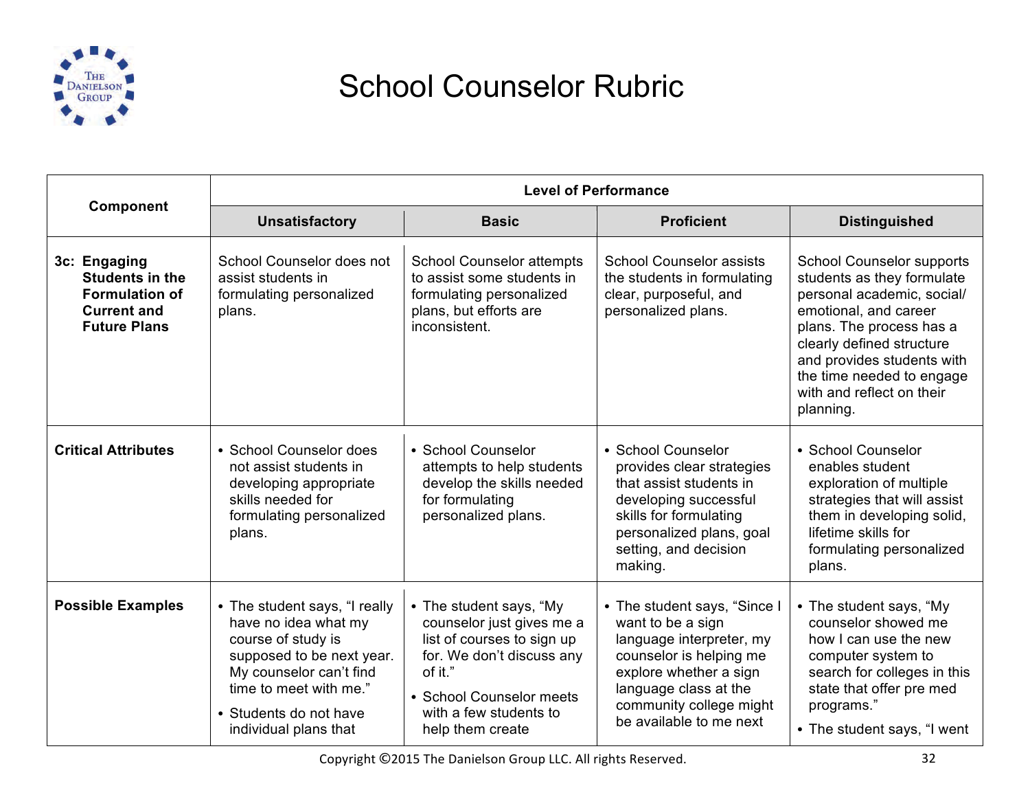# School Counselor Rubric

| Component | Level of Performance | | | |
|---|---|---|---|---|
| | **Unsatisfactory** | **Basic** | **Proficient** | **Distinguished** |
| **3c: Engaging Students in the Formulation of Current and Future Plans** | School Counselor does not assist students in formulating personalized plans. | School Counselor attempts to assist some students in formulating personalized plans, but efforts are inconsistent. | School Counselor assists the students in formulating clear, purposeful, and personalized plans. | School Counselor supports students as they formulate personal academic, social/ emotional, and career plans. The process has a clearly defined structure and provides students with the time needed to engage with and reflect on their planning. |
| **Critical Attributes** | • School Counselor does not assist students in developing appropriate skills needed for formulating personalized plans. | • School Counselor attempts to help students develop the skills needed for formulating personalized plans. | • School Counselor provides clear strategies that assist students in developing successful skills for formulating personalized plans, goal setting, and decision making. | • School Counselor enables student exploration of multiple strategies that will assist them in developing solid, lifetime skills for formulating personalized plans. |
| **Possible Examples** | • The student says, "I really have no idea what my course of study is supposed to be next year. My counselor can't find time to meet with me."<br>• Students do not have individual plans that | • The student says, "My counselor just gives me a list of courses to sign up for. We don't discuss any of it."<br>• School Counselor meets with a few students to help them create | • The student says, "Since I want to be a sign language interpreter, my counselor is helping me explore whether a sign language class at the community college might be available to me next | • The student says, "My counselor showed me how I can use the new computer system to search for colleges in this state that offer pre med programs."<br>• The student says, "I went |

Copyright ©2015 The Danielson Group LLC. All rights Reserved.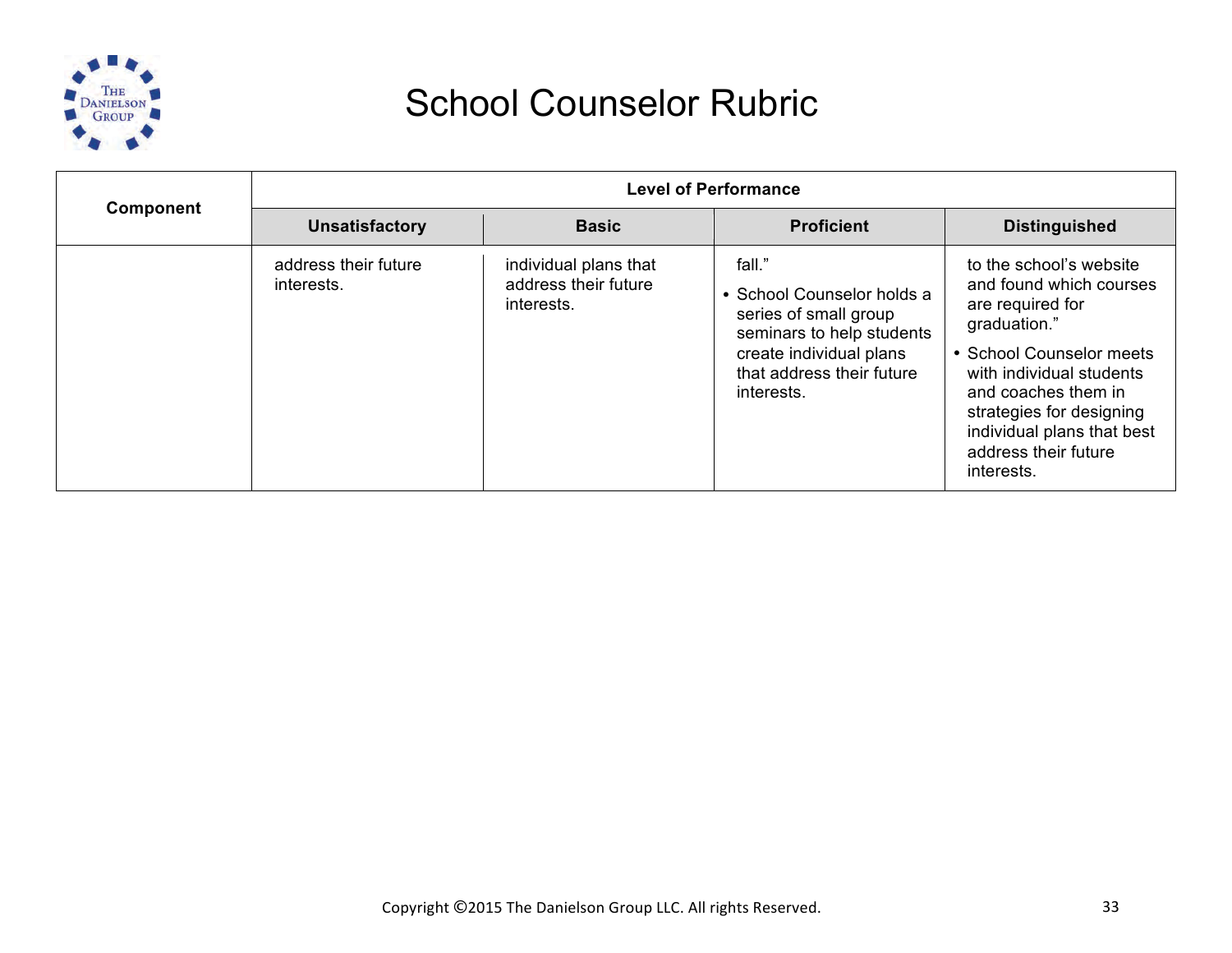# School Counselor Rubric

| Component | Level of Performance | | | |
|---|---|---|---|---|
| | **Unsatisfactory** | **Basic** | **Proficient** | **Distinguished** |
| | address their future interests. | individual plans that address their future interests. | fall."<br>• School Counselor holds a series of small group seminars to help students create individual plans that address their future interests. | to the school's website and found which courses are required for graduation."<br>• School Counselor meets with individual students and coaches them in strategies for designing individual plans that best address their future interests. |

Copyright ©2015 The Danielson Group LLC. All rights Reserved.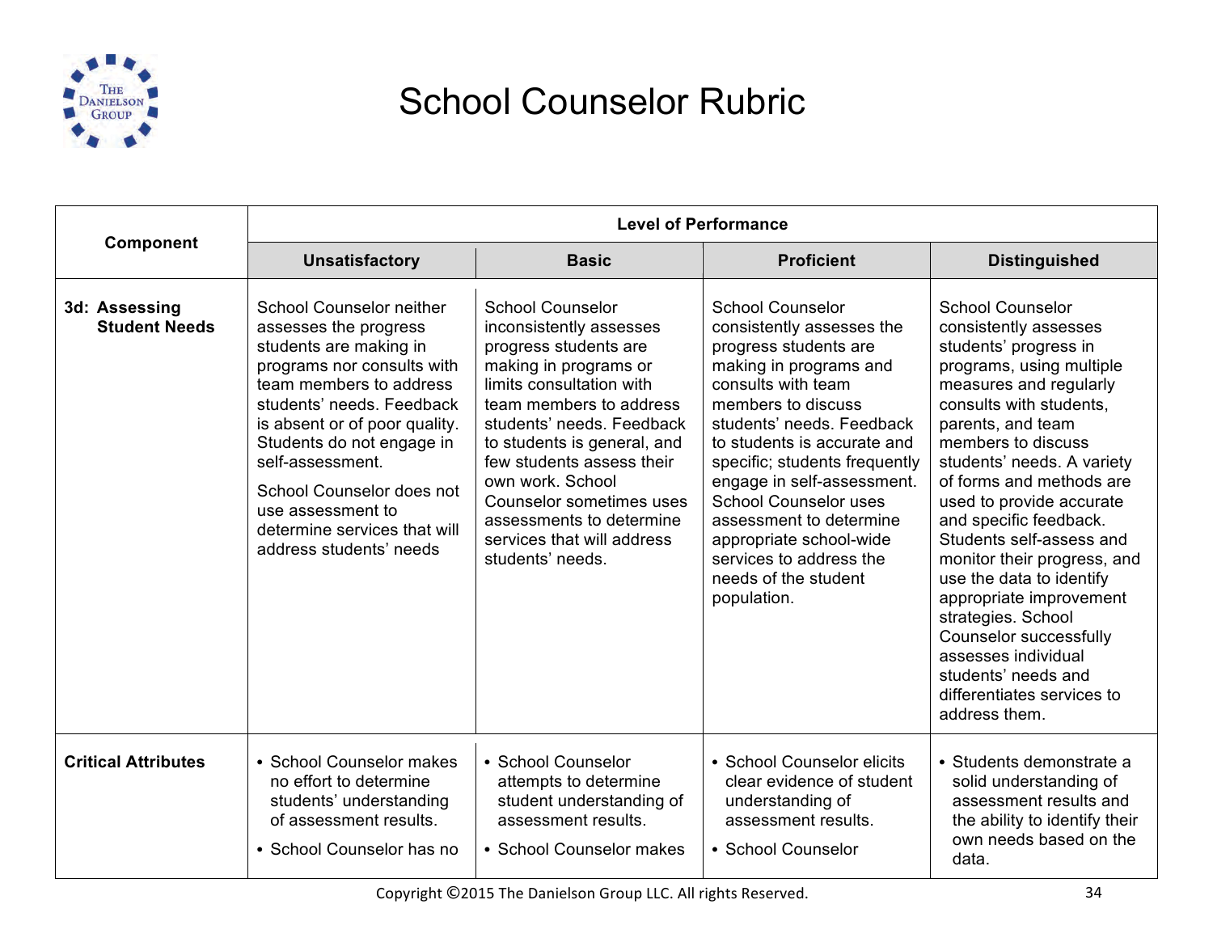# School Counselor Rubric

| Component | Level of Performance | | | |
|---|---|---|---|---|
| | **Unsatisfactory** | **Basic** | **Proficient** | **Distinguished** |
| **3d: Assessing Student Needs** | School Counselor neither assesses the progress students are making in programs nor consults with team members to address students' needs. Feedback is absent or of poor quality. Students do not engage in self-assessment. School Counselor does not use assessment to determine services that will address students' needs | School Counselor inconsistently assesses progress students are making in programs or limits consultation with team members to address students' needs. Feedback to students is general, and few students assess their own work. School Counselor sometimes uses assessments to determine services that will address students' needs. | School Counselor consistently assesses the progress students are making in programs and consults with team members to discuss students' needs. Feedback to students is accurate and specific; students frequently engage in self-assessment. School Counselor uses assessment to determine appropriate school-wide services to address the needs of the student population. | School Counselor consistently assesses students' progress in programs, using multiple measures and regularly consults with students, parents, and team members to discuss students' needs. A variety of forms and methods are used to provide accurate and specific feedback. Students self-assess and monitor their progress, and use the data to identify appropriate improvement strategies. School Counselor successfully assesses individual students' needs and differentiates services to address them. |
| **Critical Attributes** | • School Counselor makes no effort to determine students' understanding of assessment results. <br> • School Counselor has no | • School Counselor attempts to determine student understanding of assessment results. <br> • School Counselor makes | • School Counselor elicits clear evidence of student understanding of assessment results. <br> • School Counselor | • Students demonstrate a solid understanding of assessment results and the ability to identify their own needs based on the data. |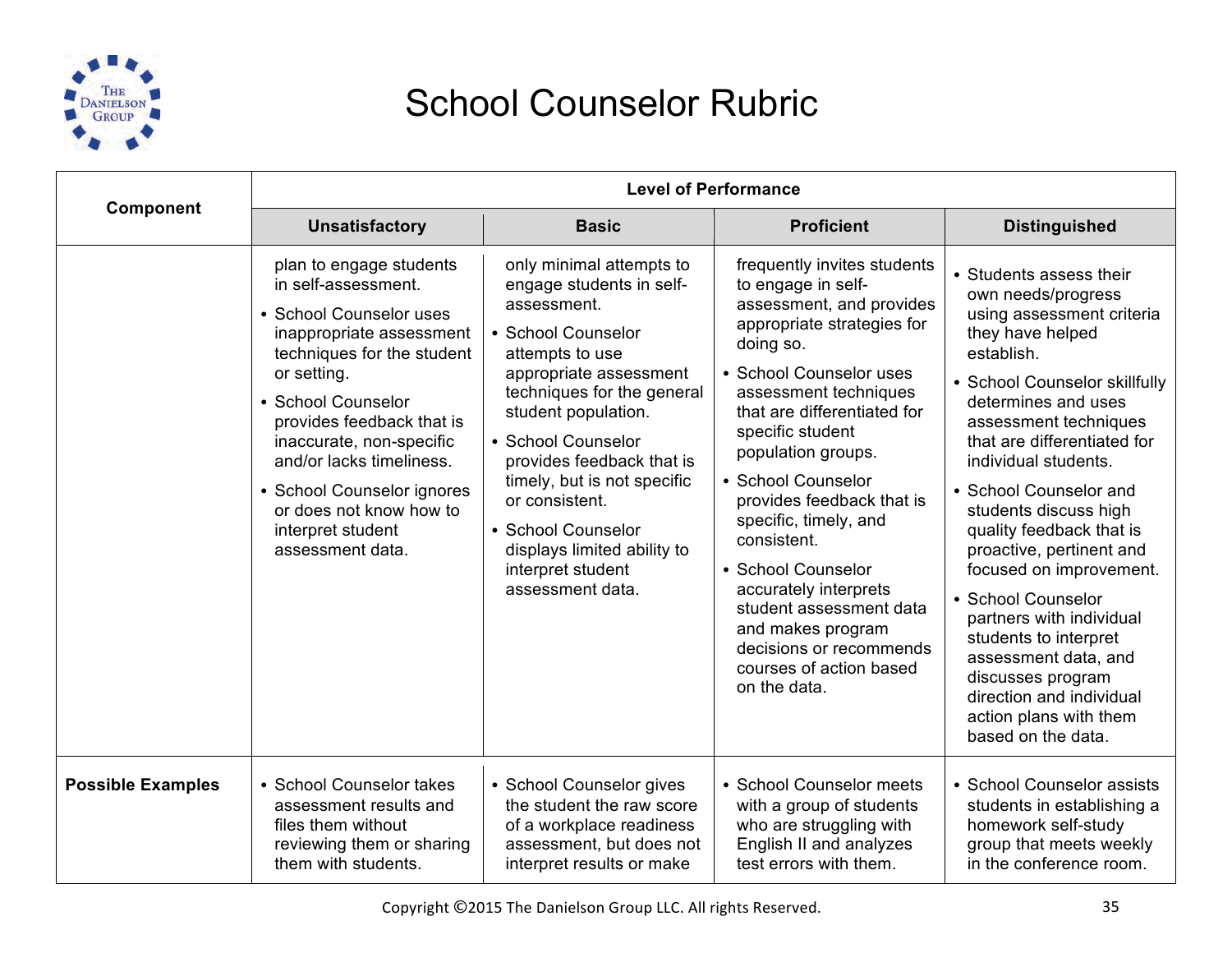# School Counselor Rubric

| Component | Level of Performance | | | |
|---|---|---|---|---|
| | **Unsatisfactory** | **Basic** | **Proficient** | **Distinguished** |
| | plan to engage students in self-assessment.<br>• School Counselor uses inappropriate assessment techniques for the student or setting.<br>• School Counselor provides feedback that is inaccurate, non-specific and/or lacks timeliness.<br>• School Counselor ignores or does not know how to interpret student assessment data. | only minimal attempts to engage students in self-assessment.<br>• School Counselor attempts to use appropriate assessment techniques for the general student population.<br>• School Counselor provides feedback that is timely, but is not specific or consistent.<br>• School Counselor displays limited ability to interpret student assessment data. | frequently invites students to engage in self-assessment, and provides appropriate strategies for doing so.<br>• School Counselor uses assessment techniques that are differentiated for specific student population groups.<br>• School Counselor provides feedback that is specific, timely, and consistent.<br>• School Counselor accurately interprets student assessment data and makes program decisions or recommends courses of action based on the data. | • Students assess their own needs/progress using assessment criteria they have helped establish.<br>• School Counselor skillfully determines and uses assessment techniques that are differentiated for individual students.<br>• School Counselor and students discuss high quality feedback that is proactive, pertinent and focused on improvement.<br>• School Counselor partners with individual students to interpret assessment data, and discusses program direction and individual action plans with them based on the data. |
| **Possible Examples** | • School Counselor takes assessment results and files them without reviewing them or sharing them with students. | • School Counselor gives the student the raw score of a workplace readiness assessment, but does not interpret results or make | • School Counselor meets with a group of students who are struggling with English II and analyzes test errors with them. | • School Counselor assists students in establishing a homework self-study group that meets weekly in the conference room. |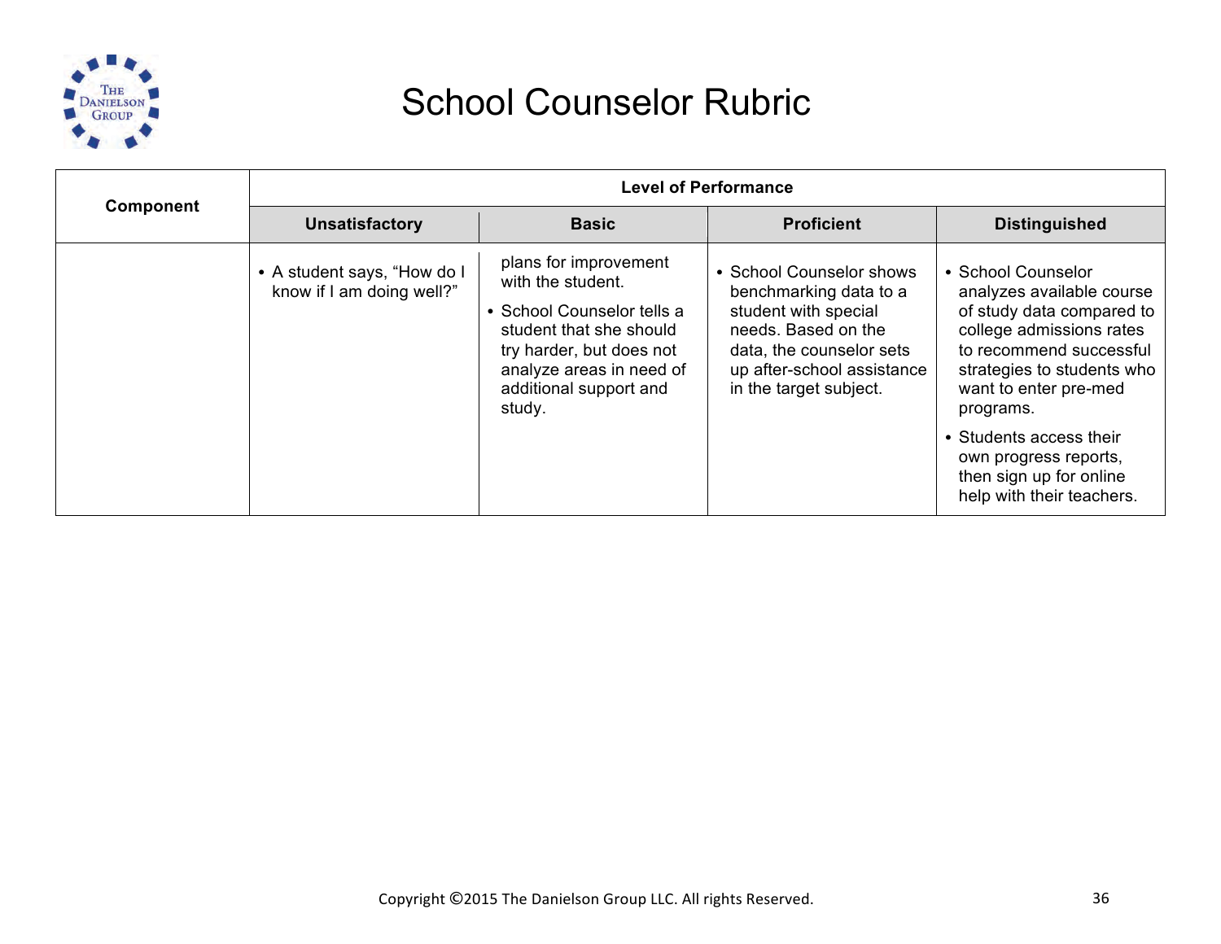# School Counselor Rubric

| Component | Level of Performance | | | |
|---|---|---|---|---|
| | **Unsatisfactory** | **Basic** | **Proficient** | **Distinguished** |
| | • A student says, "How do I know if I am doing well?" | plans for improvement with the student.<br>• School Counselor tells a student that she should try harder, but does not analyze areas in need of additional support and study. | • School Counselor shows benchmarking data to a student with special needs. Based on the data, the counselor sets up after-school assistance in the target subject. | • School Counselor analyzes available course of study data compared to college admissions rates to recommend successful strategies to students who want to enter pre-med programs.<br>• Students access their own progress reports, then sign up for online help with their teachers. |

Copyright ©2015 The Danielson Group LLC. All rights Reserved.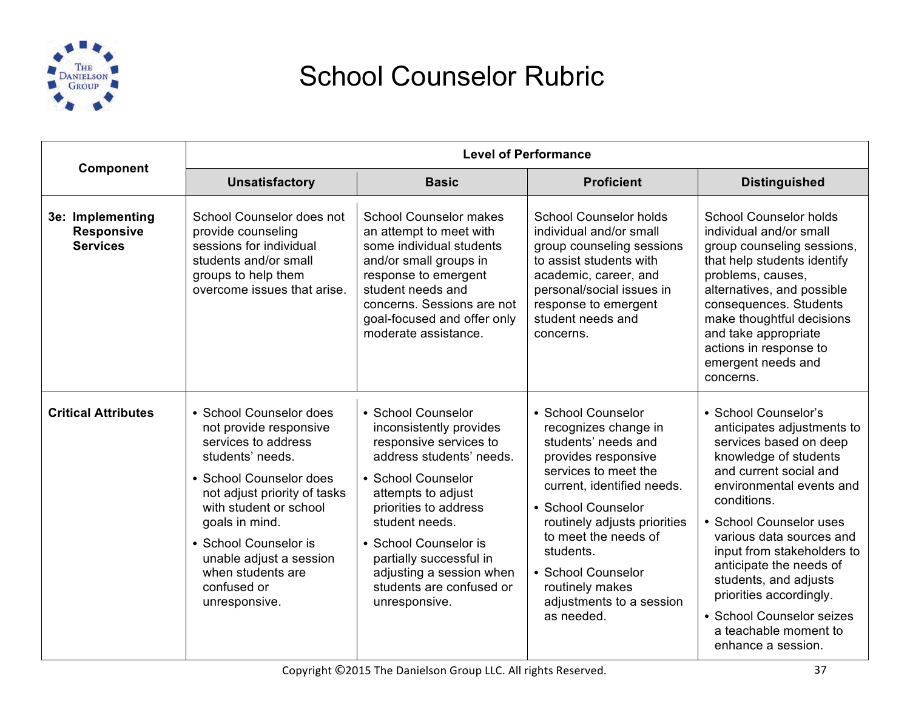# School Counselor Rubric

| Component | Level of Performance | | | |
|---|---|---|---|---|
| | **Unsatisfactory** | **Basic** | **Proficient** | **Distinguished** |
| **3e: Implementing Responsive Services** | School Counselor does not provide counseling sessions for individual students and/or small groups to help them overcome issues that arise. | School Counselor makes an attempt to meet with some individual students and/or small groups in response to emergent student needs and concerns. Sessions are not goal-focused and offer only moderate assistance. | School Counselor holds individual and/or small group counseling sessions to assist students with academic, career, and personal/social issues in response to emergent student needs and concerns. | School Counselor holds individual and/or small group counseling sessions, that help students identify problems, causes, alternatives, and possible consequences. Students make thoughtful decisions and take appropriate actions in response to emergent needs and concerns. |
| **Critical Attributes** | • School Counselor does not provide responsive services to address students' needs.<br>• School Counselor does not adjust priority of tasks with student or school goals in mind.<br>• School Counselor is unable adjust a session when students are confused or unresponsive. | • School Counselor inconsistently provides responsive services to address students' needs.<br>• School Counselor attempts to adjust priorities to address student needs.<br>• School Counselor is partially successful in adjusting a session when students are confused or unresponsive. | • School Counselor recognizes change in students' needs and provides responsive services to meet the current, identified needs.<br>• School Counselor routinely adjusts priorities to meet the needs of students.<br>• School Counselor routinely makes adjustments to a session as needed. | • School Counselor's anticipates adjustments to services based on deep knowledge of students and current social and environmental events and conditions.<br>• School Counselor uses various data sources and input from stakeholders to anticipate the needs of students, and adjusts priorities accordingly.<br>• School Counselor seizes a teachable moment to enhance a session. |

Copyright ©2015 The Danielson Group LLC. All rights Reserved.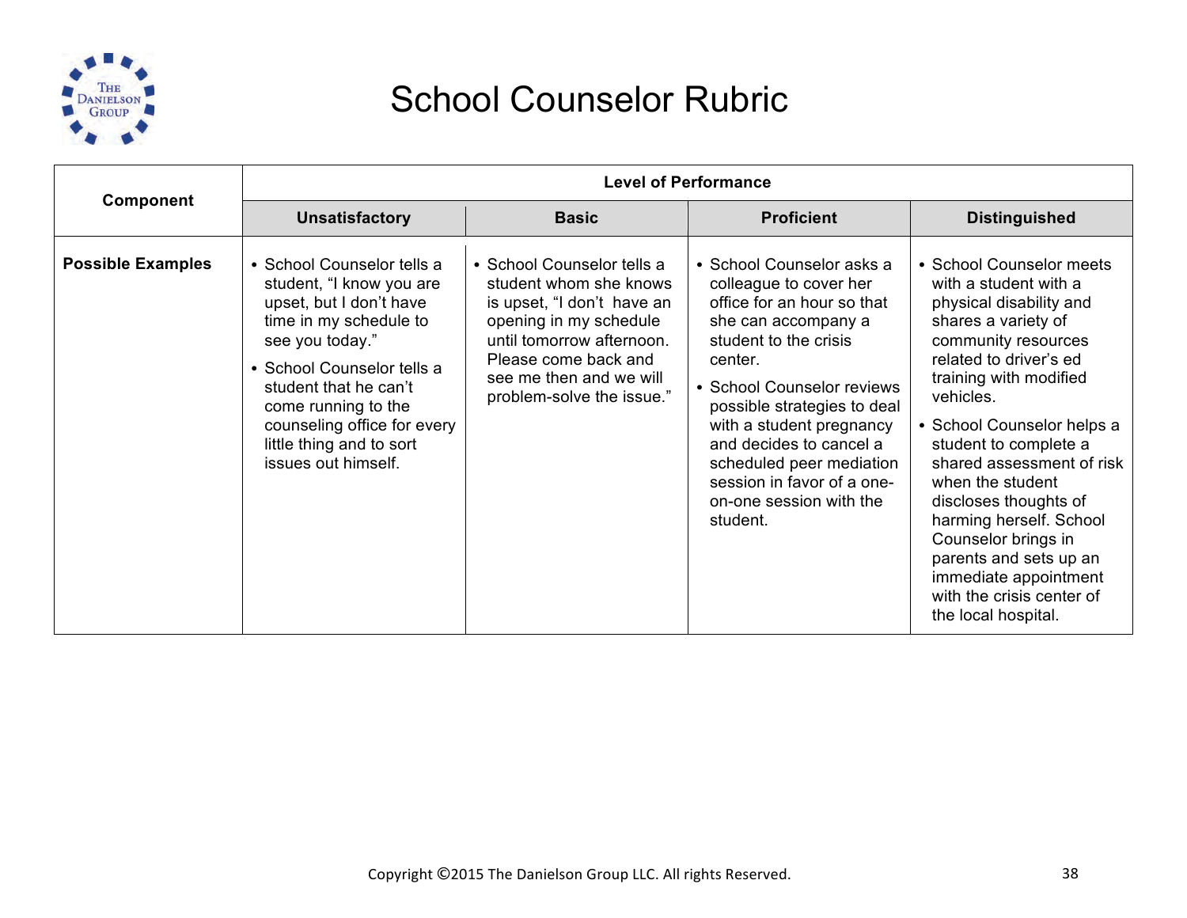# School Counselor Rubric

| Component | Level of Performance | | | |
|---|---|---|---|---|
| | **Unsatisfactory** | **Basic** | **Proficient** | **Distinguished** |
| **Possible Examples** | • School Counselor tells a student, "I know you are upset, but I don't have time in my schedule to see you today."<br>• School Counselor tells a student that he can't come running to the counseling office for every little thing and to sort issues out himself. | • School Counselor tells a student whom she knows is upset, "I don't have an opening in my schedule until tomorrow afternoon. Please come back and see me then and we will problem-solve the issue." | • School Counselor asks a colleague to cover her office for an hour so that she can accompany a student to the crisis center.<br>• School Counselor reviews possible strategies to deal with a student pregnancy and decides to cancel a scheduled peer mediation session in favor of a one-on-one session with the student. | • School Counselor meets with a student with a physical disability and shares a variety of community resources related to driver's ed training with modified vehicles.<br>• School Counselor helps a student to complete a shared assessment of risk when the student discloses thoughts of harming herself. School Counselor brings in parents and sets up an immediate appointment with the crisis center of the local hospital. |

Copyright ©2015 The Danielson Group LLC. All rights Reserved.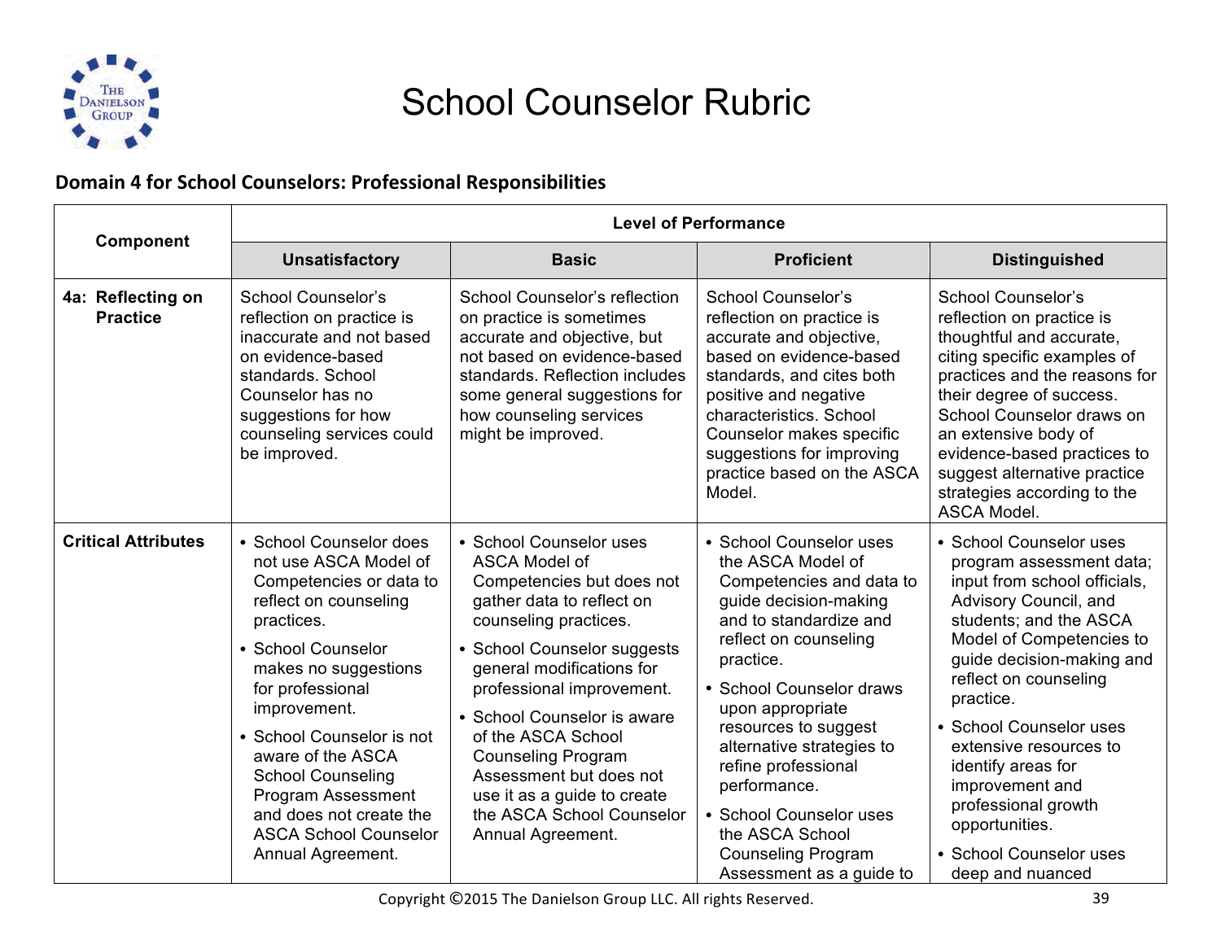# School Counselor Rubric

## Domain 4 for School Counselors: Professional Responsibilities

| Component | Level of Performance | | | |
|---|---|---|---|---|
| | **Unsatisfactory** | **Basic** | **Proficient** | **Distinguished** |
| **4a: Reflecting on Practice** | School Counselor's reflection on practice is inaccurate and not based on evidence-based standards. School Counselor has no suggestions for how counseling services could be improved. | School Counselor's reflection on practice is sometimes accurate and objective, but not based on evidence-based standards. Reflection includes some general suggestions for how counseling services might be improved. | School Counselor's reflection on practice is accurate and objective, based on evidence-based standards, and cites both positive and negative characteristics. School Counselor makes specific suggestions for improving practice based on the ASCA Model. | School Counselor's reflection on practice is thoughtful and accurate, citing specific examples of practices and the reasons for their degree of success. School Counselor draws on an extensive body of evidence-based practices to suggest alternative practice strategies according to the ASCA Model. |
| **Critical Attributes** | • School Counselor does not use ASCA Model of Competencies or data to reflect on counseling practices.<br>• School Counselor makes no suggestions for professional improvement.<br>• School Counselor is not aware of the ASCA School Counseling Program Assessment and does not create the ASCA School Counselor Annual Agreement. | • School Counselor uses ASCA Model of Competencies but does not gather data to reflect on counseling practices.<br>• School Counselor suggests general modifications for professional improvement.<br>• School Counselor is aware of the ASCA School Counseling Program Assessment but does not use it as a guide to create the ASCA School Counselor Annual Agreement. | • School Counselor uses the ASCA Model of Competencies and data to guide decision-making and to standardize and reflect on counseling practice.<br>• School Counselor draws upon appropriate resources to suggest alternative strategies to refine professional performance.<br>• School Counselor uses the ASCA School Counseling Program Assessment as a guide to | • School Counselor uses program assessment data; input from school officials, Advisory Council, and students; and the ASCA Model of Competencies to guide decision-making and reflect on counseling practice.<br>• School Counselor uses extensive resources to identify areas for improvement and professional growth opportunities.<br>• School Counselor uses deep and nuanced |

Copyright ©2015 The Danielson Group LLC. All rights Reserved.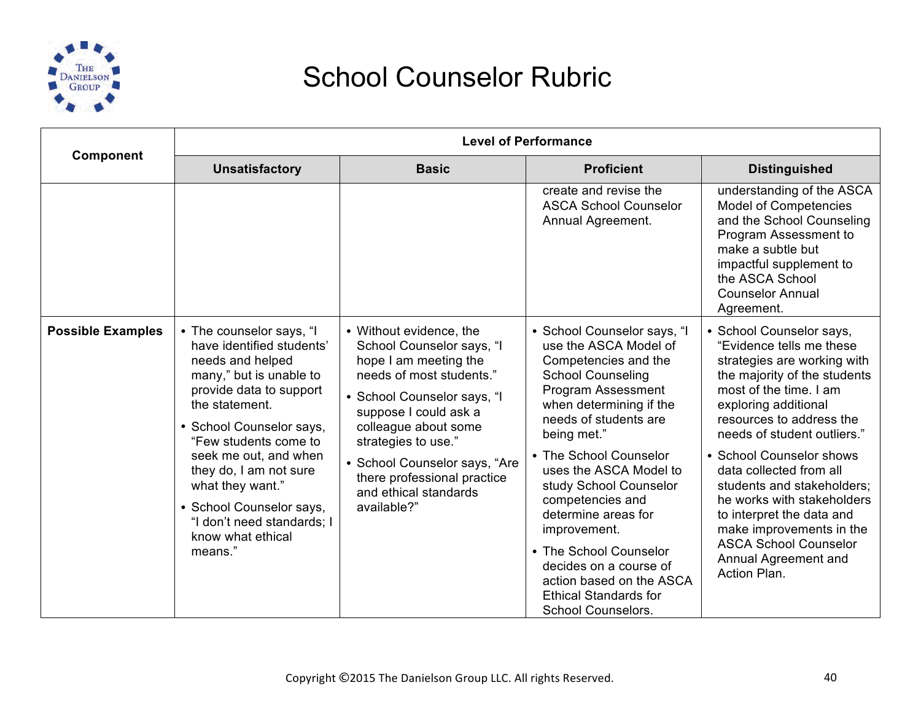# School Counselor Rubric

| Component | Level of Performance | | | |
|---|---|---|---|---|
| | **Unsatisfactory** | **Basic** | **Proficient** | **Distinguished** |
| | | | create and revise the ASCA School Counselor Annual Agreement. | understanding of the ASCA Model of Competencies and the School Counseling Program Assessment to make a subtle but impactful supplement to the ASCA School Counselor Annual Agreement. |
| **Possible Examples** | • The counselor says, "I have identified students' needs and helped many," but is unable to provide data to support the statement.<br>• School Counselor says, "Few students come to seek me out, and when they do, I am not sure what they want."<br>• School Counselor says, "I don't need standards; I know what ethical means." | • Without evidence, the School Counselor says, "I hope I am meeting the needs of most students."<br>• School Counselor says, "I suppose I could ask a colleague about some strategies to use."<br>• School Counselor says, "Are there professional practice and ethical standards available?" | • School Counselor says, "I use the ASCA Model of Competencies and the School Counseling Program Assessment when determining if the needs of students are being met."<br>• The School Counselor uses the ASCA Model to study School Counselor competencies and determine areas for improvement.<br>• The School Counselor decides on a course of action based on the ASCA Ethical Standards for School Counselors. | • School Counselor says, "Evidence tells me these strategies are working with the majority of the students most of the time. I am exploring additional resources to address the needs of student outliers."<br>• School Counselor shows data collected from all students and stakeholders; he works with stakeholders to interpret the data and make improvements in the ASCA School Counselor Annual Agreement and Action Plan. |

Copyright ©2015 The Danielson Group LLC. All rights Reserved.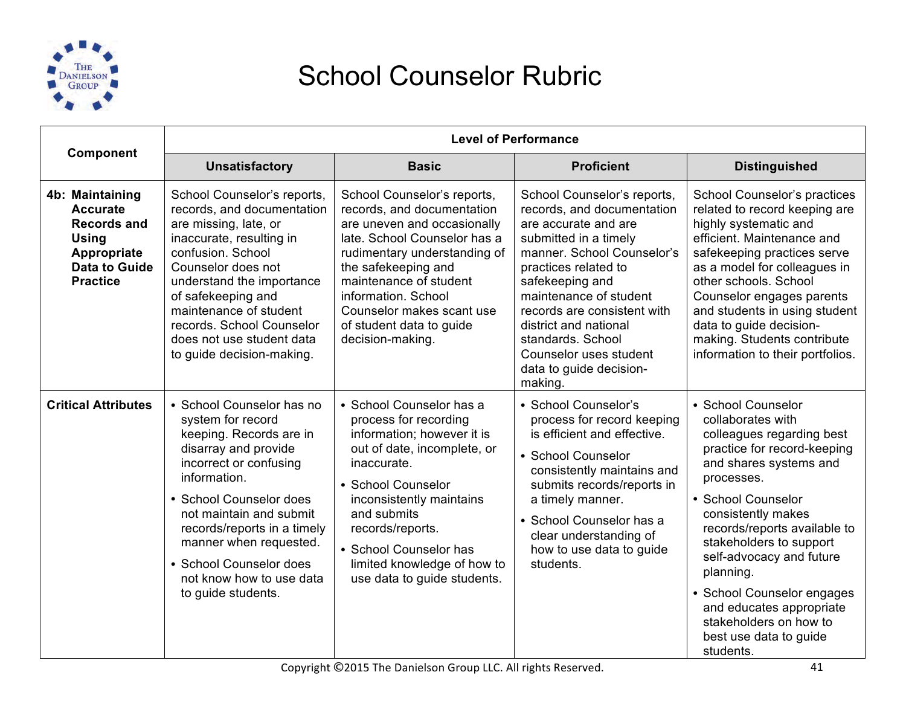# School Counselor Rubric

| Component | Level of Performance | | | |
|---|---|---|---|---|
| | **Unsatisfactory** | **Basic** | **Proficient** | **Distinguished** |
| **4b: Maintaining Accurate Records and Using Appropriate Data to Guide Practice** | School Counselor's reports, records, and documentation are missing, late, or inaccurate, resulting in confusion. School Counselor does not understand the importance of safekeeping and maintenance of student records. School Counselor does not use student data to guide decision-making. | School Counselor's reports, records, and documentation are uneven and occasionally late. School Counselor has a rudimentary understanding of the safekeeping and maintenance of student information. School Counselor makes scant use of student data to guide decision-making. | School Counselor's reports, records, and documentation are accurate and are submitted in a timely manner. School Counselor's practices related to safekeeping and maintenance of student records are consistent with district and national standards. School Counselor uses student data to guide decision-making. | School Counselor's practices related to record keeping are highly systematic and efficient. Maintenance and safekeeping practices serve as a model for colleagues in other schools. School Counselor engages parents and students in using student data to guide decision-making. Students contribute information to their portfolios. |
| **Critical Attributes** | • School Counselor has no system for record keeping. Records are in disarray and provide incorrect or confusing information.<br>• School Counselor does not maintain and submit records/reports in a timely manner when requested.<br>• School Counselor does not know how to use data to guide students. | • School Counselor has a process for recording information; however it is out of date, incomplete, or inaccurate.<br>• School Counselor inconsistently maintains and submits records/reports.<br>• School Counselor has limited knowledge of how to use data to guide students. | • School Counselor's process for record keeping is efficient and effective.<br>• School Counselor consistently maintains and submits records/reports in a timely manner.<br>• School Counselor has a clear understanding of how to use data to guide students. | • School Counselor collaborates with colleagues regarding best practice for record-keeping and shares systems and processes.<br>• School Counselor consistently makes records/reports available to stakeholders to support self-advocacy and future planning.<br>• School Counselor engages and educates appropriate stakeholders on how to best use data to guide students. |

Copyright ©2015 The Danielson Group LLC. All rights Reserved.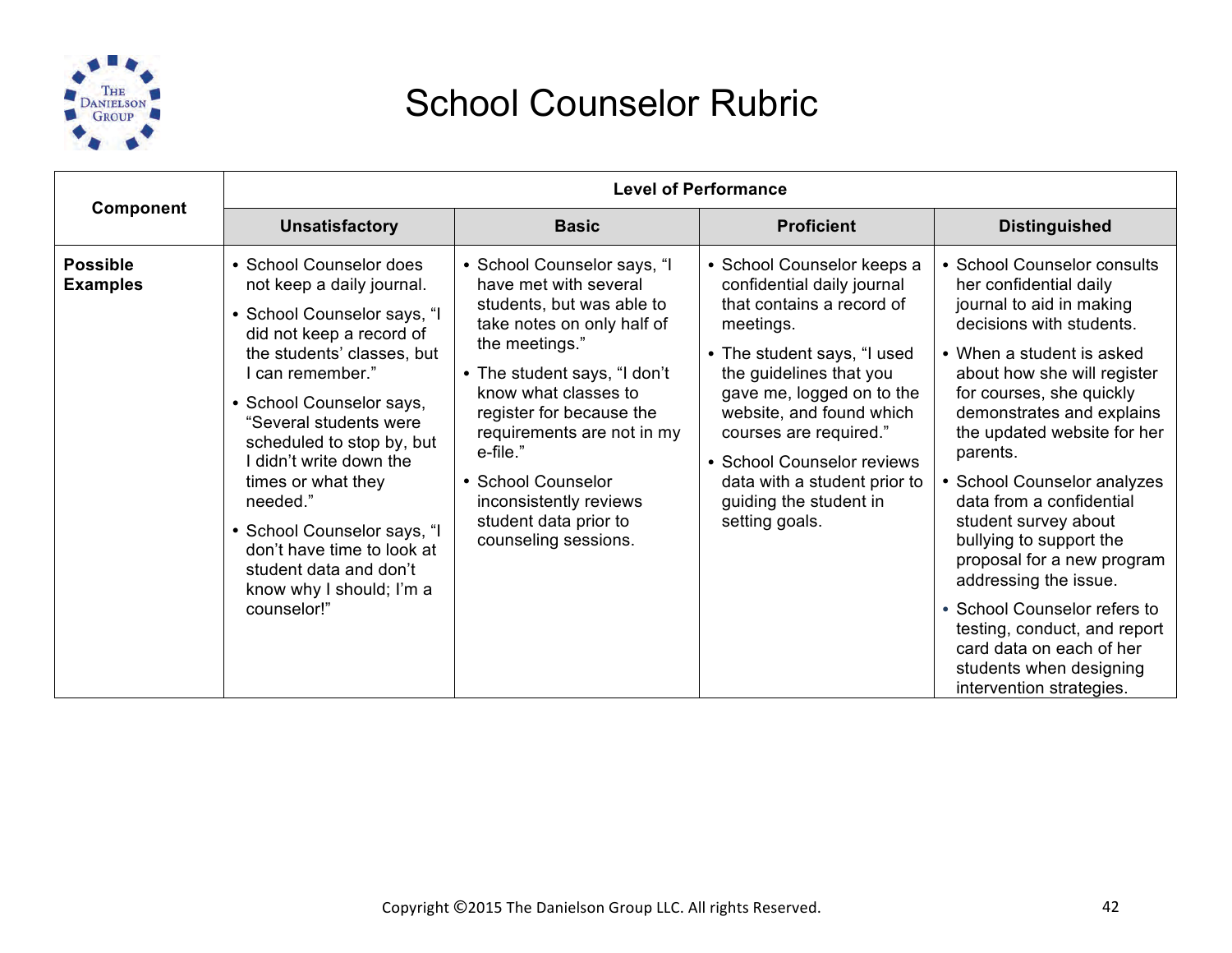# School Counselor Rubric

| Component | Level of Performance | | | |
|---|---|---|---|---|
| | **Unsatisfactory** | **Basic** | **Proficient** | **Distinguished** |
| **Possible Examples** | • School Counselor does not keep a daily journal.<br>• School Counselor says, "I did not keep a record of the students' classes, but I can remember."<br>• School Counselor says, "Several students were scheduled to stop by, but I didn't write down the times or what they needed."<br>• School Counselor says, "I don't have time to look at student data and don't know why I should; I'm a counselor!" | • School Counselor says, "I have met with several students, but was able to take notes on only half of the meetings."<br>• The student says, "I don't know what classes to register for because the requirements are not in my e-file."<br>• School Counselor inconsistently reviews student data prior to counseling sessions. | • School Counselor keeps a confidential daily journal that contains a record of meetings.<br>• The student says, "I used the guidelines that you gave me, logged on to the website, and found which courses are required."<br>• School Counselor reviews data with a student prior to guiding the student in setting goals. | • School Counselor consults her confidential daily journal to aid in making decisions with students.<br>• When a student is asked about how she will register for courses, she quickly demonstrates and explains the updated website for her parents.<br>• School Counselor analyzes data from a confidential student survey about bullying to support the proposal for a new program addressing the issue.<br>• School Counselor refers to testing, conduct, and report card data on each of her students when designing intervention strategies. |

Copyright ©2015 The Danielson Group LLC. All rights Reserved.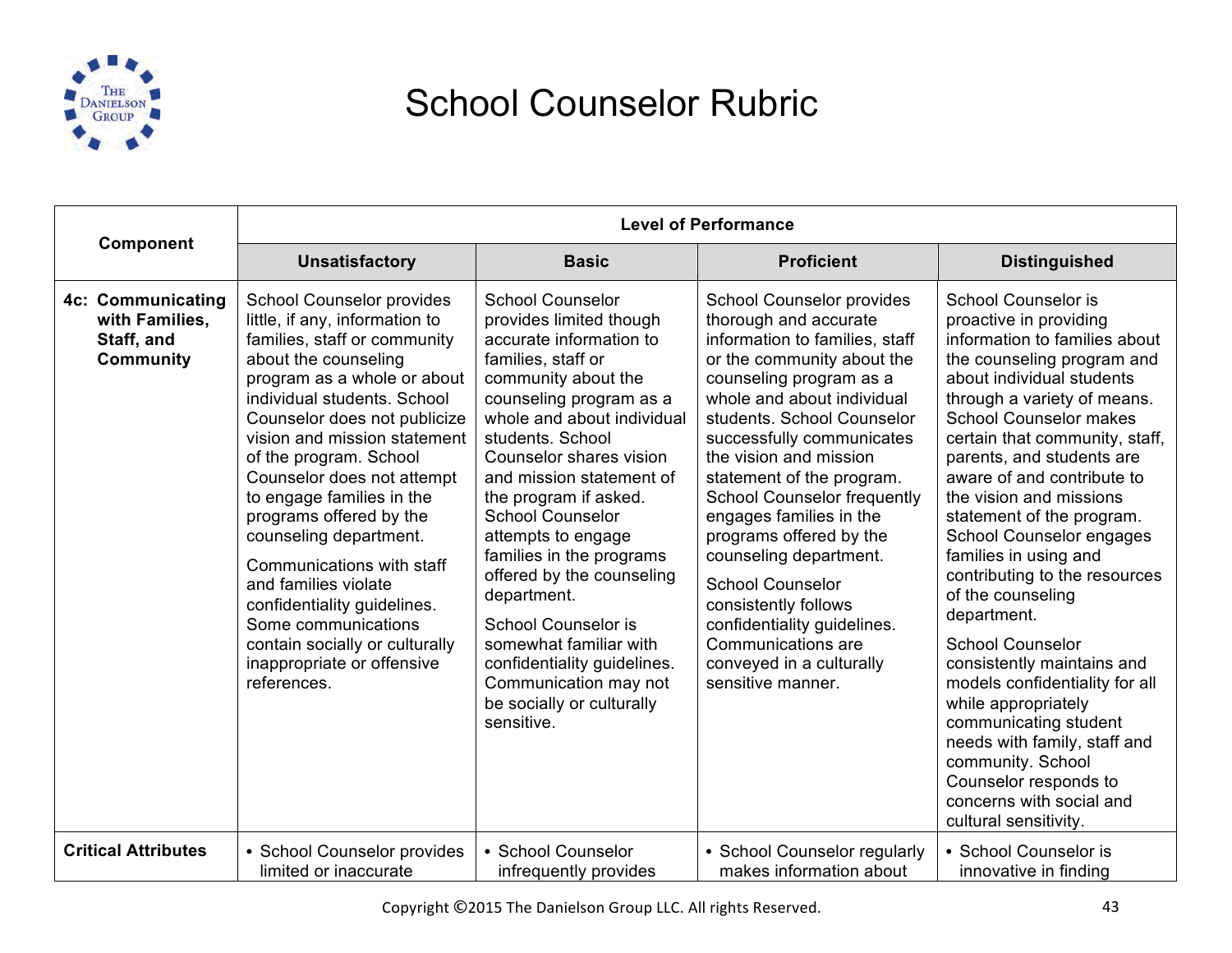# School Counselor Rubric

| Component | Level of Performance | | | |
|---|---|---|---|---|
| | **Unsatisfactory** | **Basic** | **Proficient** | **Distinguished** |
| **4c: Communicating with Families, Staff, and Community** | School Counselor provides little, if any, information to families, staff or community about the counseling program as a whole or about individual students. School Counselor does not publicize vision and mission statement of the program. School Counselor does not attempt to engage families in the programs offered by the counseling department.<br><br>Communications with staff and families violate confidentiality guidelines. Some communications contain socially or culturally inappropriate or offensive references. | School Counselor provides limited though accurate information to families, staff or community about the counseling program as a whole and about individual students. School Counselor shares vision and mission statement of the program if asked. School Counselor attempts to engage families in the programs offered by the counseling department.<br><br>School Counselor is somewhat familiar with confidentiality guidelines. Communication may not be socially or culturally sensitive. | School Counselor provides thorough and accurate information to families, staff or the community about the counseling program as a whole and about individual students. School Counselor successfully communicates the vision and mission statement of the program. School Counselor frequently engages families in the programs offered by the counseling department.<br><br>School Counselor consistently follows confidentiality guidelines. Communications are conveyed in a culturally sensitive manner. | School Counselor is proactive in providing information to families about the counseling program and about individual students through a variety of means. School Counselor makes certain that community, staff, parents, and students are aware of and contribute to the vision and missions statement of the program. School Counselor engages families in using and contributing to the resources of the counseling department.<br><br>School Counselor consistently maintains and models confidentiality for all while appropriately communicating student needs with family, staff and community. School Counselor responds to concerns with social and cultural sensitivity. |
| **Critical Attributes** | • School Counselor provides limited or inaccurate | • School Counselor infrequently provides | • School Counselor regularly makes information about | • School Counselor is innovative in finding |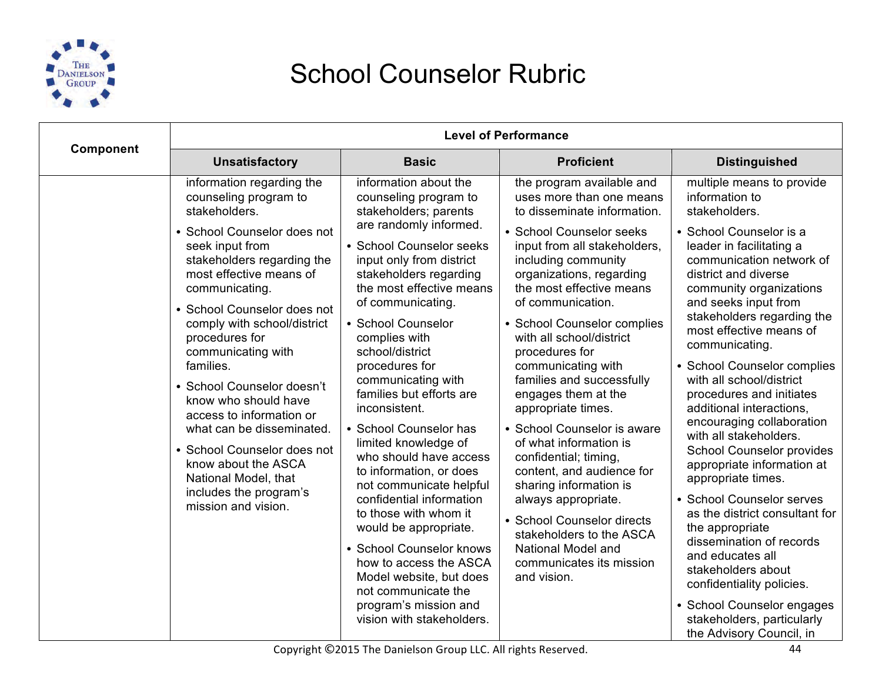# School Counselor Rubric

| Component | Level of Performance | | | |
|---|---|---|---|---|
| | **Unsatisfactory** | **Basic** | **Proficient** | **Distinguished** |
| | information regarding the counseling program to stakeholders.<br>• School Counselor does not seek input from stakeholders regarding the most effective means of communicating.<br>• School Counselor does not comply with school/district procedures for communicating with families.<br>• School Counselor doesn't know who should have access to information or what can be disseminated.<br>• School Counselor does not know about the ASCA National Model, that includes the program's mission and vision. | information about the counseling program to stakeholders; parents are randomly informed.<br>• School Counselor seeks input only from district stakeholders regarding the most effective means of communicating.<br>• School Counselor complies with school/district procedures for communicating with families but efforts are inconsistent.<br>• School Counselor has limited knowledge of who should have access to information, or does not communicate helpful confidential information to those with whom it would be appropriate.<br>• School Counselor knows how to access the ASCA Model website, but does not communicate the program's mission and vision with stakeholders. | the program available and uses more than one means to disseminate information.<br>• School Counselor seeks input from all stakeholders, including community organizations, regarding the most effective means of communication.<br>• School Counselor complies with all school/district procedures for communicating with families and successfully engages them at the appropriate times.<br>• School Counselor is aware of what information is confidential; timing, content, and audience for sharing information is always appropriate.<br>• School Counselor directs stakeholders to the ASCA National Model and communicates its mission and vision. | multiple means to provide information to stakeholders.<br>• School Counselor is a leader in facilitating a communication network of district and diverse community organizations and seeks input from stakeholders regarding the most effective means of communicating.<br>• School Counselor complies with all school/district procedures and initiates additional interactions, encouraging collaboration with all stakeholders. School Counselor provides appropriate information at appropriate times.<br>• School Counselor serves as the district consultant for the appropriate dissemination of records and educates all stakeholders about confidentiality policies.<br>• School Counselor engages stakeholders, particularly the Advisory Council, in |

Copyright ©2015 The Danielson Group LLC. All rights Reserved.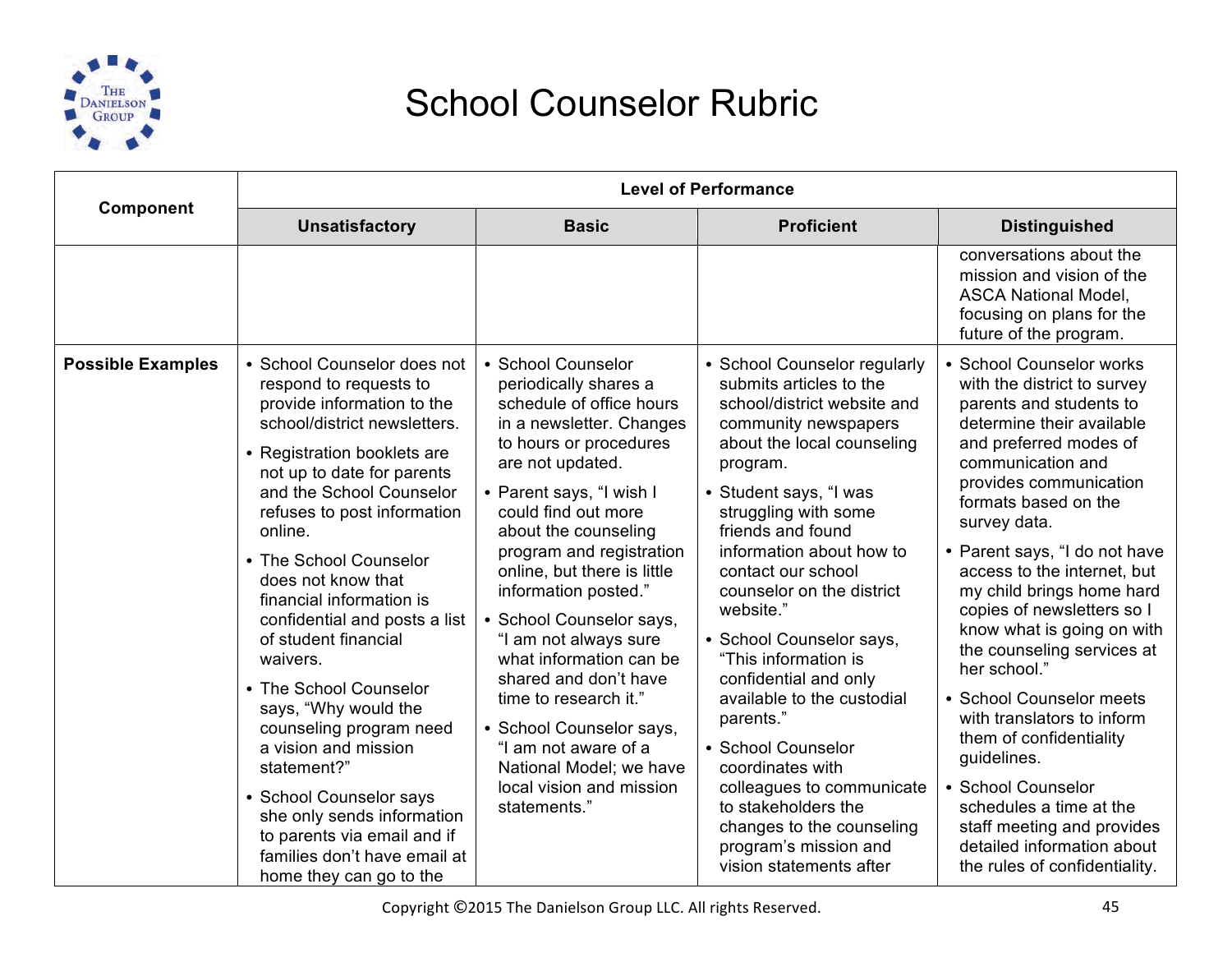# School Counselor Rubric

| Component | Level of Performance | | | |
|---|---|---|---|---|
| | **Unsatisfactory** | **Basic** | **Proficient** | **Distinguished** |
| | | | | conversations about the mission and vision of the ASCA National Model, focusing on plans for the future of the program. |
| **Possible Examples** | • School Counselor does not respond to requests to provide information to the school/district newsletters.<br>• Registration booklets are not up to date for parents and the School Counselor refuses to post information online.<br>• The School Counselor does not know that financial information is confidential and posts a list of student financial waivers.<br>• The School Counselor says, "Why would the counseling program need a vision and mission statement?"<br>• School Counselor says she only sends information to parents via email and if families don't have email at home they can go to the | • School Counselor periodically shares a schedule of office hours in a newsletter. Changes to hours or procedures are not updated.<br>• Parent says, "I wish I could find out more about the counseling program and registration online, but there is little information posted."<br>• School Counselor says, "I am not always sure what information can be shared and don't have time to research it."<br>• School Counselor says, "I am not aware of a National Model; we have local vision and mission statements." | • School Counselor regularly submits articles to the school/district website and community newspapers about the local counseling program.<br>• Student says, "I was struggling with some friends and found information about how to contact our school counselor on the district website."<br>• School Counselor says, "This information is confidential and only available to the custodial parents."<br>• School Counselor coordinates with colleagues to communicate to stakeholders the changes to the counseling program's mission and vision statements after | • School Counselor works with the district to survey parents and students to determine their available and preferred modes of communication and provides communication formats based on the survey data.<br>• Parent says, "I do not have access to the internet, but my child brings home hard copies of newsletters so I know what is going on with the counseling services at her school."<br>• School Counselor meets with translators to inform them of confidentiality guidelines.<br>• School Counselor schedules a time at the staff meeting and provides detailed information about the rules of confidentiality. |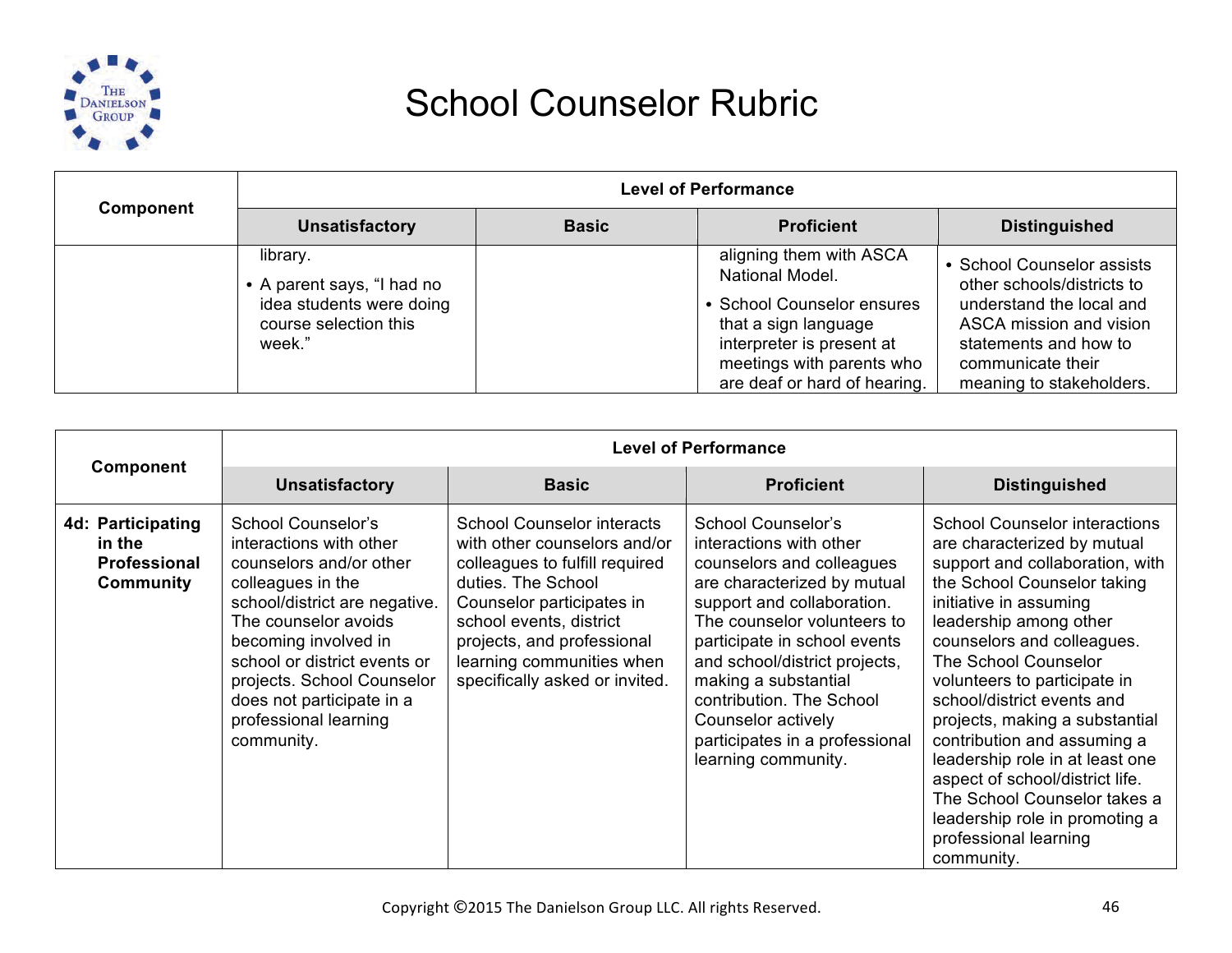# School Counselor Rubric

| Component | Level of Performance | | | |
|---|---|---|---|---|
| | **Unsatisfactory** | **Basic** | **Proficient** | **Distinguished** |
| | library.<br>• A parent says, "I had no idea students were doing course selection this week." | | aligning them with ASCA National Model.<br>• School Counselor ensures that a sign language interpreter is present at meetings with parents who are deaf or hard of hearing. | • School Counselor assists other schools/districts to understand the local and ASCA mission and vision statements and how to communicate their meaning to stakeholders. |

| Component | Level of Performance | | | |
|---|---|---|---|---|
| | **Unsatisfactory** | **Basic** | **Proficient** | **Distinguished** |
| **4d: Participating in the Professional Community** | School Counselor's interactions with other counselors and/or other colleagues in the school/district are negative. The counselor avoids becoming involved in school or district events or projects. School Counselor does not participate in a professional learning community. | School Counselor interacts with other counselors and/or colleagues to fulfill required duties. The School Counselor participates in school events, district projects, and professional learning communities when specifically asked or invited. | School Counselor's interactions with other counselors and colleagues are characterized by mutual support and collaboration. The counselor volunteers to participate in school events and school/district projects, making a substantial contribution. The School Counselor actively participates in a professional learning community. | School Counselor interactions are characterized by mutual support and collaboration, with the School Counselor taking initiative in assuming leadership among other counselors and colleagues. The School Counselor volunteers to participate in school/district events and projects, making a substantial contribution and assuming a leadership role in at least one aspect of school/district life. The School Counselor takes a leadership role in promoting a professional learning community. |

Copyright ©2015 The Danielson Group LLC. All rights Reserved.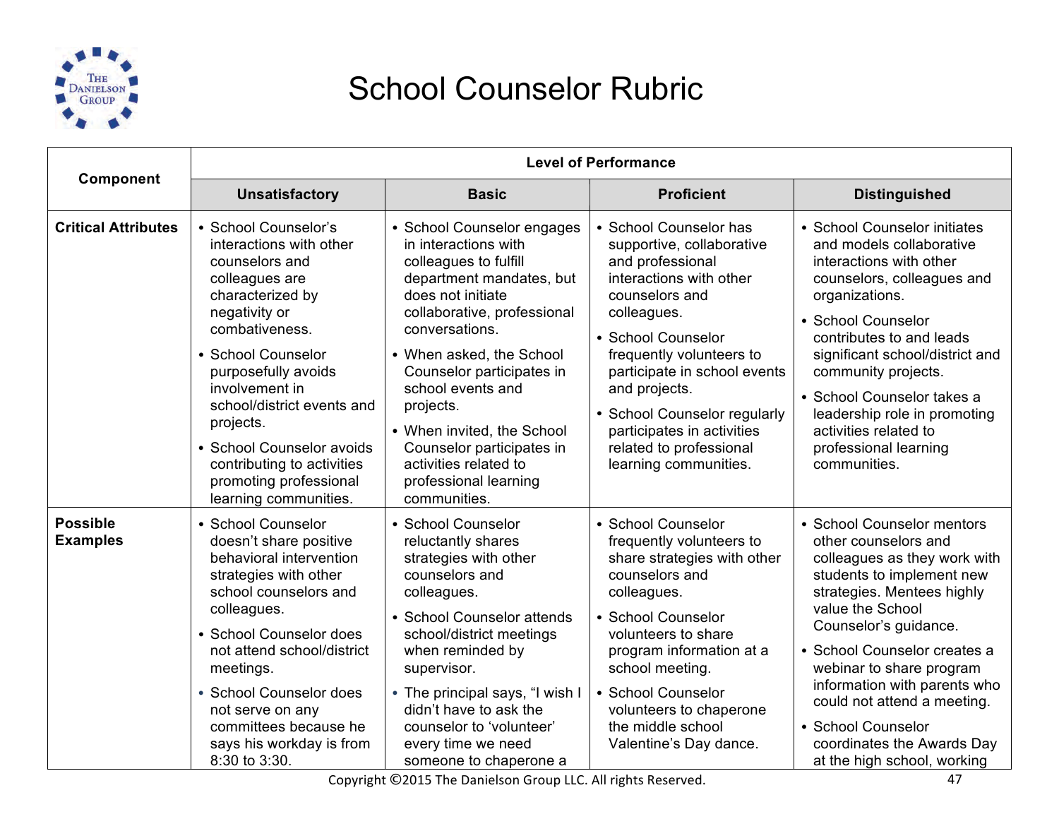# School Counselor Rubric

| Component | Level of Performance | | | |
|---|---|---|---|---|
| | **Unsatisfactory** | **Basic** | **Proficient** | **Distinguished** |
| **Critical Attributes** | • School Counselor's interactions with other counselors and colleagues are characterized by negativity or combativeness.<br>• School Counselor purposefully avoids involvement in school/district events and projects.<br>• School Counselor avoids contributing to activities promoting professional learning communities. | • School Counselor engages in interactions with colleagues to fulfill department mandates, but does not initiate collaborative, professional conversations.<br>• When asked, the School Counselor participates in school events and projects.<br>• When invited, the School Counselor participates in activities related to professional learning communities. | • School Counselor has supportive, collaborative and professional interactions with other counselors and colleagues.<br>• School Counselor frequently volunteers to participate in school events and projects.<br>• School Counselor regularly participates in activities related to professional learning communities. | • School Counselor initiates and models collaborative interactions with other counselors, colleagues and organizations.<br>• School Counselor contributes to and leads significant school/district and community projects.<br>• School Counselor takes a leadership role in promoting activities related to professional learning communities. |
| **Possible Examples** | • School Counselor doesn't share positive behavioral intervention strategies with other school counselors and colleagues.<br>• School Counselor does not attend school/district meetings.<br>• School Counselor does not serve on any committees because he says his workday is from 8:30 to 3:30. | • School Counselor reluctantly shares strategies with other counselors and colleagues.<br>• School Counselor attends school/district meetings when reminded by supervisor.<br>• The principal says, "I wish I didn't have to ask the counselor to 'volunteer' every time we need someone to chaperone a | • School Counselor frequently volunteers to share strategies with other counselors and colleagues.<br>• School Counselor volunteers to share program information at a school meeting.<br>• School Counselor volunteers to chaperone the middle school Valentine's Day dance. | • School Counselor mentors other counselors and colleagues as they work with students to implement new strategies. Mentees highly value the School Counselor's guidance.<br>• School Counselor creates a webinar to share program information with parents who could not attend a meeting.<br>• School Counselor coordinates the Awards Day at the high school, working |

Copyright ©2015 The Danielson Group LLC. All rights Reserved.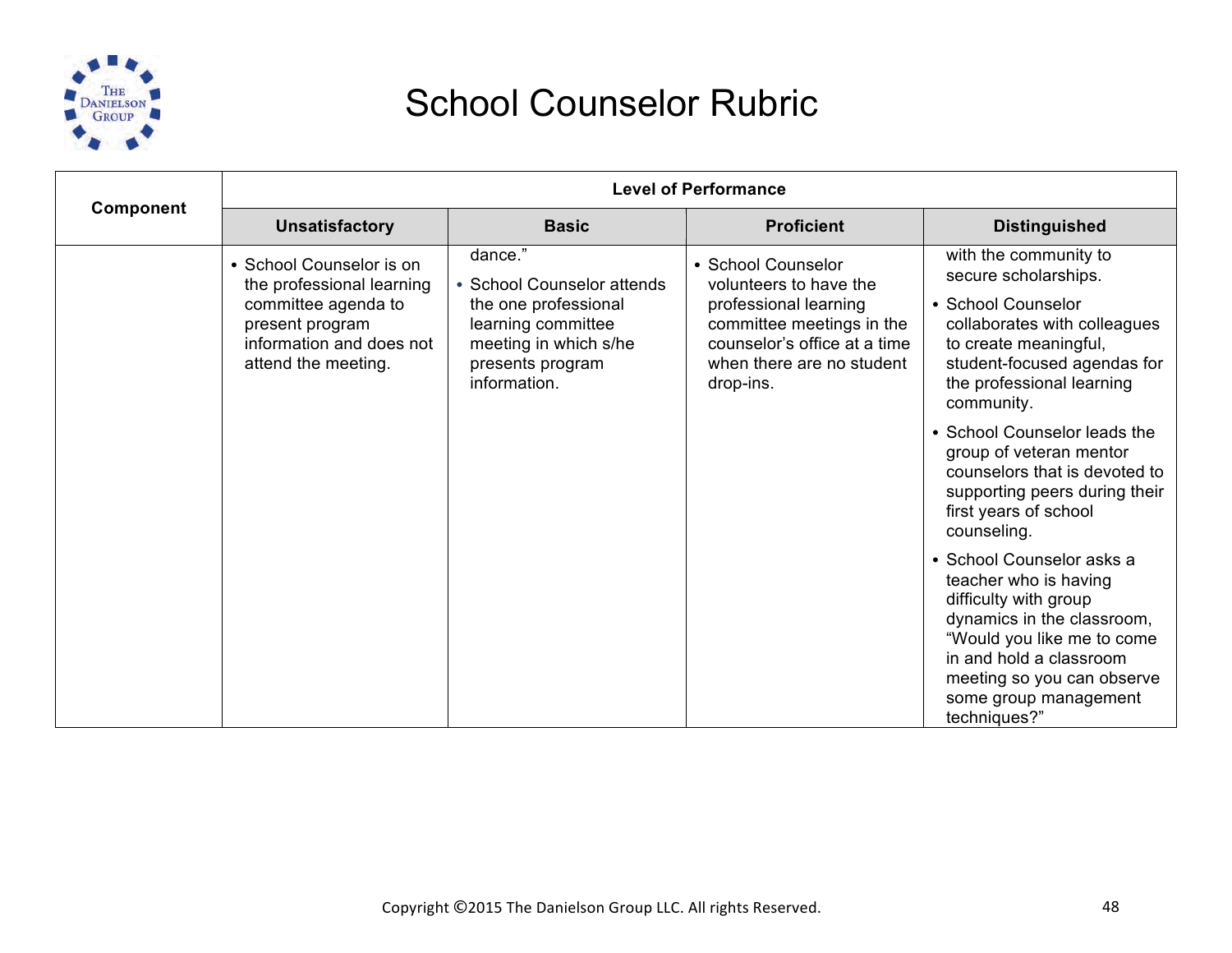# School Counselor Rubric

| Component | Level of Performance | | | |
|---|---|---|---|---|
| | **Unsatisfactory** | **Basic** | **Proficient** | **Distinguished** |
| | • School Counselor is on the professional learning committee agenda to present program information and does not attend the meeting. | dance."<br>• School Counselor attends the one professional learning committee meeting in which s/he presents program information. | • School Counselor volunteers to have the professional learning committee meetings in the counselor's office at a time when there are no student drop-ins. | with the community to secure scholarships.<br>• School Counselor collaborates with colleagues to create meaningful, student-focused agendas for the professional learning community.<br>• School Counselor leads the group of veteran mentor counselors that is devoted to supporting peers during their first years of school counseling.<br>• School Counselor asks a teacher who is having difficulty with group dynamics in the classroom, "Would you like me to come in and hold a classroom meeting so you can observe some group management techniques?" |

Copyright ©2015 The Danielson Group LLC. All rights Reserved.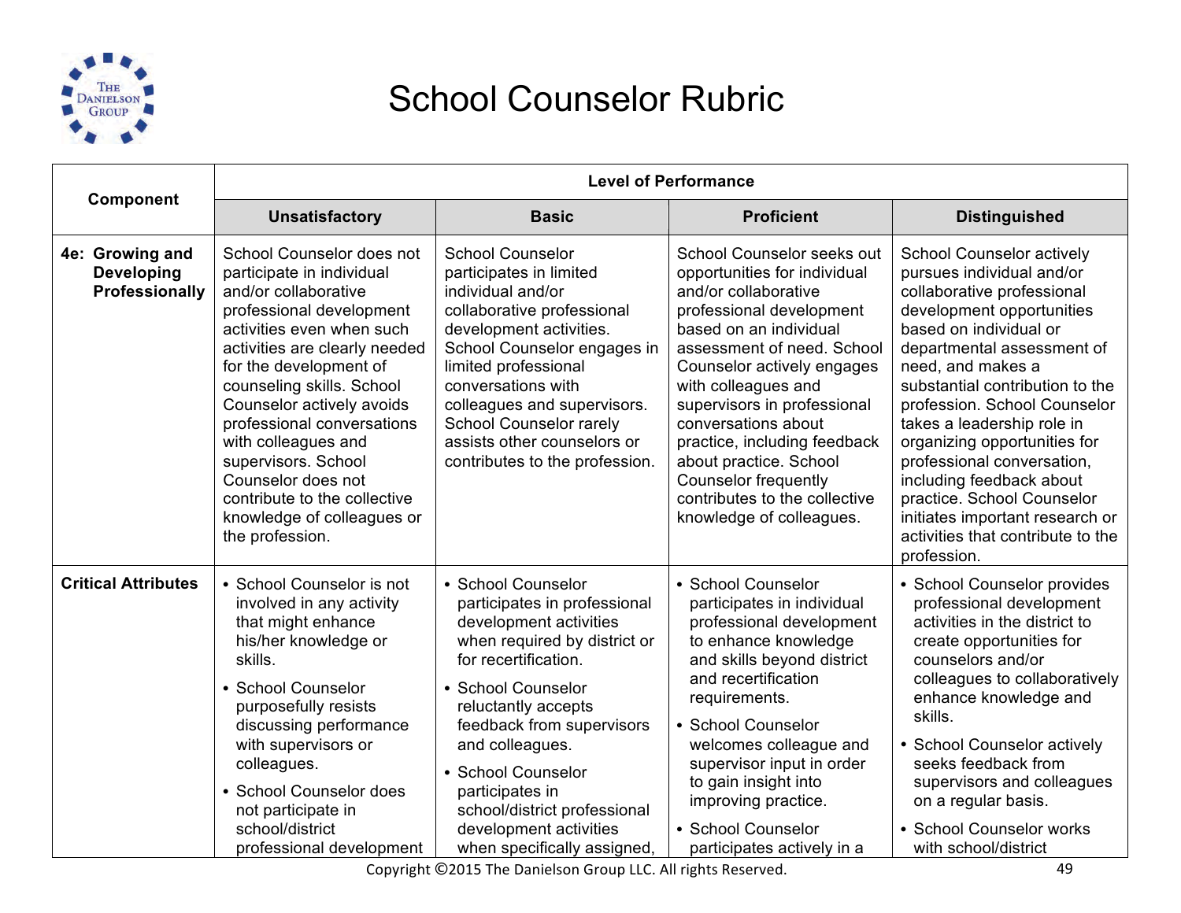# School Counselor Rubric

| Component | Level of Performance | | | |
|---|---|---|---|---|
| | **Unsatisfactory** | **Basic** | **Proficient** | **Distinguished** |
| **4e: Growing and Developing Professionally** | School Counselor does not participate in individual and/or collaborative professional development activities even when such activities are clearly needed for the development of counseling skills. School Counselor actively avoids professional conversations with colleagues and supervisors. School Counselor does not contribute to the collective knowledge of colleagues or the profession. | School Counselor participates in limited individual and/or collaborative professional development activities. School Counselor engages in limited professional conversations with colleagues and supervisors. School Counselor rarely assists other counselors or contributes to the profession. | School Counselor seeks out opportunities for individual and/or collaborative professional development based on an individual assessment of need. School Counselor actively engages with colleagues and supervisors in professional conversations about practice, including feedback about practice. School Counselor frequently contributes to the collective knowledge of colleagues. | School Counselor actively pursues individual and/or collaborative professional development opportunities based on individual or departmental assessment of need, and makes a substantial contribution to the profession. School Counselor takes a leadership role in organizing opportunities for professional conversation, including feedback about practice. School Counselor initiates important research or activities that contribute to the profession. |
| **Critical Attributes** | • School Counselor is not involved in any activity that might enhance his/her knowledge or skills.<br>• School Counselor purposefully resists discussing performance with supervisors or colleagues.<br>• School Counselor does not participate in school/district professional development | • School Counselor participates in professional development activities when required by district or for recertification.<br>• School Counselor reluctantly accepts feedback from supervisors and colleagues.<br>• School Counselor participates in school/district professional development activities when specifically assigned, | • School Counselor participates in individual professional development to enhance knowledge and skills beyond district and recertification requirements.<br>• School Counselor welcomes colleague and supervisor input in order to gain insight into improving practice.<br>• School Counselor participates actively in a | • School Counselor provides professional development activities in the district to create opportunities for counselors and/or colleagues to collaboratively enhance knowledge and skills.<br>• School Counselor actively seeks feedback from supervisors and colleagues on a regular basis.<br>• School Counselor works with school/district |

Copyright ©2015 The Danielson Group LLC. All rights Reserved.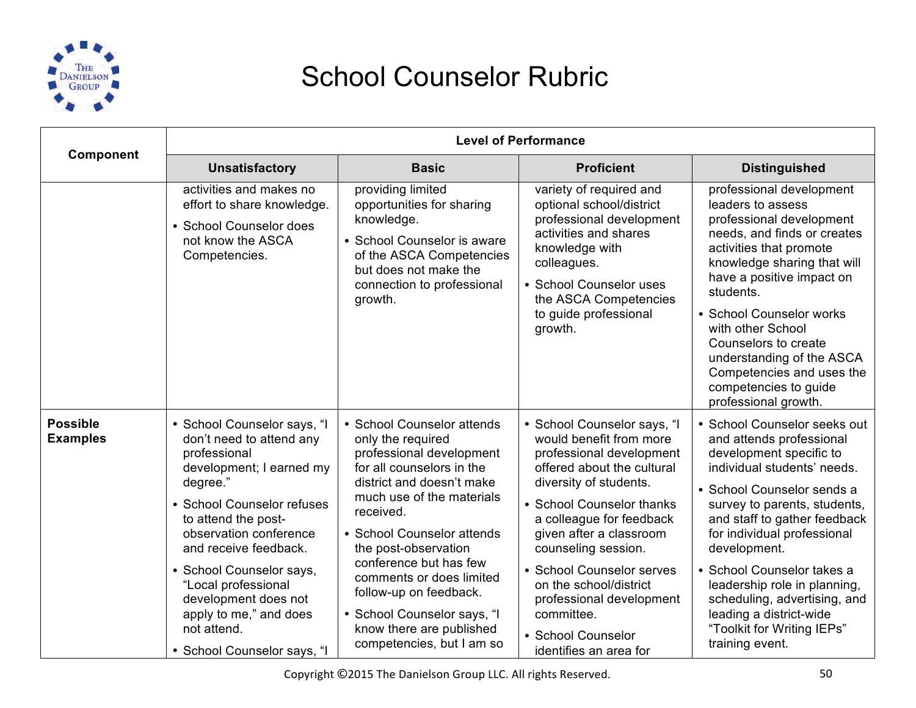# School Counselor Rubric

| Component | Level of Performance | | | |
|---|---|---|---|---|
| | **Unsatisfactory** | **Basic** | **Proficient** | **Distinguished** |
| | activities and makes no effort to share knowledge.<br>• School Counselor does not know the ASCA Competencies. | providing limited opportunities for sharing knowledge.<br>• School Counselor is aware of the ASCA Competencies but does not make the connection to professional growth. | variety of required and optional school/district professional development activities and shares knowledge with colleagues.<br>• School Counselor uses the ASCA Competencies to guide professional growth. | professional development leaders to assess professional development needs, and finds or creates activities that promote knowledge sharing that will have a positive impact on students.<br>• School Counselor works with other School Counselors to create understanding of the ASCA Competencies and uses the competencies to guide professional growth. |
| **Possible Examples** | • School Counselor says, "I don't need to attend any professional development; I earned my degree."<br>• School Counselor refuses to attend the post-observation conference and receive feedback.<br>• School Counselor says, "Local professional development does not apply to me," and does not attend.<br>• School Counselor says, "I | • School Counselor attends only the required professional development for all counselors in the district and doesn't make much use of the materials received.<br>• School Counselor attends the post-observation conference but has few comments or does limited follow-up on feedback.<br>• School Counselor says, "I know there are published competencies, but I am so | • School Counselor says, "I would benefit from more professional development offered about the cultural diversity of students.<br>• School Counselor thanks a colleague for feedback given after a classroom counseling session.<br>• School Counselor serves on the school/district professional development committee.<br>• School Counselor identifies an area for | • School Counselor seeks out and attends professional development specific to individual students' needs.<br>• School Counselor sends a survey to parents, students, and staff to gather feedback for individual professional development.<br>• School Counselor takes a leadership role in planning, scheduling, advertising, and leading a district-wide "Toolkit for Writing IEPs" training event. |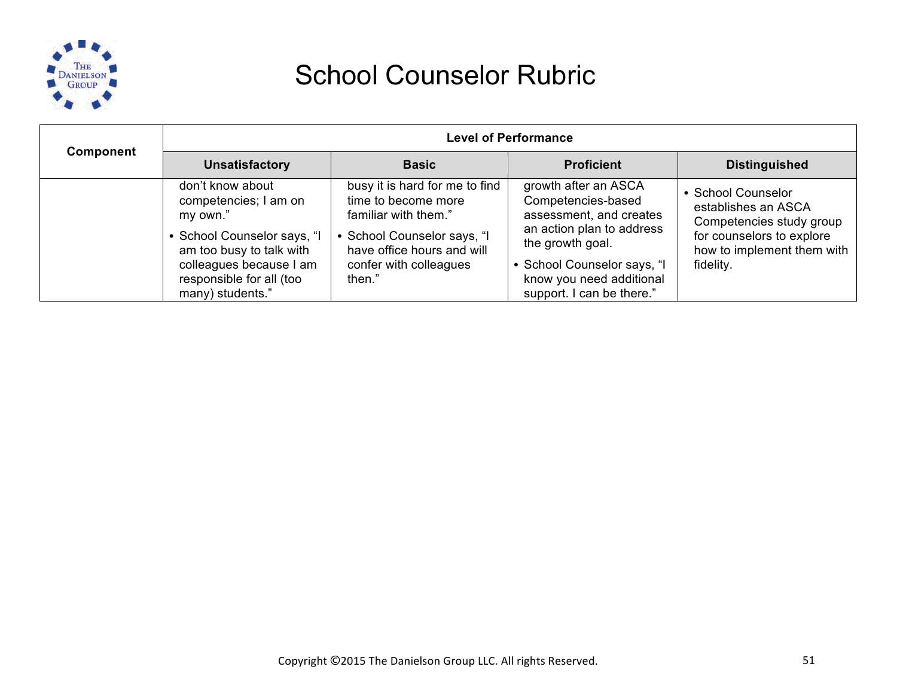# School Counselor Rubric

| Component | Level of Performance | | | |
|---|---|---|---|---|
| | **Unsatisfactory** | **Basic** | **Proficient** | **Distinguished** |
| | don't know about competencies; I am on my own."<br>• School Counselor says, "I am too busy to talk with colleagues because I am responsible for all (too many) students." | busy it is hard for me to find time to become more familiar with them."<br>• School Counselor says, "I have office hours and will confer with colleagues then." | growth after an ASCA Competencies-based assessment, and creates an action plan to address the growth goal.<br>• School Counselor says, "I know you need additional support. I can be there." | • School Counselor establishes an ASCA Competencies study group for counselors to explore how to implement them with fidelity. |

Copyright ©2015 The Danielson Group LLC. All rights Reserved.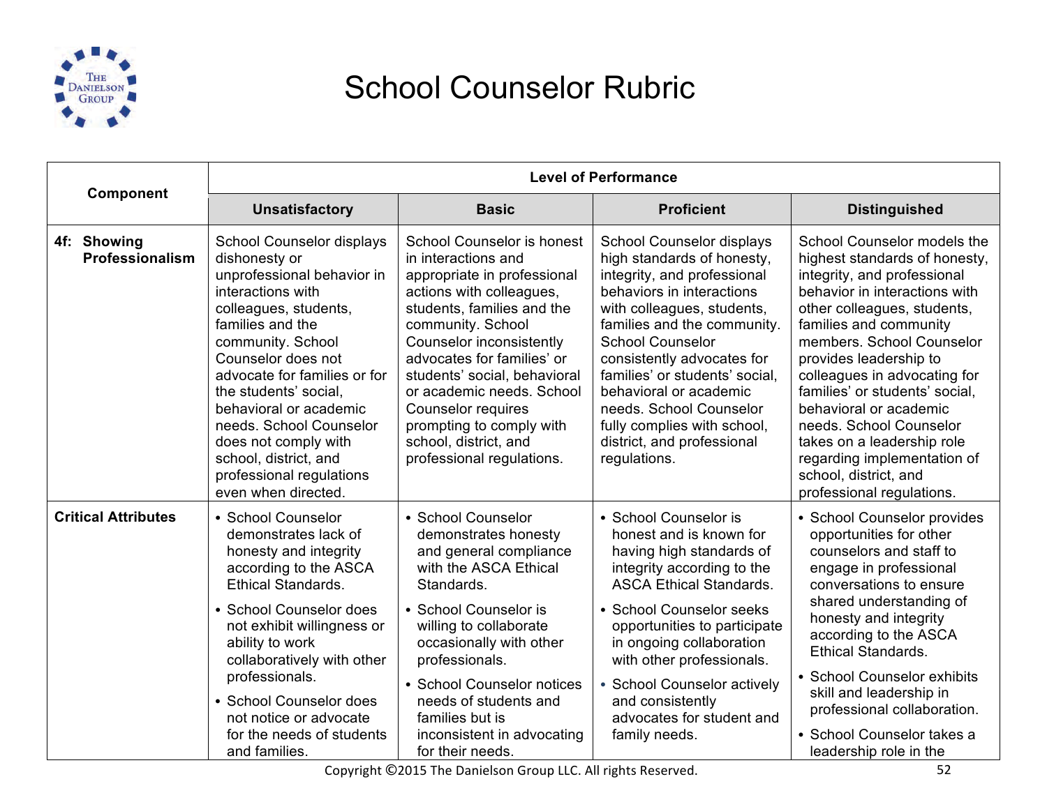# School Counselor Rubric

| Component | Level of Performance | | | |
|---|---|---|---|---|
| | **Unsatisfactory** | **Basic** | **Proficient** | **Distinguished** |
| **4f: Showing Professionalism** | School Counselor displays dishonesty or unprofessional behavior in interactions with colleagues, students, families and the community. School Counselor does not advocate for families or for the students' social, behavioral or academic needs. School Counselor does not comply with school, district, and professional regulations even when directed. | School Counselor is honest in interactions and appropriate in professional actions with colleagues, students, families and the community. School Counselor inconsistently advocates for families' or students' social, behavioral or academic needs. School Counselor requires prompting to comply with school, district, and professional regulations. | School Counselor displays high standards of honesty, integrity, and professional behaviors in interactions with colleagues, students, families and the community. School Counselor consistently advocates for families' or students' social, behavioral or academic needs. School Counselor fully complies with school, district, and professional regulations. | School Counselor models the highest standards of honesty, integrity, and professional behavior in interactions with other colleagues, students, families and community members. School Counselor provides leadership to colleagues in advocating for families' or students' social, behavioral or academic needs. School Counselor takes on a leadership role regarding implementation of school, district, and professional regulations. |
| **Critical Attributes** | • School Counselor demonstrates lack of honesty and integrity according to the ASCA Ethical Standards.<br>• School Counselor does not exhibit willingness or ability to work collaboratively with other professionals.<br>• School Counselor does not notice or advocate for the needs of students and families. | • School Counselor demonstrates honesty and general compliance with the ASCA Ethical Standards.<br>• School Counselor is willing to collaborate occasionally with other professionals.<br>• School Counselor notices needs of students and families but is inconsistent in advocating for their needs. | • School Counselor is honest and is known for having high standards of integrity according to the ASCA Ethical Standards.<br>• School Counselor seeks opportunities to participate in ongoing collaboration with other professionals.<br>• School Counselor actively and consistently advocates for student and family needs. | • School Counselor provides opportunities for other counselors and staff to engage in professional conversations to ensure shared understanding of honesty and integrity according to the ASCA Ethical Standards.<br>• School Counselor exhibits skill and leadership in professional collaboration.<br>• School Counselor takes a leadership role in the |

Copyright ©2015 The Danielson Group LLC. All rights Reserved.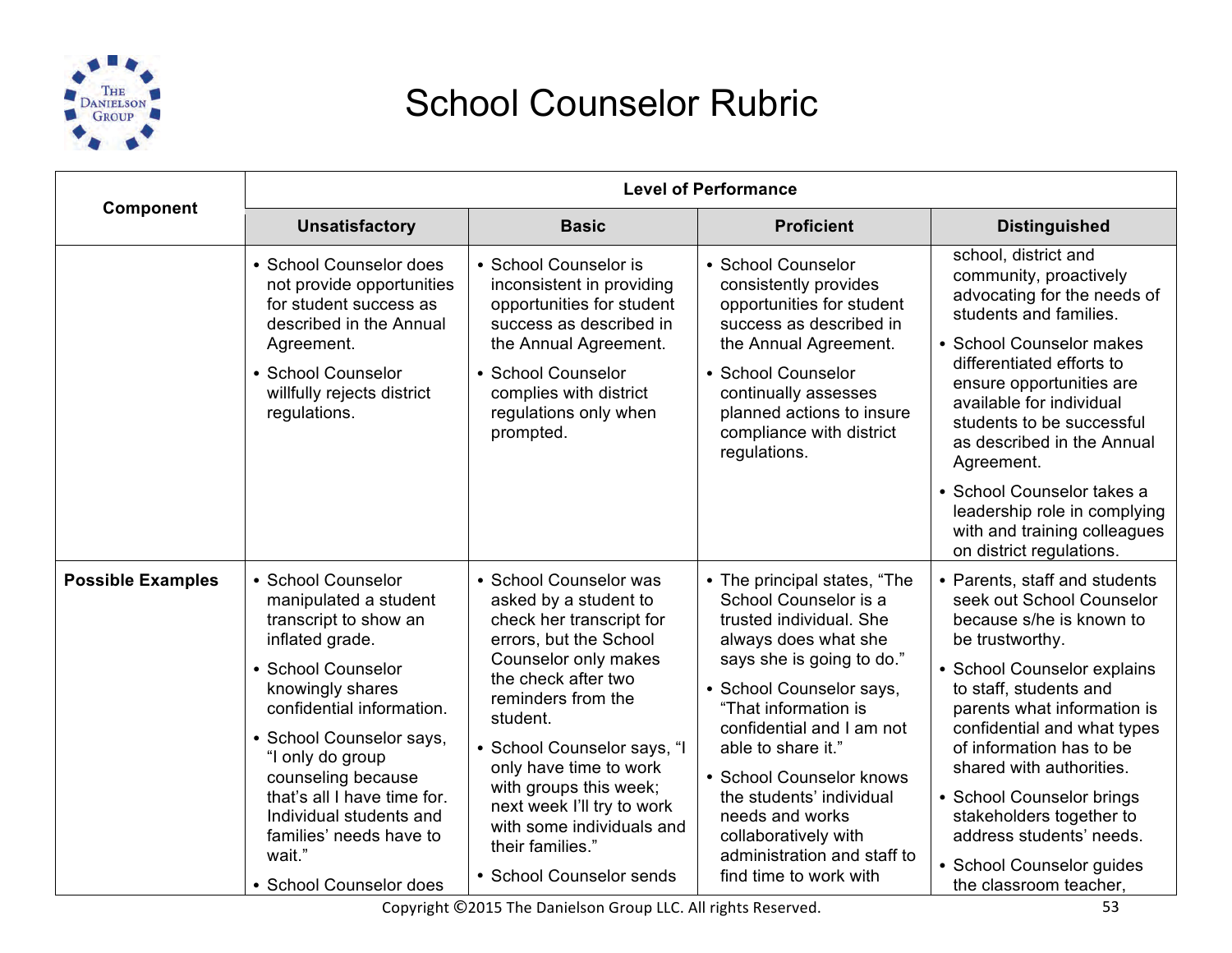# School Counselor Rubric

| Component | Level of Performance | | | |
|---|---|---|---|---|
| | **Unsatisfactory** | **Basic** | **Proficient** | **Distinguished** |
| | • School Counselor does not provide opportunities for student success as described in the Annual Agreement.<br>• School Counselor willfully rejects district regulations. | • School Counselor is inconsistent in providing opportunities for student success as described in the Annual Agreement.<br>• School Counselor complies with district regulations only when prompted. | • School Counselor consistently provides opportunities for student success as described in the Annual Agreement.<br>• School Counselor continually assesses planned actions to insure compliance with district regulations. | school, district and community, proactively advocating for the needs of students and families.<br>• School Counselor makes differentiated efforts to ensure opportunities are available for individual students to be successful as described in the Annual Agreement.<br>• School Counselor takes a leadership role in complying with and training colleagues on district regulations. |
| **Possible Examples** | • School Counselor manipulated a student transcript to show an inflated grade.<br>• School Counselor knowingly shares confidential information.<br>• School Counselor says, "I only do group counseling because that's all I have time for. Individual students and families' needs have to wait."<br>• School Counselor does | • School Counselor was asked by a student to check her transcript for errors, but the School Counselor only makes the check after two reminders from the student.<br>• School Counselor says, "I only have time to work with groups this week; next week I'll try to work with some individuals and their families."<br>• School Counselor sends | • The principal states, "The School Counselor is a trusted individual. She always does what she says she is going to do."<br>• School Counselor says, "That information is confidential and I am not able to share it."<br>• School Counselor knows the students' individual needs and works collaboratively with administration and staff to find time to work with | • Parents, staff and students seek out School Counselor because s/he is known to be trustworthy.<br>• School Counselor explains to staff, students and parents what information is confidential and what types of information has to be shared with authorities.<br>• School Counselor brings stakeholders together to address students' needs.<br>• School Counselor guides the classroom teacher, |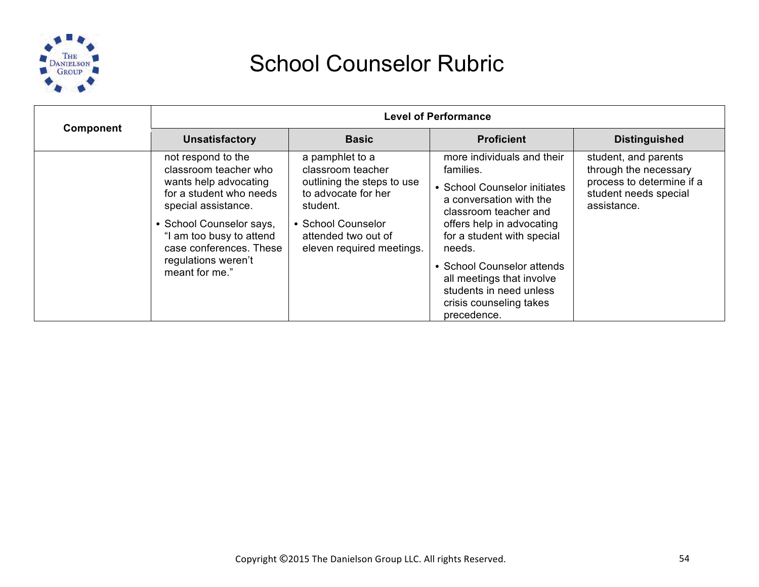# School Counselor Rubric

| Component | Level of Performance | | | |
|---|---|---|---|---|
| | **Unsatisfactory** | **Basic** | **Proficient** | **Distinguished** |
| | not respond to the classroom teacher who wants help advocating for a student who needs special assistance.<br>• School Counselor says, "I am too busy to attend case conferences. These regulations weren't meant for me." | a pamphlet to a classroom teacher outlining the steps to use to advocate for her student.<br>• School Counselor attended two out of eleven required meetings. | more individuals and their families.<br>• School Counselor initiates a conversation with the classroom teacher and offers help in advocating for a student with special needs.<br>• School Counselor attends all meetings that involve students in need unless crisis counseling takes precedence. | student, and parents through the necessary process to determine if a student needs special assistance. |

Copyright ©2015 The Danielson Group LLC. All rights Reserved.